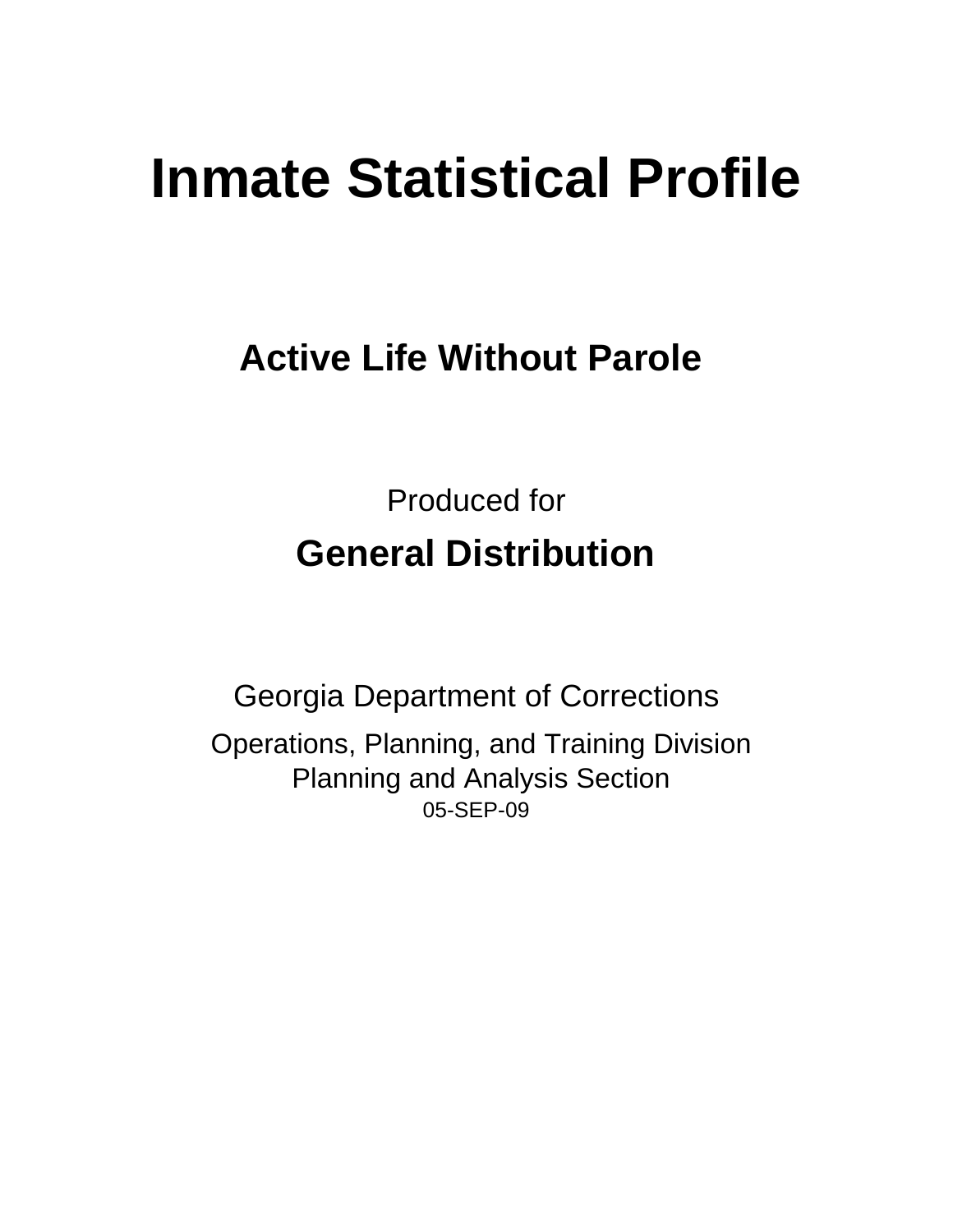# Inmate Statistical Profile

## Active Life Without Parole

Produced for

**General Distribution**

Georgia Department of Corrections

Operations, Planning, and Training Division
Planning and Analysis Section
05-SEP-09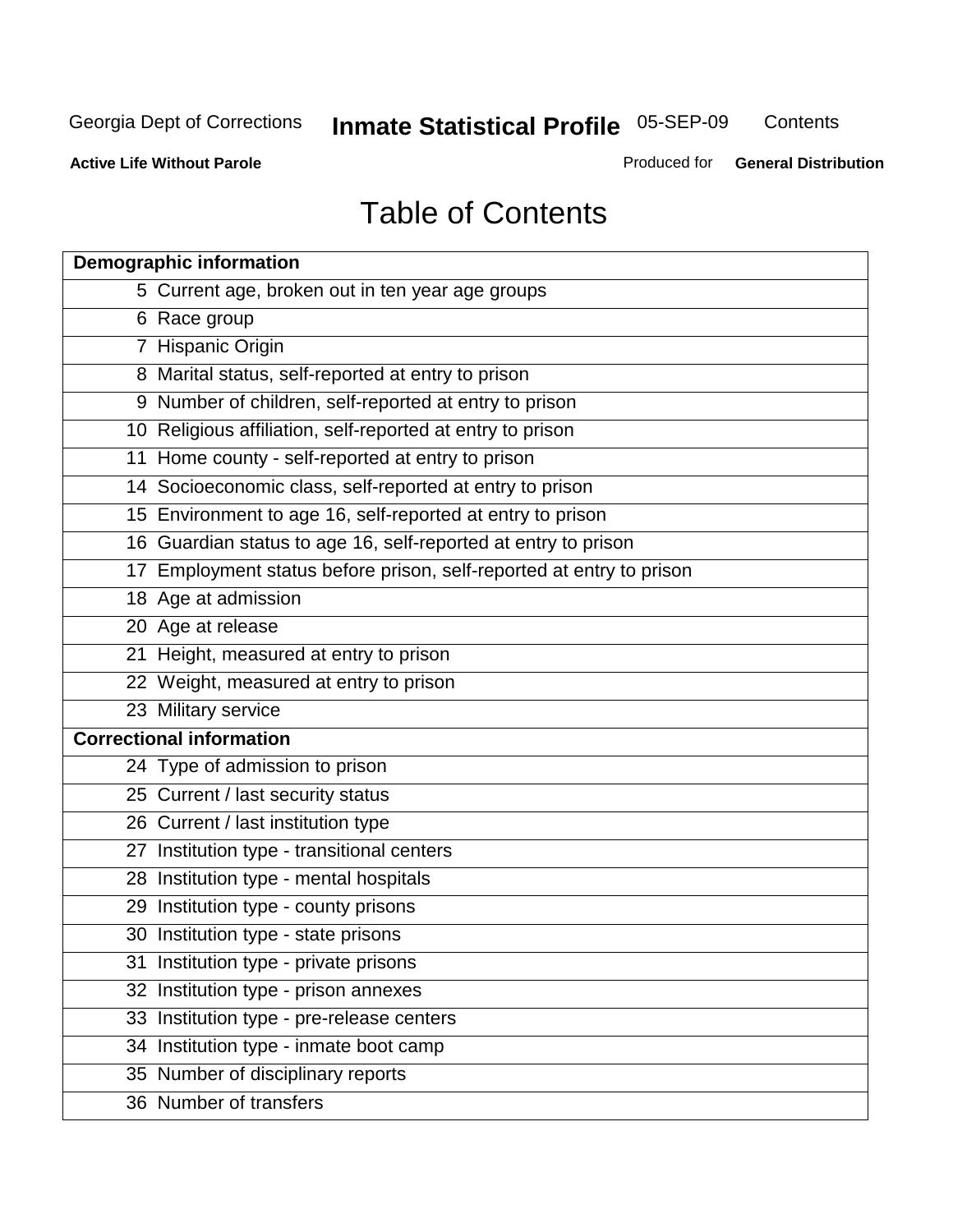# Table of Contents

| Page | Section |
|---|---|
| **Demographic information** | |
| 5 | Current age, broken out in ten year age groups |
| 6 | Race group |
| 7 | Hispanic Origin |
| 8 | Marital status, self-reported at entry to prison |
| 9 | Number of children, self-reported at entry to prison |
| 10 | Religious affiliation, self-reported at entry to prison |
| 11 | Home county - self-reported at entry to prison |
| 14 | Socioeconomic class, self-reported at entry to prison |
| 15 | Environment to age 16, self-reported at entry to prison |
| 16 | Guardian status to age 16, self-reported at entry to prison |
| 17 | Employment status before prison, self-reported at entry to prison |
| 18 | Age at admission |
| 20 | Age at release |
| 21 | Height, measured at entry to prison |
| 22 | Weight, measured at entry to prison |
| 23 | Military service |
| **Correctional information** | |
| 24 | Type of admission to prison |
| 25 | Current / last security status |
| 26 | Current / last institution type |
| 27 | Institution type - transitional centers |
| 28 | Institution type - mental hospitals |
| 29 | Institution type - county prisons |
| 30 | Institution type - state prisons |
| 31 | Institution type - private prisons |
| 32 | Institution type - prison annexes |
| 33 | Institution type - pre-release centers |
| 34 | Institution type - inmate boot camp |
| 35 | Number of disciplinary reports |
| 36 | Number of transfers |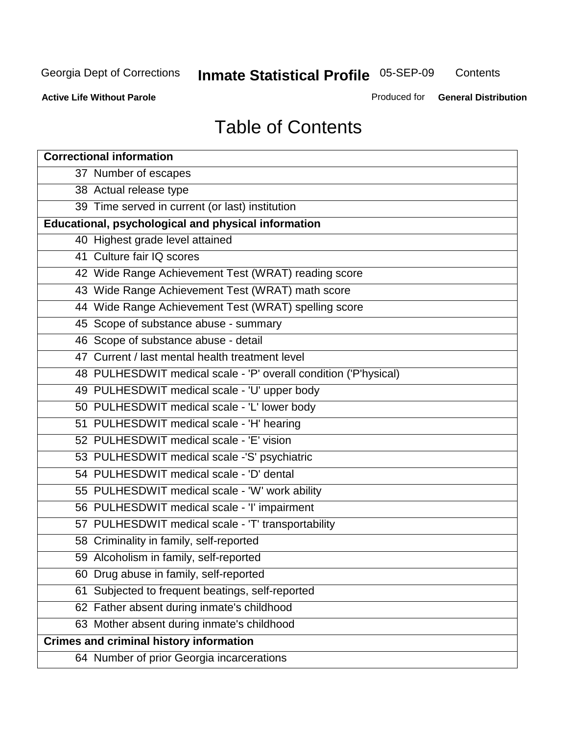# Table of Contents

| Correctional information | |
|---|---|
| 37 | Number of escapes |
| 38 | Actual release type |
| 39 | Time served in current (or last) institution |
| **Educational, psychological and physical information** | |
| 40 | Highest grade level attained |
| 41 | Culture fair IQ scores |
| 42 | Wide Range Achievement Test (WRAT) reading score |
| 43 | Wide Range Achievement Test (WRAT) math score |
| 44 | Wide Range Achievement Test (WRAT) spelling score |
| 45 | Scope of substance abuse - summary |
| 46 | Scope of substance abuse - detail |
| 47 | Current / last mental health treatment level |
| 48 | PULHESDWIT medical scale - 'P' overall condition ('P'hysical) |
| 49 | PULHESDWIT medical scale - 'U' upper body |
| 50 | PULHESDWIT medical scale - 'L' lower body |
| 51 | PULHESDWIT medical scale - 'H' hearing |
| 52 | PULHESDWIT medical scale - 'E' vision |
| 53 | PULHESDWIT medical scale -'S' psychiatric |
| 54 | PULHESDWIT medical scale - 'D' dental |
| 55 | PULHESDWIT medical scale - 'W' work ability |
| 56 | PULHESDWIT medical scale - 'I' impairment |
| 57 | PULHESDWIT medical scale - 'T' transportability |
| 58 | Criminality in family, self-reported |
| 59 | Alcoholism in family, self-reported |
| 60 | Drug abuse in family, self-reported |
| 61 | Subjected to frequent beatings, self-reported |
| 62 | Father absent during inmate's childhood |
| 63 | Mother absent during inmate's childhood |
| **Crimes and criminal history information** | |
| 64 | Number of prior Georgia incarcerations |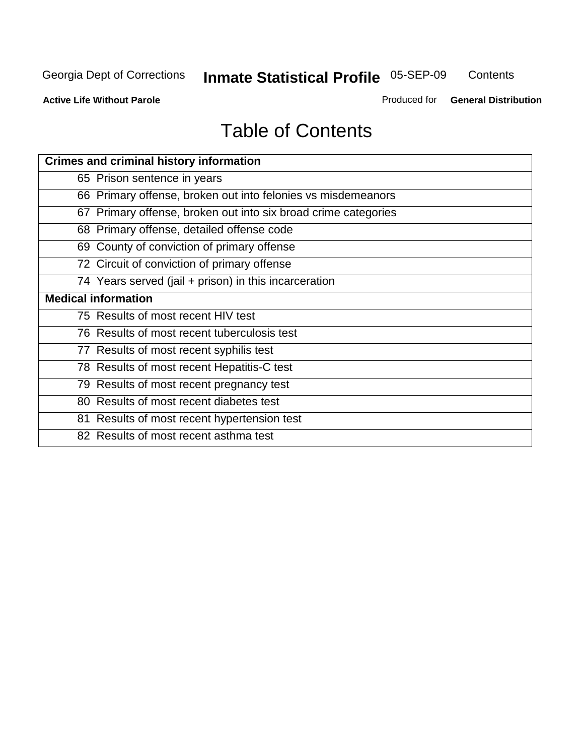# Table of Contents

| Crimes and criminal history information |
|---|
| 65 Prison sentence in years |
| 66 Primary offense, broken out into felonies vs misdemeanors |
| 67 Primary offense, broken out into six broad crime categories |
| 68 Primary offense, detailed offense code |
| 69 County of conviction of primary offense |
| 72 Circuit of conviction of primary offense |
| 74 Years served (jail + prison) in this incarceration |
| **Medical information** |
| 75 Results of most recent HIV test |
| 76 Results of most recent tuberculosis test |
| 77 Results of most recent syphilis test |
| 78 Results of most recent Hepatitis-C test |
| 79 Results of most recent pregnancy test |
| 80 Results of most recent diabetes test |
| 81 Results of most recent hypertension test |
| 82 Results of most recent asthma test |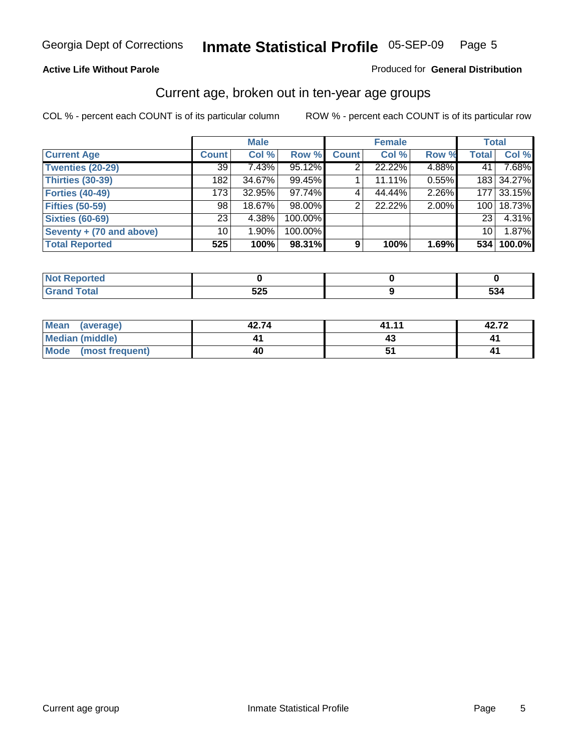Georgia Dept of Corrections **Inmate Statistical Profile** 05-SEP-09

**Active Life Without Parole**

Produced for **General Distribution**

## Current age, broken out in ten-year age groups

COL % - percent each COUNT is of its particular column

ROW % - percent each COUNT is of its particular row

| | Male | | | Female | | | Total | |
|---|---|---|---|---|---|---|---|---|
| **Current Age** | **Count** | **Col %** | **Row %** | **Count** | **Col %** | **Row %** | **Total** | **Col %** |
| **Twenties (20-29)** | 39 | 7.43% | 95.12% | 2 | 22.22% | 4.88% | 41 | 7.68% |
| **Thirties (30-39)** | 182 | 34.67% | 99.45% | 1 | 11.11% | 0.55% | 183 | 34.27% |
| **Forties (40-49)** | 173 | 32.95% | 97.74% | 4 | 44.44% | 2.26% | 177 | 33.15% |
| **Fifties (50-59)** | 98 | 18.67% | 98.00% | 2 | 22.22% | 2.00% | 100 | 18.73% |
| **Sixties (60-69)** | 23 | 4.38% | 100.00% | | | | 23 | 4.31% |
| **Seventy + (70 and above)** | 10 | 1.90% | 100.00% | | | | 10 | 1.87% |
| **Total Reported** | **525** | **100%** | **98.31%** | **9** | **100%** | **1.69%** | **534** | **100.0%** |

| | Male | Female | Total |
|---|---|---|---|
| **Not Reported** | **0** | **0** | **0** |
| **Grand Total** | **525** | **9** | **534** |

| | Male | Female | Total |
|---|---|---|---|
| **Mean (average)** | **42.74** | **41.11** | **42.72** |
| **Median (middle)** | **41** | **43** | **41** |
| **Mode (most frequent)** | **40** | **51** | **41** |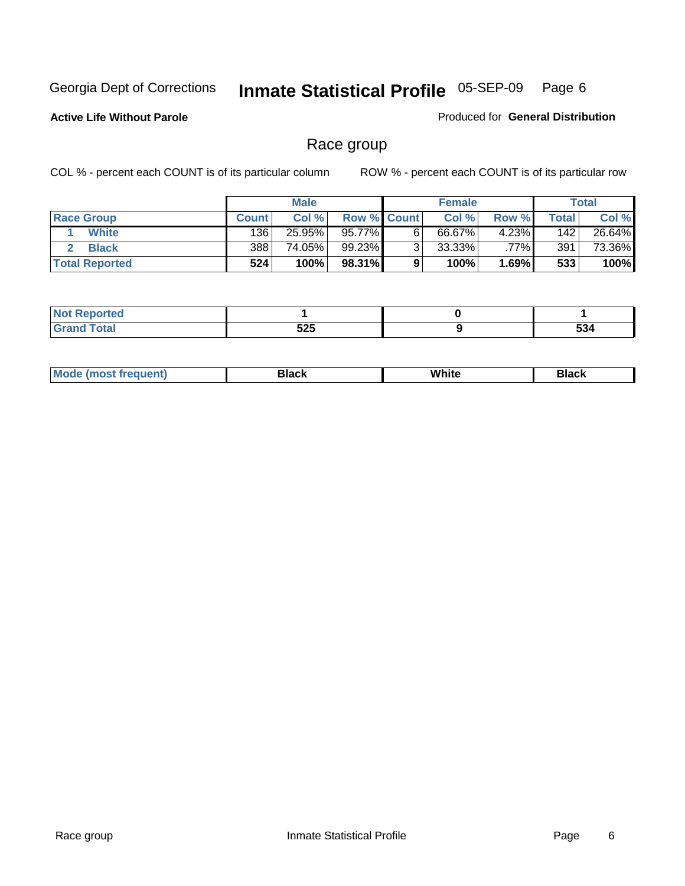Georgia Dept of Corrections **Inmate Statistical Profile** 05-SEP-09 Page 6

**Active Life Without Parole**

Produced for **General Distribution**

## Race group

COL % - percent each COUNT is of its particular column

ROW % - percent each COUNT is of its particular row

| | Male | | | Female | | | Total | |
|---|---|---|---|---|---|---|---|---|
| Race Group | Count | Col % | Row % | Count | Col % | Row % | Total | Col % |
| 1 White | 136 | 25.95% | 95.77% | 6 | 66.67% | 4.23% | 142 | 26.64% |
| 2 Black | 388 | 74.05% | 99.23% | 3 | 33.33% | .77% | 391 | 73.36% |
| **Total Reported** | **524** | **100%** | **98.31%** | **9** | **100%** | **1.69%** | **533** | **100%** |

| | Male | Female | Total |
|---|---|---|---|
| Not Reported | **1** | **0** | **1** |
| Grand Total | **525** | **9** | **534** |

| | Male | Female | Total |
|---|---|---|---|
| Mode (most frequent) | **Black** | **White** | **Black** |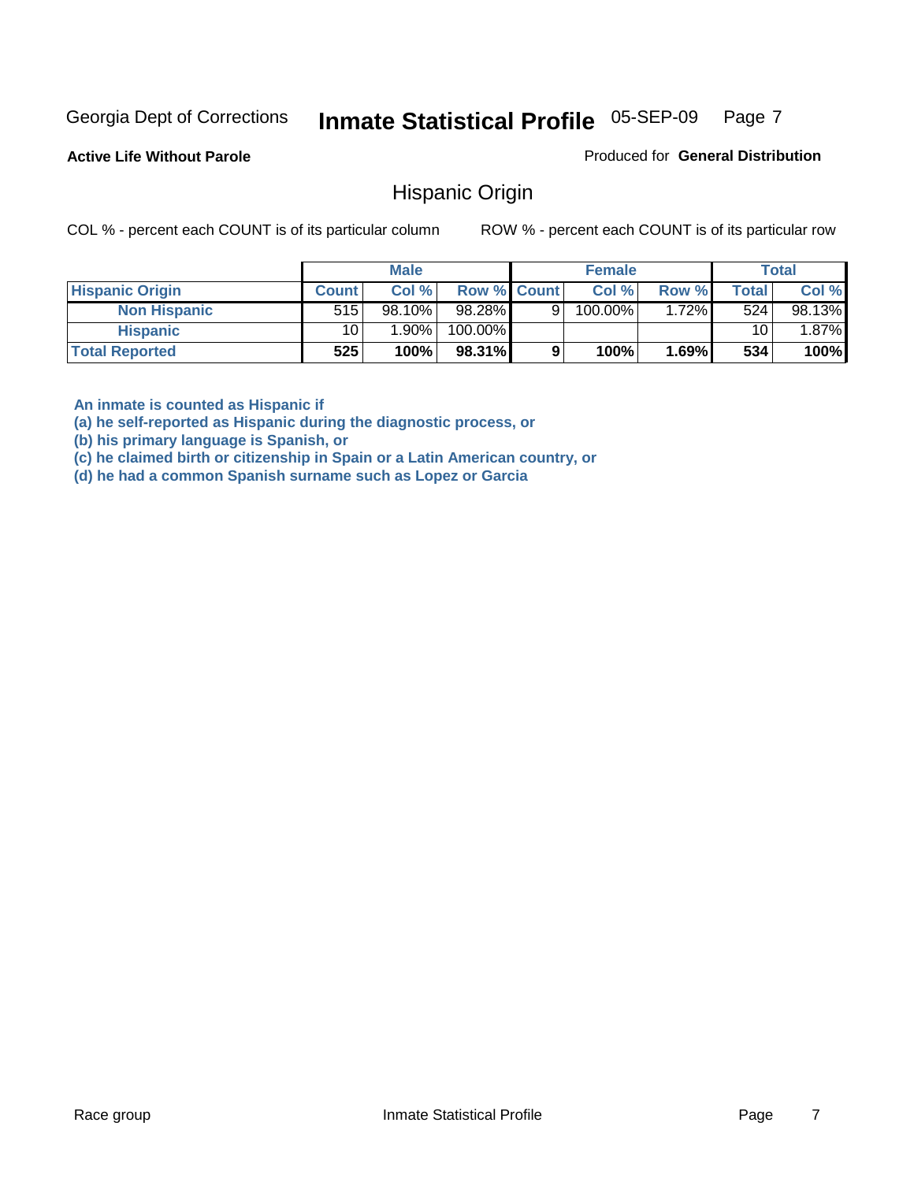Georgia Dept of Corrections **Inmate Statistical Profile** 05-SEP-09

**Active Life Without Parole**

Produced for **General Distribution**

## Hispanic Origin

COL % - percent each COUNT is of its particular column ROW % - percent each COUNT is of its particular row

| | Male | | | Female | | | Total | |
|---|---|---|---|---|---|---|---|---|
| **Hispanic Origin** | **Count** | **Col %** | **Row %** | **Count** | **Col %** | **Row %** | **Total** | **Col %** |
| **Non Hispanic** | 515 | 98.10% | 98.28% | 9 | 100.00% | 1.72% | 524 | 98.13% |
| **Hispanic** | 10 | 1.90% | 100.00% | | | | 10 | 1.87% |
| **Total Reported** | **525** | **100%** | **98.31%** | **9** | **100%** | **1.69%** | **534** | **100%** |

**An inmate is counted as Hispanic if**
**(a) he self-reported as Hispanic during the diagnostic process, or**
**(b) his primary language is Spanish, or**
**(c) he claimed birth or citizenship in Spain or a Latin American country, or**
**(d) he had a common Spanish surname such as Lopez or Garcia**

Race group Inmate Statistical Profile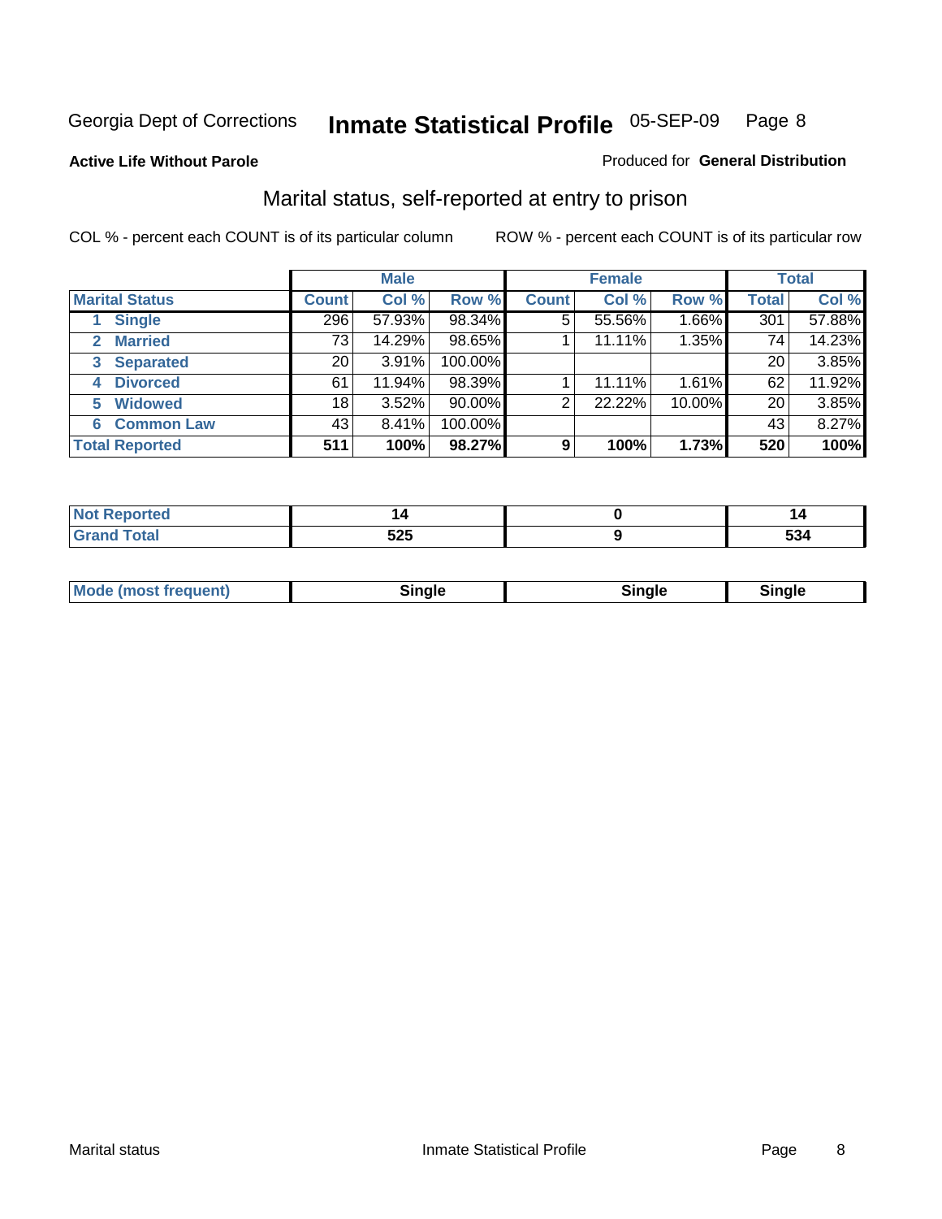Georgia Dept of Corrections **Inmate Statistical Profile** 05-SEP-09 Page 8

**Active Life Without Parole**

Produced for **General Distribution**

## Marital status, self-reported at entry to prison

COL % - percent each COUNT is of its particular column

ROW % - percent each COUNT is of its particular row

| | Male | | | Female | | | Total | |
|---|---|---|---|---|---|---|---|---|
| **Marital Status** | **Count** | **Col %** | **Row %** | **Count** | **Col %** | **Row %** | **Total** | **Col %** |
| 1 Single | 296 | 57.93% | 98.34% | 5 | 55.56% | 1.66% | 301 | 57.88% |
| 2 Married | 73 | 14.29% | 98.65% | 1 | 11.11% | 1.35% | 74 | 14.23% |
| 3 Separated | 20 | 3.91% | 100.00% | | | | 20 | 3.85% |
| 4 Divorced | 61 | 11.94% | 98.39% | 1 | 11.11% | 1.61% | 62 | 11.92% |
| 5 Widowed | 18 | 3.52% | 90.00% | 2 | 22.22% | 10.00% | 20 | 3.85% |
| 6 Common Law | 43 | 8.41% | 100.00% | | | | 43 | 8.27% |
| **Total Reported** | **511** | **100%** | **98.27%** | **9** | **100%** | **1.73%** | **520** | **100%** |

| | Male | Female | Total |
|---|---|---|---|
| Not Reported | 14 | 0 | 14 |
| Grand Total | 525 | 9 | 534 |

| | Male | Female | Total |
|---|---|---|---|
| Mode (most frequent) | Single | Single | Single |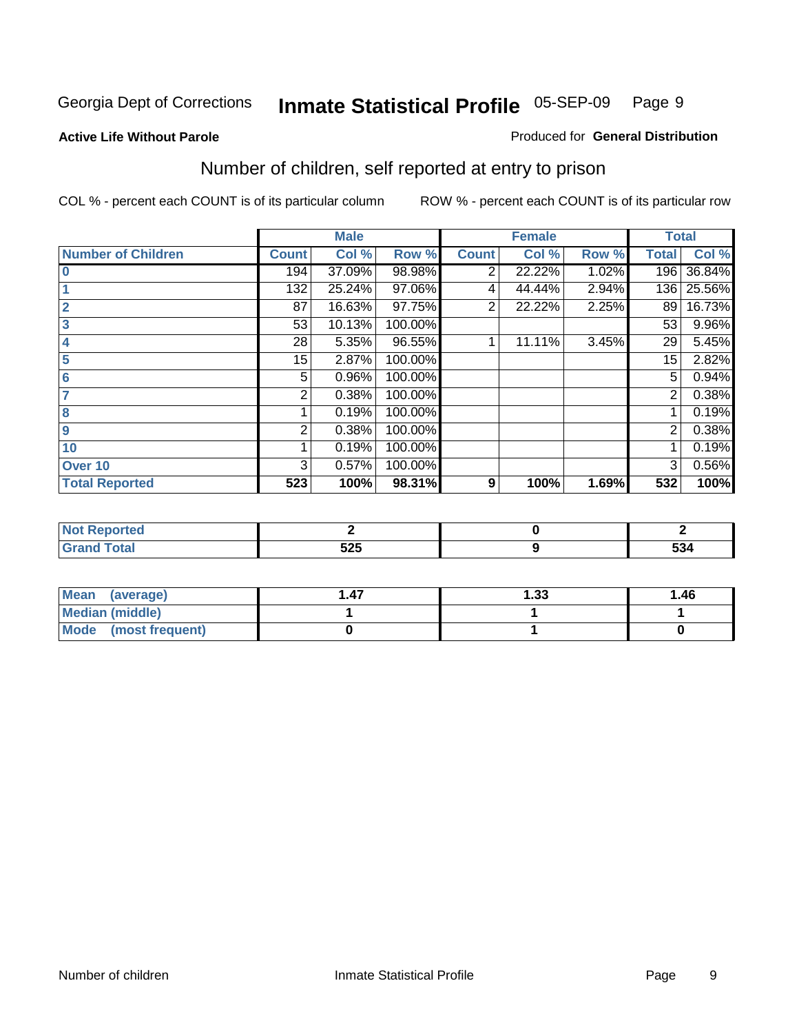Georgia Dept of Corrections **Inmate Statistical Profile** 05-SEP-09

**Active Life Without Parole**

Produced for **General Distribution**

## Number of children, self reported at entry to prison

COL % - percent each COUNT is of its particular column

ROW % - percent each COUNT is of its particular row

| | Male | | | Female | | | Total | |
|---|---|---|---|---|---|---|---|---|
| **Number of Children** | **Count** | **Col %** | **Row %** | **Count** | **Col %** | **Row %** | **Total** | **Col %** |
| 0 | 194 | 37.09% | 98.98% | 2 | 22.22% | 1.02% | 196 | 36.84% |
| 1 | 132 | 25.24% | 97.06% | 4 | 44.44% | 2.94% | 136 | 25.56% |
| 2 | 87 | 16.63% | 97.75% | 2 | 22.22% | 2.25% | 89 | 16.73% |
| 3 | 53 | 10.13% | 100.00% | | | | 53 | 9.96% |
| 4 | 28 | 5.35% | 96.55% | 1 | 11.11% | 3.45% | 29 | 5.45% |
| 5 | 15 | 2.87% | 100.00% | | | | 15 | 2.82% |
| 6 | 5 | 0.96% | 100.00% | | | | 5 | 0.94% |
| 7 | 2 | 0.38% | 100.00% | | | | 2 | 0.38% |
| 8 | 1 | 0.19% | 100.00% | | | | 1 | 0.19% |
| 9 | 2 | 0.38% | 100.00% | | | | 2 | 0.38% |
| 10 | 1 | 0.19% | 100.00% | | | | 1 | 0.19% |
| Over 10 | 3 | 0.57% | 100.00% | | | | 3 | 0.56% |
| **Total Reported** | **523** | **100%** | **98.31%** | **9** | **100%** | **1.69%** | **532** | **100%** |

| | Male | Female | Total |
|---|---|---|---|
| **Not Reported** | **2** | **0** | **2** |
| **Grand Total** | **525** | **9** | **534** |

| | Male | Female | Total |
|---|---|---|---|
| **Mean (average)** | **1.47** | **1.33** | **1.46** |
| **Median (middle)** | **1** | **1** | **1** |
| **Mode (most frequent)** | **0** | **1** | **0** |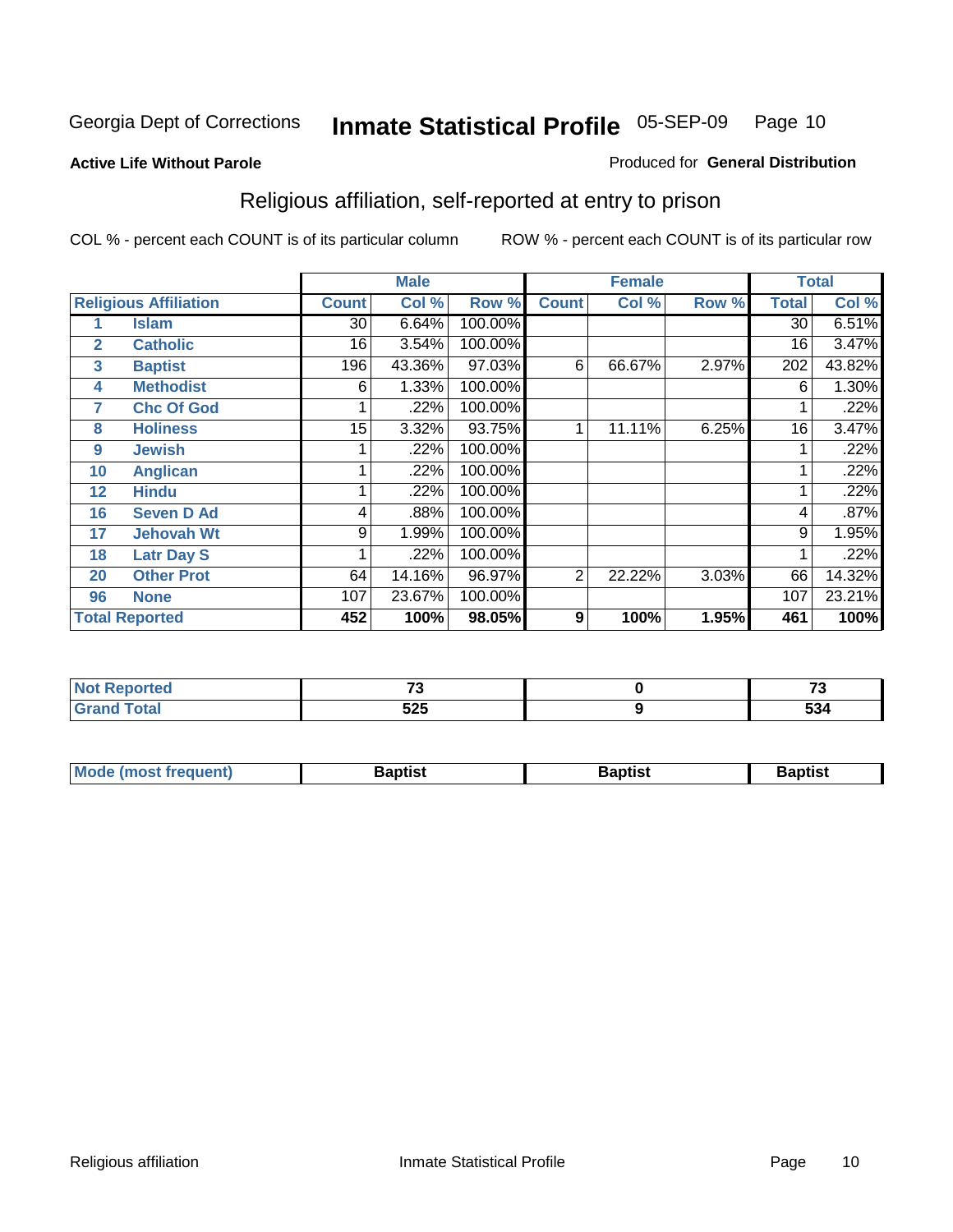Georgia Dept of Corrections **Inmate Statistical Profile** 05-SEP-09

**Active Life Without Parole**

Produced for **General Distribution**

## Religious affiliation, self-reported at entry to prison

COL % - percent each COUNT is of its particular column

ROW % - percent each COUNT is of its particular row

| | | Male | | | Female | | | Total | |
|---|---|---|---|---|---|---|---|---|---|
| **Religious Affiliation** | | **Count** | **Col %** | **Row %** | **Count** | **Col %** | **Row %** | **Total** | **Col %** |
| 1 | Islam | 30 | 6.64% | 100.00% | | | | 30 | 6.51% |
| 2 | Catholic | 16 | 3.54% | 100.00% | | | | 16 | 3.47% |
| 3 | Baptist | 196 | 43.36% | 97.03% | 6 | 66.67% | 2.97% | 202 | 43.82% |
| 4 | Methodist | 6 | 1.33% | 100.00% | | | | 6 | 1.30% |
| 7 | Chc Of God | 1 | .22% | 100.00% | | | | 1 | .22% |
| 8 | Holiness | 15 | 3.32% | 93.75% | 1 | 11.11% | 6.25% | 16 | 3.47% |
| 9 | Jewish | 1 | .22% | 100.00% | | | | 1 | .22% |
| 10 | Anglican | 1 | .22% | 100.00% | | | | 1 | .22% |
| 12 | Hindu | 1 | .22% | 100.00% | | | | 1 | .22% |
| 16 | Seven D Ad | 4 | .88% | 100.00% | | | | 4 | .87% |
| 17 | Jehovah Wt | 9 | 1.99% | 100.00% | | | | 9 | 1.95% |
| 18 | Latr Day S | 1 | .22% | 100.00% | | | | 1 | .22% |
| 20 | Other Prot | 64 | 14.16% | 96.97% | 2 | 22.22% | 3.03% | 66 | 14.32% |
| 96 | None | 107 | 23.67% | 100.00% | | | | 107 | 23.21% |
| **Total Reported** | | **452** | **100%** | **98.05%** | **9** | **100%** | **1.95%** | **461** | **100%** |

| | Male | Female | Total |
|---|---|---|---|
| **Not Reported** | **73** | **0** | **73** |
| **Grand Total** | **525** | **9** | **534** |

| | Male | Female | Total |
|---|---|---|---|
| **Mode (most frequent)** | **Baptist** | **Baptist** | **Baptist** |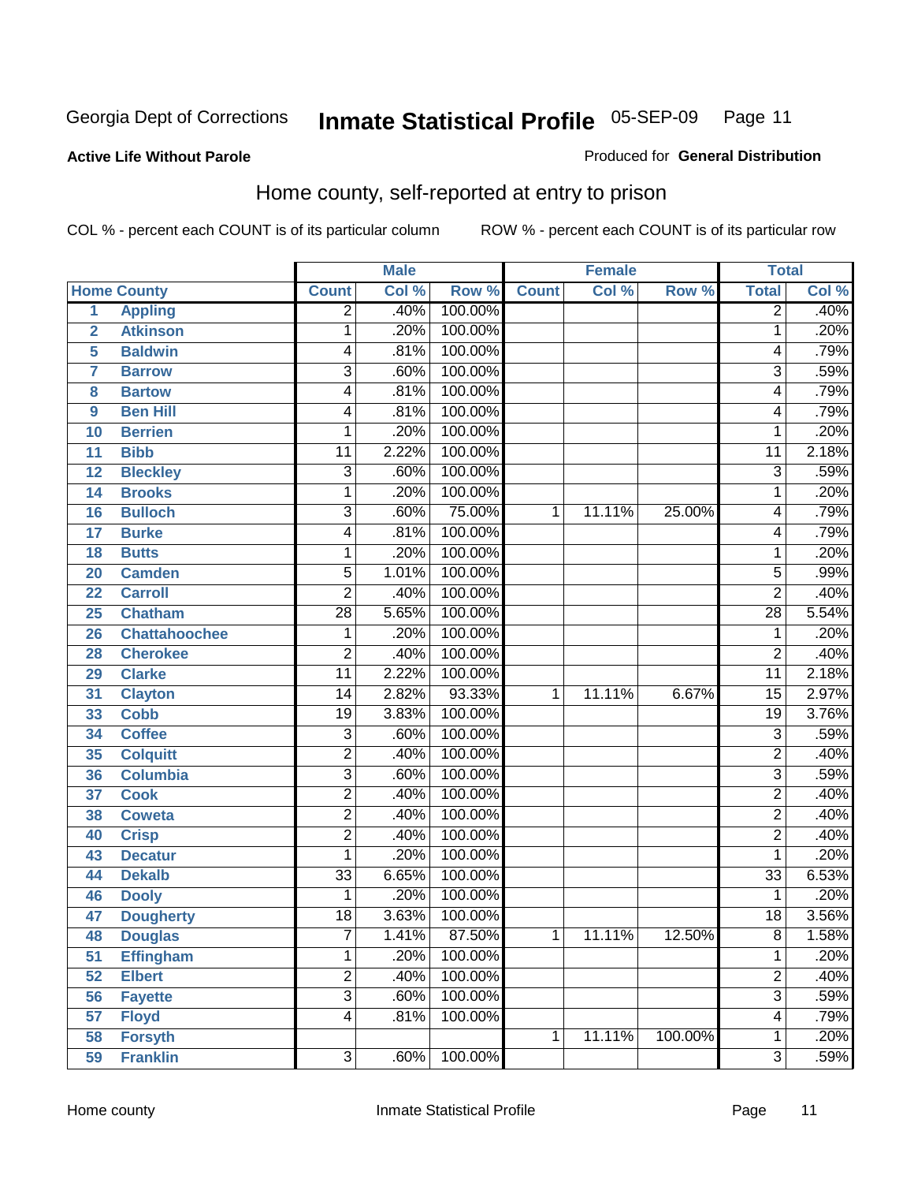Georgia Dept of Corrections **Inmate Statistical Profile** 05-SEP-09

**Active Life Without Parole**

Produced for **General Distribution**

## Home county, self-reported at entry to prison

COL % - percent each COUNT is of its particular column    ROW % - percent each COUNT is of its particular row

| Home County | | Male | | | Female | | | Total | |
|---|---|---|---|---|---|---|---|---|---|
| | | Count | Col % | Row % | Count | Col % | Row % | Total | Col % |
| 1 | Appling | 2 | .40% | 100.00% | | | | 2 | .40% |
| 2 | Atkinson | 1 | .20% | 100.00% | | | | 1 | .20% |
| 5 | Baldwin | 4 | .81% | 100.00% | | | | 4 | .79% |
| 7 | Barrow | 3 | .60% | 100.00% | | | | 3 | .59% |
| 8 | Bartow | 4 | .81% | 100.00% | | | | 4 | .79% |
| 9 | Ben Hill | 4 | .81% | 100.00% | | | | 4 | .79% |
| 10 | Berrien | 1 | .20% | 100.00% | | | | 1 | .20% |
| 11 | Bibb | 11 | 2.22% | 100.00% | | | | 11 | 2.18% |
| 12 | Bleckley | 3 | .60% | 100.00% | | | | 3 | .59% |
| 14 | Brooks | 1 | .20% | 100.00% | | | | 1 | .20% |
| 16 | Bulloch | 3 | .60% | 75.00% | 1 | 11.11% | 25.00% | 4 | .79% |
| 17 | Burke | 4 | .81% | 100.00% | | | | 4 | .79% |
| 18 | Butts | 1 | .20% | 100.00% | | | | 1 | .20% |
| 20 | Camden | 5 | 1.01% | 100.00% | | | | 5 | .99% |
| 22 | Carroll | 2 | .40% | 100.00% | | | | 2 | .40% |
| 25 | Chatham | 28 | 5.65% | 100.00% | | | | 28 | 5.54% |
| 26 | Chattahoochee | 1 | .20% | 100.00% | | | | 1 | .20% |
| 28 | Cherokee | 2 | .40% | 100.00% | | | | 2 | .40% |
| 29 | Clarke | 11 | 2.22% | 100.00% | | | | 11 | 2.18% |
| 31 | Clayton | 14 | 2.82% | 93.33% | 1 | 11.11% | 6.67% | 15 | 2.97% |
| 33 | Cobb | 19 | 3.83% | 100.00% | | | | 19 | 3.76% |
| 34 | Coffee | 3 | .60% | 100.00% | | | | 3 | .59% |
| 35 | Colquitt | 2 | .40% | 100.00% | | | | 2 | .40% |
| 36 | Columbia | 3 | .60% | 100.00% | | | | 3 | .59% |
| 37 | Cook | 2 | .40% | 100.00% | | | | 2 | .40% |
| 38 | Coweta | 2 | .40% | 100.00% | | | | 2 | .40% |
| 40 | Crisp | 2 | .40% | 100.00% | | | | 2 | .40% |
| 43 | Decatur | 1 | .20% | 100.00% | | | | 1 | .20% |
| 44 | Dekalb | 33 | 6.65% | 100.00% | | | | 33 | 6.53% |
| 46 | Dooly | 1 | .20% | 100.00% | | | | 1 | .20% |
| 47 | Dougherty | 18 | 3.63% | 100.00% | | | | 18 | 3.56% |
| 48 | Douglas | 7 | 1.41% | 87.50% | 1 | 11.11% | 12.50% | 8 | 1.58% |
| 51 | Effingham | 1 | .20% | 100.00% | | | | 1 | .20% |
| 52 | Elbert | 2 | .40% | 100.00% | | | | 2 | .40% |
| 56 | Fayette | 3 | .60% | 100.00% | | | | 3 | .59% |
| 57 | Floyd | 4 | .81% | 100.00% | | | | 4 | .79% |
| 58 | Forsyth | | | | 1 | 11.11% | 100.00% | 1 | .20% |
| 59 | Franklin | 3 | .60% | 100.00% | | | | 3 | .59% |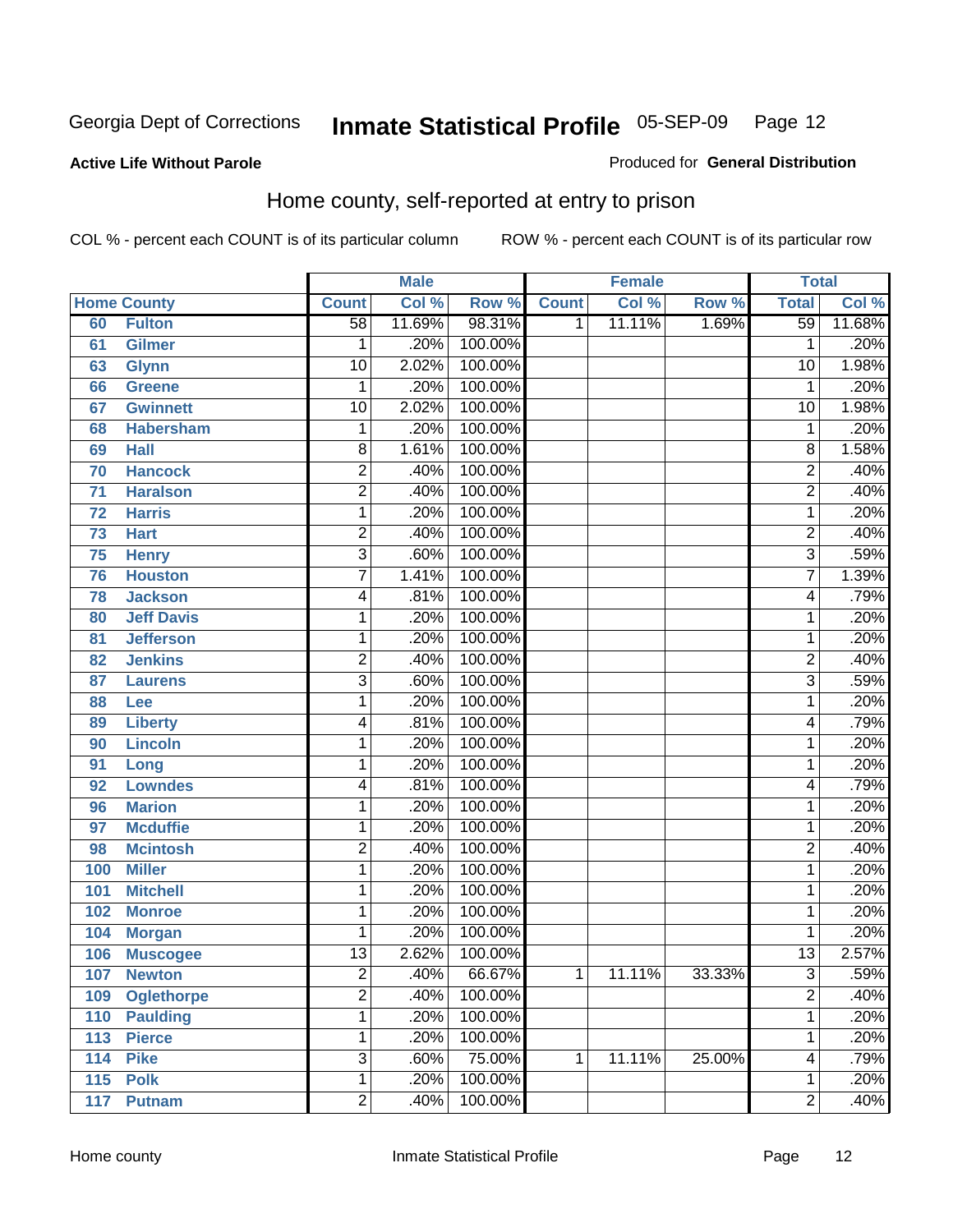**Active Life Without Parole**

Produced for **General Distribution**

## Home county, self-reported at entry to prison

COL % - percent each COUNT is of its particular column ROW % - percent each COUNT is of its particular row

| Home County | | Male | | | Female | | | Total | |
|---|---|---|---|---|---|---|---|---|---|
| | | Count | Col % | Row % | Count | Col % | Row % | Total | Col % |
| 60 | Fulton | 58 | 11.69% | 98.31% | 1 | 11.11% | 1.69% | 59 | 11.68% |
| 61 | Gilmer | 1 | .20% | 100.00% | | | | 1 | .20% |
| 63 | Glynn | 10 | 2.02% | 100.00% | | | | 10 | 1.98% |
| 66 | Greene | 1 | .20% | 100.00% | | | | 1 | .20% |
| 67 | Gwinnett | 10 | 2.02% | 100.00% | | | | 10 | 1.98% |
| 68 | Habersham | 1 | .20% | 100.00% | | | | 1 | .20% |
| 69 | Hall | 8 | 1.61% | 100.00% | | | | 8 | 1.58% |
| 70 | Hancock | 2 | .40% | 100.00% | | | | 2 | .40% |
| 71 | Haralson | 2 | .40% | 100.00% | | | | 2 | .40% |
| 72 | Harris | 1 | .20% | 100.00% | | | | 1 | .20% |
| 73 | Hart | 2 | .40% | 100.00% | | | | 2 | .40% |
| 75 | Henry | 3 | .60% | 100.00% | | | | 3 | .59% |
| 76 | Houston | 7 | 1.41% | 100.00% | | | | 7 | 1.39% |
| 78 | Jackson | 4 | .81% | 100.00% | | | | 4 | .79% |
| 80 | Jeff Davis | 1 | .20% | 100.00% | | | | 1 | .20% |
| 81 | Jefferson | 1 | .20% | 100.00% | | | | 1 | .20% |
| 82 | Jenkins | 2 | .40% | 100.00% | | | | 2 | .40% |
| 87 | Laurens | 3 | .60% | 100.00% | | | | 3 | .59% |
| 88 | Lee | 1 | .20% | 100.00% | | | | 1 | .20% |
| 89 | Liberty | 4 | .81% | 100.00% | | | | 4 | .79% |
| 90 | Lincoln | 1 | .20% | 100.00% | | | | 1 | .20% |
| 91 | Long | 1 | .20% | 100.00% | | | | 1 | .20% |
| 92 | Lowndes | 4 | .81% | 100.00% | | | | 4 | .79% |
| 96 | Marion | 1 | .20% | 100.00% | | | | 1 | .20% |
| 97 | Mcduffie | 1 | .20% | 100.00% | | | | 1 | .20% |
| 98 | Mcintosh | 2 | .40% | 100.00% | | | | 2 | .40% |
| 100 | Miller | 1 | .20% | 100.00% | | | | 1 | .20% |
| 101 | Mitchell | 1 | .20% | 100.00% | | | | 1 | .20% |
| 102 | Monroe | 1 | .20% | 100.00% | | | | 1 | .20% |
| 104 | Morgan | 1 | .20% | 100.00% | | | | 1 | .20% |
| 106 | Muscogee | 13 | 2.62% | 100.00% | | | | 13 | 2.57% |
| 107 | Newton | 2 | .40% | 66.67% | 1 | 11.11% | 33.33% | 3 | .59% |
| 109 | Oglethorpe | 2 | .40% | 100.00% | | | | 2 | .40% |
| 110 | Paulding | 1 | .20% | 100.00% | | | | 1 | .20% |
| 113 | Pierce | 1 | .20% | 100.00% | | | | 1 | .20% |
| 114 | Pike | 3 | .60% | 75.00% | 1 | 11.11% | 25.00% | 4 | .79% |
| 115 | Polk | 1 | .20% | 100.00% | | | | 1 | .20% |
| 117 | Putnam | 2 | .40% | 100.00% | | | | 2 | .40% |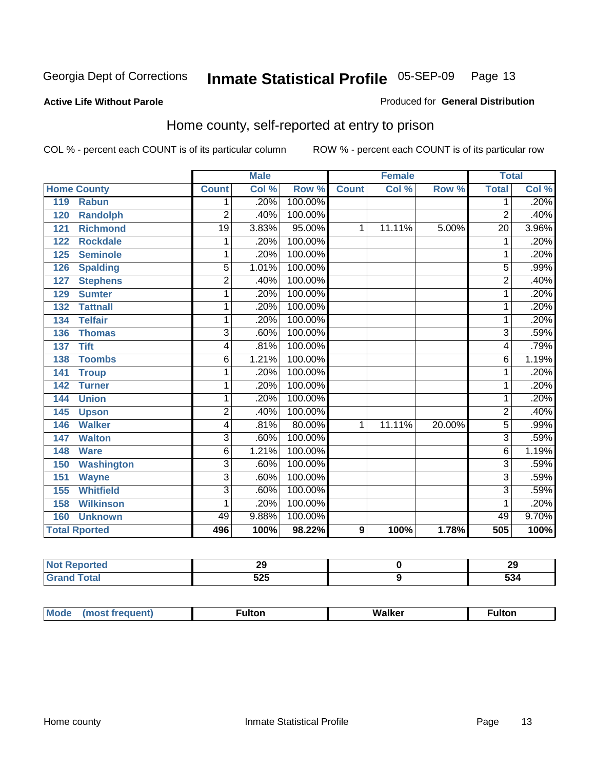Georgia Dept of Corrections **Inmate Statistical Profile** 05-SEP-09 Page 13

**Active Life Without Parole**

Produced for **General Distribution**

## Home county, self-reported at entry to prison

COL % - percent each COUNT is of its particular column ROW % - percent each COUNT is of its particular row

| Home County | Male | | | Female | | | Total | |
|---|---|---|---|---|---|---|---|---|
| | Count | Col % | Row % | Count | Col % | Row % | Total | Col % |
| 119 Rabun | 1 | .20% | 100.00% | | | | 1 | .20% |
| 120 Randolph | 2 | .40% | 100.00% | | | | 2 | .40% |
| 121 Richmond | 19 | 3.83% | 95.00% | 1 | 11.11% | 5.00% | 20 | 3.96% |
| 122 Rockdale | 1 | .20% | 100.00% | | | | 1 | .20% |
| 125 Seminole | 1 | .20% | 100.00% | | | | 1 | .20% |
| 126 Spalding | 5 | 1.01% | 100.00% | | | | 5 | .99% |
| 127 Stephens | 2 | .40% | 100.00% | | | | 2 | .40% |
| 129 Sumter | 1 | .20% | 100.00% | | | | 1 | .20% |
| 132 Tattnall | 1 | .20% | 100.00% | | | | 1 | .20% |
| 134 Telfair | 1 | .20% | 100.00% | | | | 1 | .20% |
| 136 Thomas | 3 | .60% | 100.00% | | | | 3 | .59% |
| 137 Tift | 4 | .81% | 100.00% | | | | 4 | .79% |
| 138 Toombs | 6 | 1.21% | 100.00% | | | | 6 | 1.19% |
| 141 Troup | 1 | .20% | 100.00% | | | | 1 | .20% |
| 142 Turner | 1 | .20% | 100.00% | | | | 1 | .20% |
| 144 Union | 1 | .20% | 100.00% | | | | 1 | .20% |
| 145 Upson | 2 | .40% | 100.00% | | | | 2 | .40% |
| 146 Walker | 4 | .81% | 80.00% | 1 | 11.11% | 20.00% | 5 | .99% |
| 147 Walton | 3 | .60% | 100.00% | | | | 3 | .59% |
| 148 Ware | 6 | 1.21% | 100.00% | | | | 6 | 1.19% |
| 150 Washington | 3 | .60% | 100.00% | | | | 3 | .59% |
| 151 Wayne | 3 | .60% | 100.00% | | | | 3 | .59% |
| 155 Whitfield | 3 | .60% | 100.00% | | | | 3 | .59% |
| 158 Wilkinson | 1 | .20% | 100.00% | | | | 1 | .20% |
| 160 Unknown | 49 | 9.88% | 100.00% | | | | 49 | 9.70% |
| **Total Rported** | **496** | **100%** | **98.22%** | **9** | **100%** | **1.78%** | **505** | **100%** |

| | Male | Female | Total |
|---|---|---|---|
| Not Reported | 29 | 0 | 29 |
| Grand Total | 525 | 9 | 534 |

| | Male | Female | Total |
|---|---|---|---|
| Mode (most frequent) | Fulton | Walker | Fulton |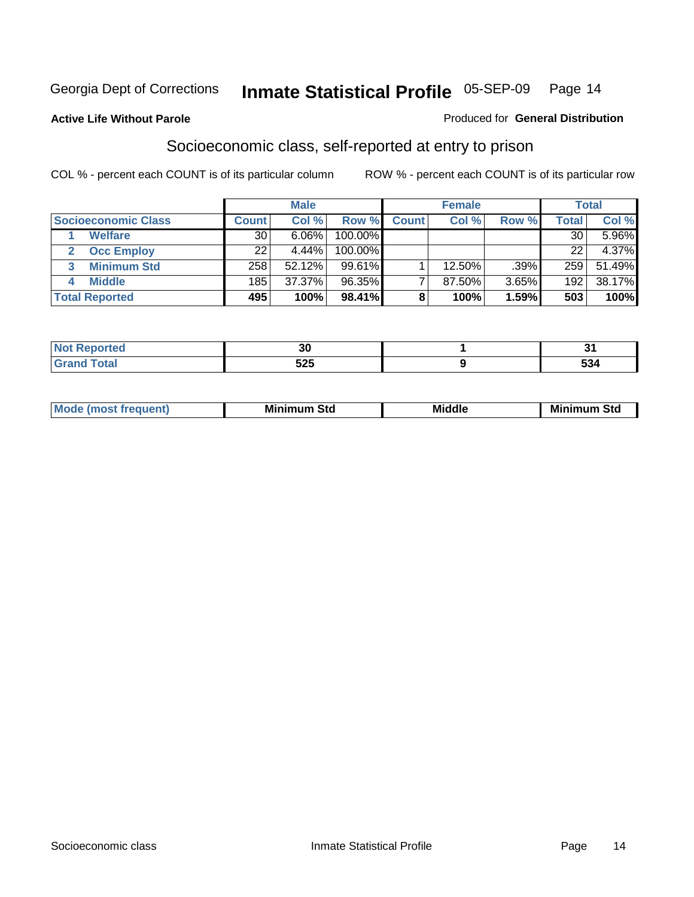Georgia Dept of Corrections **Inmate Statistical Profile** 05-SEP-09

**Active Life Without Parole**

Produced for **General Distribution**

## Socioeconomic class, self-reported at entry to prison

COL % - percent each COUNT is of its particular column

ROW % - percent each COUNT is of its particular row

| | Male | | | Female | | | Total | |
|---|---|---|---|---|---|---|---|---|
| Socioeconomic Class | Count | Col % | Row % | Count | Col % | Row % | Total | Col % |
| 1 Welfare | 30 | 6.06% | 100.00% | | | | 30 | 5.96% |
| 2 Occ Employ | 22 | 4.44% | 100.00% | | | | 22 | 4.37% |
| 3 Minimum Std | 258 | 52.12% | 99.61% | 1 | 12.50% | .39% | 259 | 51.49% |
| 4 Middle | 185 | 37.37% | 96.35% | 7 | 87.50% | 3.65% | 192 | 38.17% |
| **Total Reported** | **495** | **100%** | **98.41%** | **8** | **100%** | **1.59%** | **503** | **100%** |

| | Male | Female | Total |
|---|---|---|---|
| Not Reported | 30 | 1 | 31 |
| Grand Total | 525 | 9 | 534 |

| | Male | Female | Total |
|---|---|---|---|
| Mode (most frequent) | Minimum Std | Middle | Minimum Std |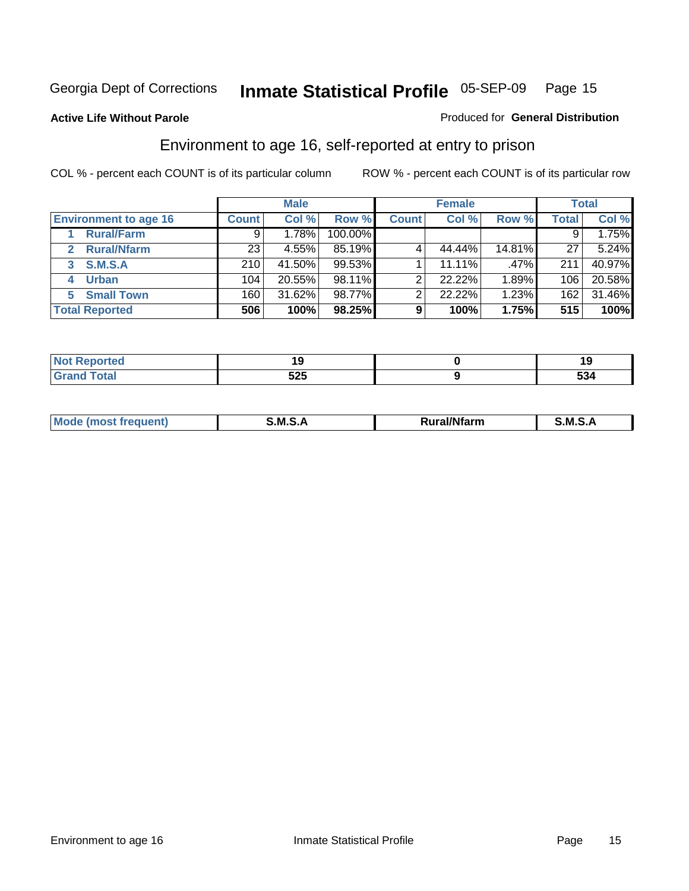Georgia Dept of Corrections **Inmate Statistical Profile** 05-SEP-09

**Active Life Without Parole**

Produced for **General Distribution**

## Environment to age 16, self-reported at entry to prison

COL % - percent each COUNT is of its particular column

ROW % - percent each COUNT is of its particular row

| | Male | | | Female | | | Total | |
|---|---|---|---|---|---|---|---|---|
| **Environment to age 16** | **Count** | **Col %** | **Row %** | **Count** | **Col %** | **Row %** | **Total** | **Col %** |
| 1 **Rural/Farm** | 9 | 1.78% | 100.00% | | | | 9 | 1.75% |
| 2 **Rural/Nfarm** | 23 | 4.55% | 85.19% | 4 | 44.44% | 14.81% | 27 | 5.24% |
| 3 **S.M.S.A** | 210 | 41.50% | 99.53% | 1 | 11.11% | .47% | 211 | 40.97% |
| 4 **Urban** | 104 | 20.55% | 98.11% | 2 | 22.22% | 1.89% | 106 | 20.58% |
| 5 **Small Town** | 160 | 31.62% | 98.77% | 2 | 22.22% | 1.23% | 162 | 31.46% |
| **Total Reported** | **506** | **100%** | **98.25%** | **9** | **100%** | **1.75%** | **515** | **100%** |

| | Male | Female | Total |
|---|---|---|---|
| **Not Reported** | **19** | **0** | **19** |
| **Grand Total** | **525** | **9** | **534** |

| | Male | Female | Total |
|---|---|---|---|
| **Mode (most frequent)** | **S.M.S.A** | **Rural/Nfarm** | **S.M.S.A** |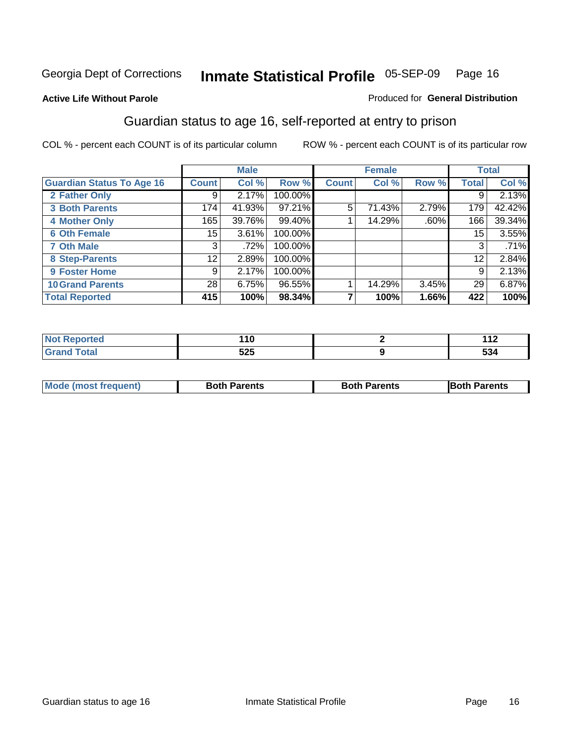Georgia Dept of Corrections **Inmate Statistical Profile** 05-SEP-09 Page 16

**Active Life Without Parole**

Produced for **General Distribution**

## Guardian status to age 16, self-reported at entry to prison

COL % - percent each COUNT is of its particular column ROW % - percent each COUNT is of its particular row

| | Male | | | Female | | | Total | |
|---|---|---|---|---|---|---|---|---|
| **Guardian Status To Age 16** | **Count** | **Col %** | **Row %** | **Count** | **Col %** | **Row %** | **Total** | **Col %** |
| 2 Father Only | 9 | 2.17% | 100.00% | | | | 9 | 2.13% |
| 3 Both Parents | 174 | 41.93% | 97.21% | 5 | 71.43% | 2.79% | 179 | 42.42% |
| 4 Mother Only | 165 | 39.76% | 99.40% | 1 | 14.29% | .60% | 166 | 39.34% |
| 6 Oth Female | 15 | 3.61% | 100.00% | | | | 15 | 3.55% |
| 7 Oth Male | 3 | .72% | 100.00% | | | | 3 | .71% |
| 8 Step-Parents | 12 | 2.89% | 100.00% | | | | 12 | 2.84% |
| 9 Foster Home | 9 | 2.17% | 100.00% | | | | 9 | 2.13% |
| 10 Grand Parents | 28 | 6.75% | 96.55% | 1 | 14.29% | 3.45% | 29 | 6.87% |
| **Total Reported** | **415** | **100%** | **98.34%** | **7** | **100%** | **1.66%** | **422** | **100%** |

| | Male | Female | Total |
|---|---|---|---|
| Not Reported | 110 | 2 | 112 |
| Grand Total | 525 | 9 | 534 |

| | Male | Female | Total |
|---|---|---|---|
| Mode (most frequent) | Both Parents | Both Parents | Both Parents |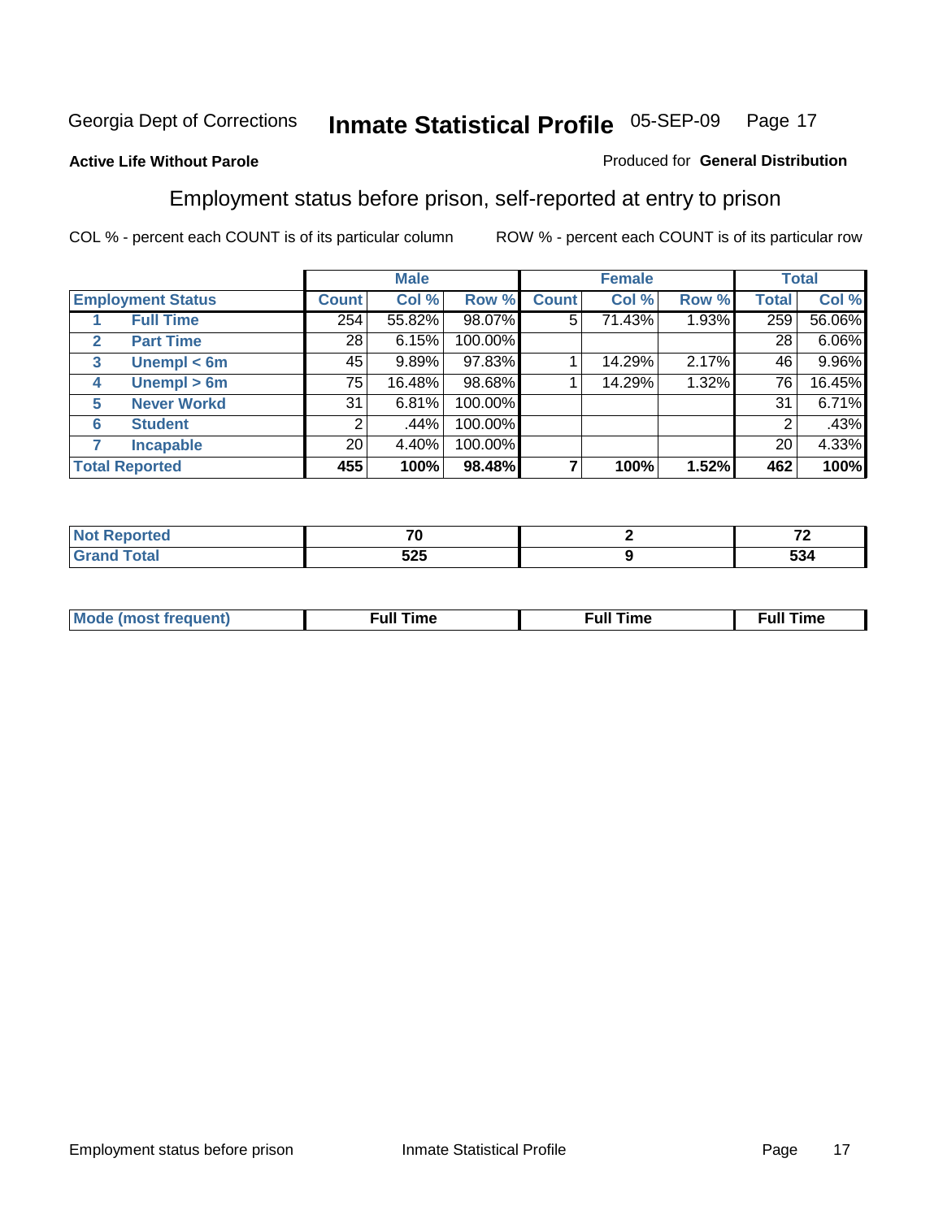Georgia Dept of Corrections **Inmate Statistical Profile** 05-SEP-09

**Active Life Without Parole**

Produced for **General Distribution**

## Employment status before prison, self-reported at entry to prison

COL % - percent each COUNT is of its particular column

ROW % - percent each COUNT is of its particular row

| Employment Status | | Male | | | Female | | | Total | |
|---|---|---|---|---|---|---|---|---|---|
| | | Count | Col % | Row % | Count | Col % | Row % | Total | Col % |
| 1 | Full Time | 254 | 55.82% | 98.07% | 5 | 71.43% | 1.93% | 259 | 56.06% |
| 2 | Part Time | 28 | 6.15% | 100.00% | | | | 28 | 6.06% |
| 3 | Unempl < 6m | 45 | 9.89% | 97.83% | 1 | 14.29% | 2.17% | 46 | 9.96% |
| 4 | Unempl > 6m | 75 | 16.48% | 98.68% | 1 | 14.29% | 1.32% | 76 | 16.45% |
| 5 | Never Workd | 31 | 6.81% | 100.00% | | | | 31 | 6.71% |
| 6 | Student | 2 | .44% | 100.00% | | | | 2 | .43% |
| 7 | Incapable | 20 | 4.40% | 100.00% | | | | 20 | 4.33% |
| **Total Reported** | | **455** | **100%** | **98.48%** | **7** | **100%** | **1.52%** | **462** | **100%** |

| | Male | Female | Total |
|---|---|---|---|
| Not Reported | 70 | 2 | 72 |
| Grand Total | 525 | 9 | 534 |

| | Male | Female | Total |
|---|---|---|---|
| Mode (most frequent) | Full Time | Full Time | Full Time |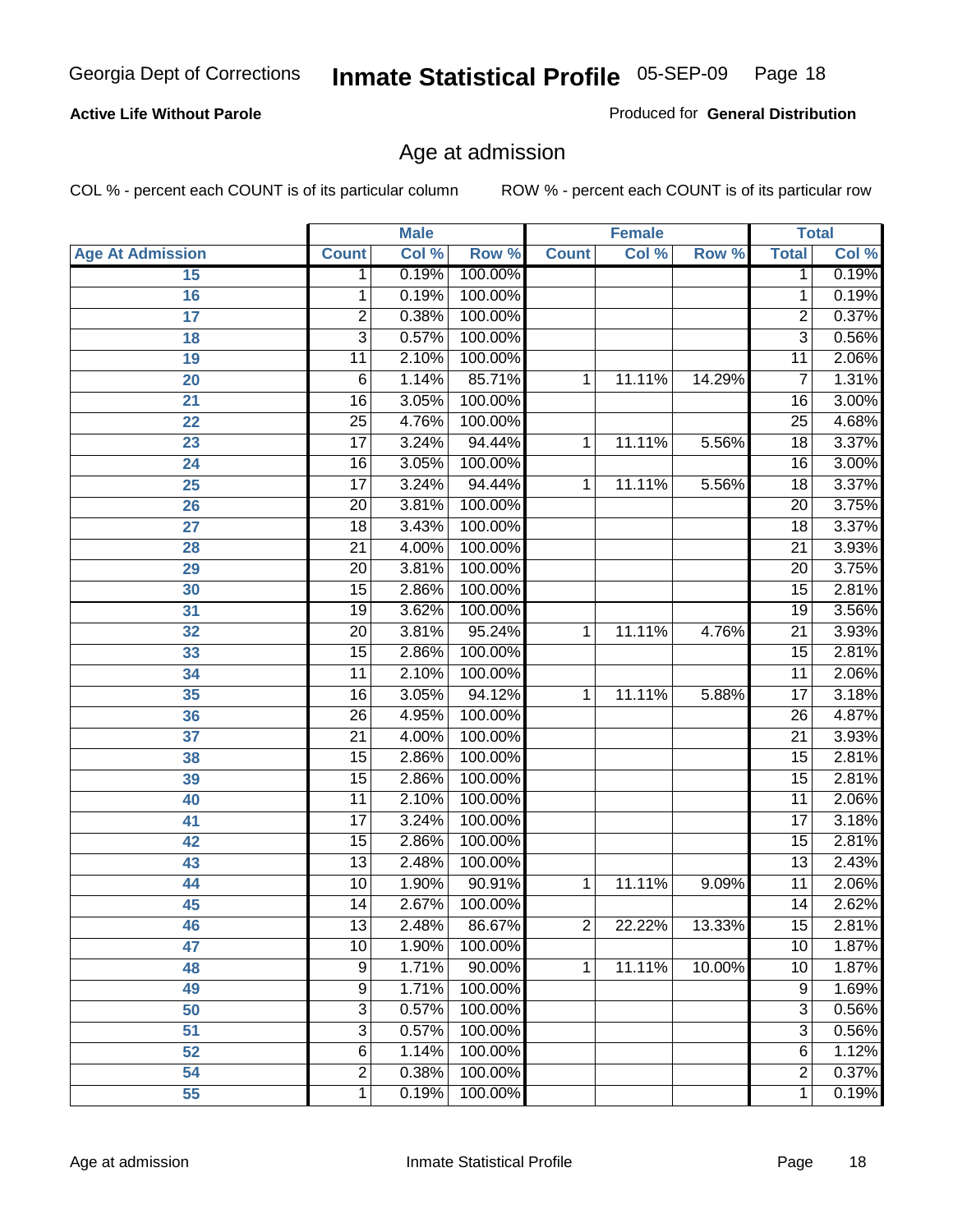**Active Life Without Parole**

Produced for **General Distribution**

## Age at admission

COL % - percent each COUNT is of its particular column

ROW % - percent each COUNT is of its particular row

| | Male | | | Female | | | Total | |
|---|---|---|---|---|---|---|---|---|
| **Age At Admission** | **Count** | **Col %** | **Row %** | **Count** | **Col %** | **Row %** | **Total** | **Col %** |
| 15 | 1 | 0.19% | 100.00% | | | | 1 | 0.19% |
| 16 | 1 | 0.19% | 100.00% | | | | 1 | 0.19% |
| 17 | 2 | 0.38% | 100.00% | | | | 2 | 0.37% |
| 18 | 3 | 0.57% | 100.00% | | | | 3 | 0.56% |
| 19 | 11 | 2.10% | 100.00% | | | | 11 | 2.06% |
| 20 | 6 | 1.14% | 85.71% | 1 | 11.11% | 14.29% | 7 | 1.31% |
| 21 | 16 | 3.05% | 100.00% | | | | 16 | 3.00% |
| 22 | 25 | 4.76% | 100.00% | | | | 25 | 4.68% |
| 23 | 17 | 3.24% | 94.44% | 1 | 11.11% | 5.56% | 18 | 3.37% |
| 24 | 16 | 3.05% | 100.00% | | | | 16 | 3.00% |
| 25 | 17 | 3.24% | 94.44% | 1 | 11.11% | 5.56% | 18 | 3.37% |
| 26 | 20 | 3.81% | 100.00% | | | | 20 | 3.75% |
| 27 | 18 | 3.43% | 100.00% | | | | 18 | 3.37% |
| 28 | 21 | 4.00% | 100.00% | | | | 21 | 3.93% |
| 29 | 20 | 3.81% | 100.00% | | | | 20 | 3.75% |
| 30 | 15 | 2.86% | 100.00% | | | | 15 | 2.81% |
| 31 | 19 | 3.62% | 100.00% | | | | 19 | 3.56% |
| 32 | 20 | 3.81% | 95.24% | 1 | 11.11% | 4.76% | 21 | 3.93% |
| 33 | 15 | 2.86% | 100.00% | | | | 15 | 2.81% |
| 34 | 11 | 2.10% | 100.00% | | | | 11 | 2.06% |
| 35 | 16 | 3.05% | 94.12% | 1 | 11.11% | 5.88% | 17 | 3.18% |
| 36 | 26 | 4.95% | 100.00% | | | | 26 | 4.87% |
| 37 | 21 | 4.00% | 100.00% | | | | 21 | 3.93% |
| 38 | 15 | 2.86% | 100.00% | | | | 15 | 2.81% |
| 39 | 15 | 2.86% | 100.00% | | | | 15 | 2.81% |
| 40 | 11 | 2.10% | 100.00% | | | | 11 | 2.06% |
| 41 | 17 | 3.24% | 100.00% | | | | 17 | 3.18% |
| 42 | 15 | 2.86% | 100.00% | | | | 15 | 2.81% |
| 43 | 13 | 2.48% | 100.00% | | | | 13 | 2.43% |
| 44 | 10 | 1.90% | 90.91% | 1 | 11.11% | 9.09% | 11 | 2.06% |
| 45 | 14 | 2.67% | 100.00% | | | | 14 | 2.62% |
| 46 | 13 | 2.48% | 86.67% | 2 | 22.22% | 13.33% | 15 | 2.81% |
| 47 | 10 | 1.90% | 100.00% | | | | 10 | 1.87% |
| 48 | 9 | 1.71% | 90.00% | 1 | 11.11% | 10.00% | 10 | 1.87% |
| 49 | 9 | 1.71% | 100.00% | | | | 9 | 1.69% |
| 50 | 3 | 0.57% | 100.00% | | | | 3 | 0.56% |
| 51 | 3 | 0.57% | 100.00% | | | | 3 | 0.56% |
| 52 | 6 | 1.14% | 100.00% | | | | 6 | 1.12% |
| 54 | 2 | 0.38% | 100.00% | | | | 2 | 0.37% |
| 55 | 1 | 0.19% | 100.00% | | | | 1 | 0.19% |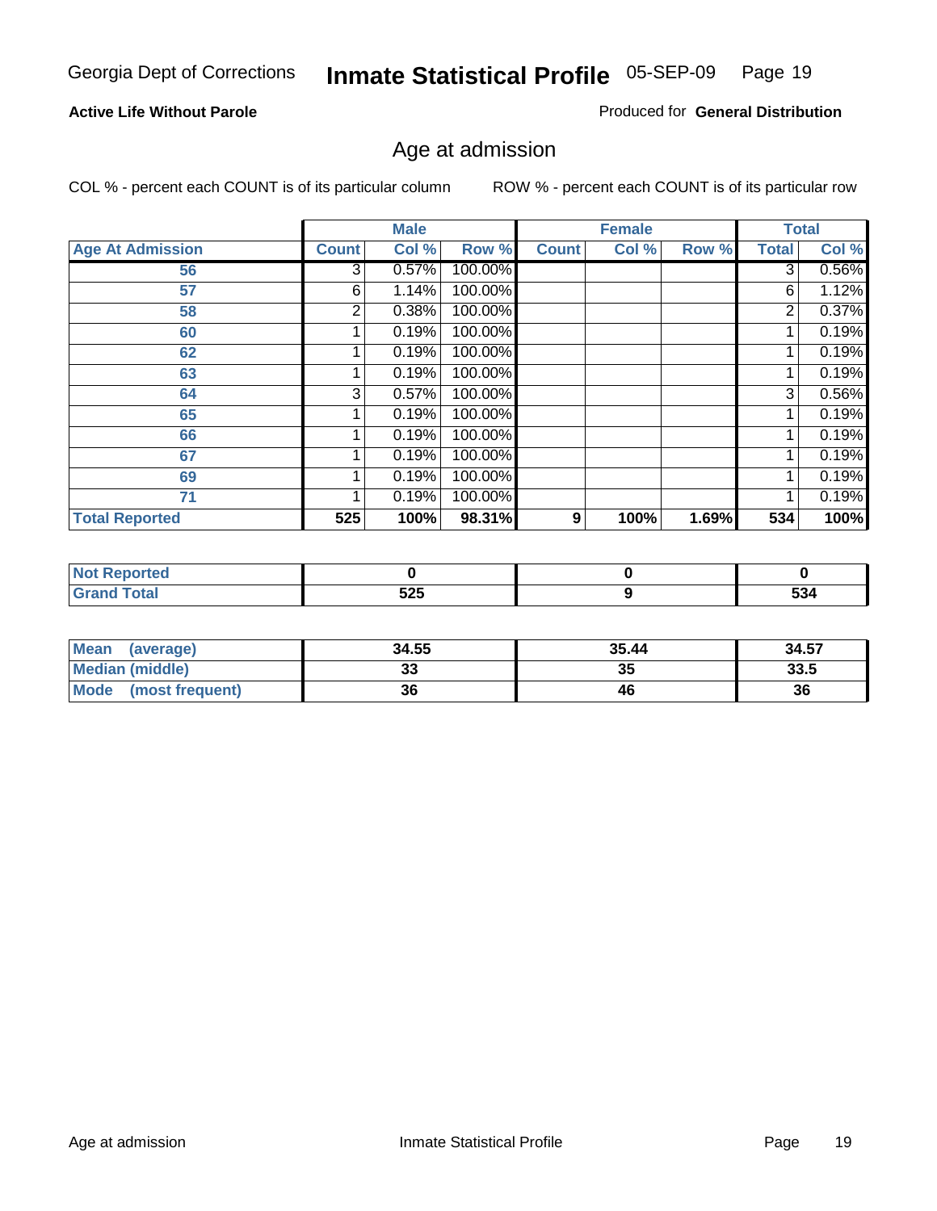Active Life Without Parole

Produced for **General Distribution**

## Age at admission

COL % - percent each COUNT is of its particular column

ROW % - percent each COUNT is of its particular row

| | Male | | | Female | | | Total | |
|---|---|---|---|---|---|---|---|---|
| Age At Admission | Count | Col % | Row % | Count | Col % | Row % | Total | Col % |
| 56 | 3 | 0.57% | 100.00% | | | | 3 | 0.56% |
| 57 | 6 | 1.14% | 100.00% | | | | 6 | 1.12% |
| 58 | 2 | 0.38% | 100.00% | | | | 2 | 0.37% |
| 60 | 1 | 0.19% | 100.00% | | | | 1 | 0.19% |
| 62 | 1 | 0.19% | 100.00% | | | | 1 | 0.19% |
| 63 | 1 | 0.19% | 100.00% | | | | 1 | 0.19% |
| 64 | 3 | 0.57% | 100.00% | | | | 3 | 0.56% |
| 65 | 1 | 0.19% | 100.00% | | | | 1 | 0.19% |
| 66 | 1 | 0.19% | 100.00% | | | | 1 | 0.19% |
| 67 | 1 | 0.19% | 100.00% | | | | 1 | 0.19% |
| 69 | 1 | 0.19% | 100.00% | | | | 1 | 0.19% |
| 71 | 1 | 0.19% | 100.00% | | | | 1 | 0.19% |
| **Total Reported** | **525** | **100%** | **98.31%** | **9** | **100%** | **1.69%** | **534** | **100%** |

| | Male | Female | Total |
|---|---|---|---|
| Not Reported | 0 | 0 | 0 |
| Grand Total | 525 | 9 | 534 |

| | Male | Female | Total |
|---|---|---|---|
| Mean (average) | 34.55 | 35.44 | 34.57 |
| Median (middle) | 33 | 35 | 33.5 |
| Mode (most frequent) | 36 | 46 | 36 |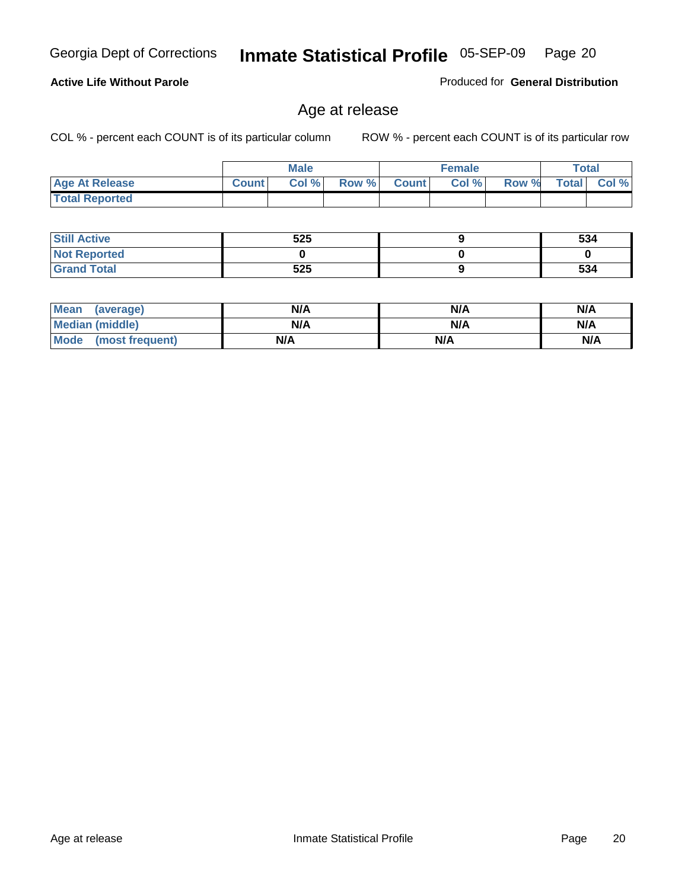**Active Life Without Parole**

Produced for **General Distribution**

## Age at release

COL % - percent each COUNT is of its particular column

ROW % - percent each COUNT is of its particular row

| | Male | | | Female | | | Total | |
|---|---|---|---|---|---|---|---|---|
| **Age At Release** | **Count** | **Col %** | **Row %** | **Count** | **Col %** | **Row %** | **Total** | **Col %** |
| **Total Reported** | | | | | | | | |

| | Male | Female | Total |
|---|---|---|---|
| **Still Active** | **525** | **9** | **534** |
| **Not Reported** | **0** | **0** | **0** |
| **Grand Total** | **525** | **9** | **534** |

| | Male | Female | Total |
|---|---|---|---|
| **Mean (average)** | **N/A** | **N/A** | **N/A** |
| **Median (middle)** | **N/A** | **N/A** | **N/A** |
| **Mode (most frequent)** | **N/A** | **N/A** | **N/A** |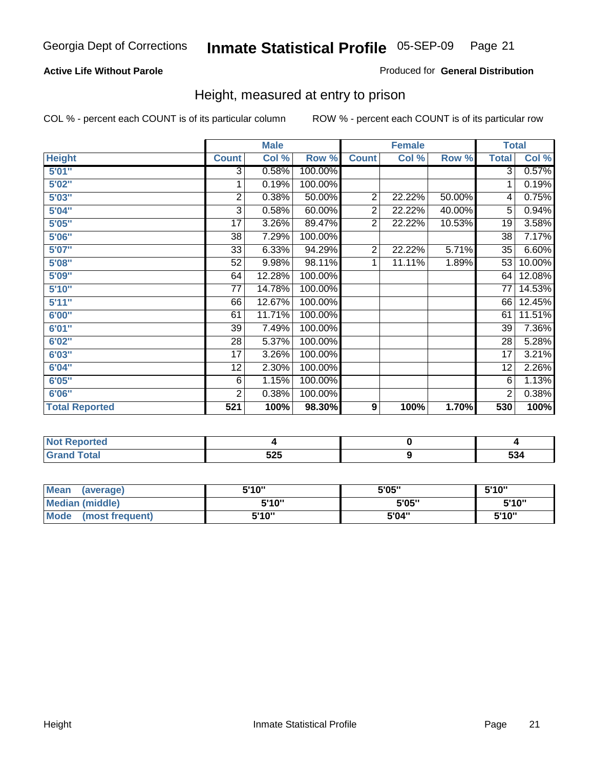Georgia Dept of Corrections **Inmate Statistical Profile** 05-SEP-09

**Active Life Without Parole**

Produced for **General Distribution**

## Height, measured at entry to prison

COL % - percent each COUNT is of its particular column

ROW % - percent each COUNT is of its particular row

| | Male | | | Female | | | Total | |
|---|---|---|---|---|---|---|---|---|
| **Height** | **Count** | **Col %** | **Row %** | **Count** | **Col %** | **Row %** | **Total** | **Col %** |
| **5'01"** | 3 | 0.58% | 100.00% | | | | 3 | 0.57% |
| **5'02"** | 1 | 0.19% | 100.00% | | | | 1 | 0.19% |
| **5'03"** | 2 | 0.38% | 50.00% | 2 | 22.22% | 50.00% | 4 | 0.75% |
| **5'04"** | 3 | 0.58% | 60.00% | 2 | 22.22% | 40.00% | 5 | 0.94% |
| **5'05"** | 17 | 3.26% | 89.47% | 2 | 22.22% | 10.53% | 19 | 3.58% |
| **5'06"** | 38 | 7.29% | 100.00% | | | | 38 | 7.17% |
| **5'07"** | 33 | 6.33% | 94.29% | 2 | 22.22% | 5.71% | 35 | 6.60% |
| **5'08"** | 52 | 9.98% | 98.11% | 1 | 11.11% | 1.89% | 53 | 10.00% |
| **5'09"** | 64 | 12.28% | 100.00% | | | | 64 | 12.08% |
| **5'10"** | 77 | 14.78% | 100.00% | | | | 77 | 14.53% |
| **5'11"** | 66 | 12.67% | 100.00% | | | | 66 | 12.45% |
| **6'00"** | 61 | 11.71% | 100.00% | | | | 61 | 11.51% |
| **6'01"** | 39 | 7.49% | 100.00% | | | | 39 | 7.36% |
| **6'02"** | 28 | 5.37% | 100.00% | | | | 28 | 5.28% |
| **6'03"** | 17 | 3.26% | 100.00% | | | | 17 | 3.21% |
| **6'04"** | 12 | 2.30% | 100.00% | | | | 12 | 2.26% |
| **6'05"** | 6 | 1.15% | 100.00% | | | | 6 | 1.13% |
| **6'06"** | 2 | 0.38% | 100.00% | | | | 2 | 0.38% |
| **Total Reported** | **521** | **100%** | **98.30%** | **9** | **100%** | **1.70%** | **530** | **100%** |

| | Male | Female | Total |
|---|---|---|---|
| **Not Reported** | **4** | **0** | **4** |
| **Grand Total** | **525** | **9** | **534** |

| | Male | Female | Total |
|---|---|---|---|
| **Mean (average)** | **5'10"** | **5'05"** | **5'10"** |
| **Median (middle)** | **5'10"** | **5'05"** | **5'10"** |
| **Mode (most frequent)** | **5'10"** | **5'04"** | **5'10"** |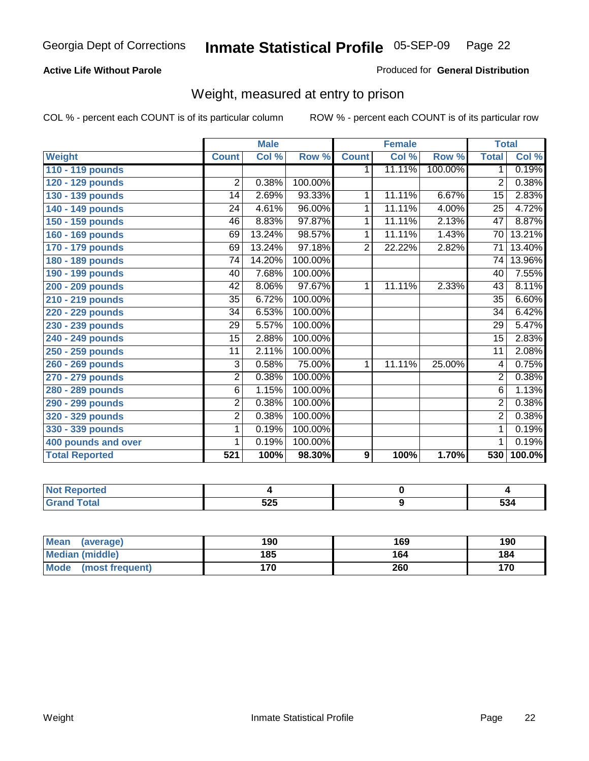Georgia Dept of Corrections **Inmate Statistical Profile** 05-SEP-09

**Active Life Without Parole**

Produced for **General Distribution**

## Weight, measured at entry to prison

COL % - percent each COUNT is of its particular column    ROW % - percent each COUNT is of its particular row

| Weight | Male | | | Female | | | Total | |
|---|---|---|---|---|---|---|---|---|
| | Count | Col % | Row % | Count | Col % | Row % | Total | Col % |
| 110 - 119 pounds | | | | 1 | 11.11% | 100.00% | 1 | 0.19% |
| 120 - 129 pounds | 2 | 0.38% | 100.00% | | | | 2 | 0.38% |
| 130 - 139 pounds | 14 | 2.69% | 93.33% | 1 | 11.11% | 6.67% | 15 | 2.83% |
| 140 - 149 pounds | 24 | 4.61% | 96.00% | 1 | 11.11% | 4.00% | 25 | 4.72% |
| 150 - 159 pounds | 46 | 8.83% | 97.87% | 1 | 11.11% | 2.13% | 47 | 8.87% |
| 160 - 169 pounds | 69 | 13.24% | 98.57% | 1 | 11.11% | 1.43% | 70 | 13.21% |
| 170 - 179 pounds | 69 | 13.24% | 97.18% | 2 | 22.22% | 2.82% | 71 | 13.40% |
| 180 - 189 pounds | 74 | 14.20% | 100.00% | | | | 74 | 13.96% |
| 190 - 199 pounds | 40 | 7.68% | 100.00% | | | | 40 | 7.55% |
| 200 - 209 pounds | 42 | 8.06% | 97.67% | 1 | 11.11% | 2.33% | 43 | 8.11% |
| 210 - 219 pounds | 35 | 6.72% | 100.00% | | | | 35 | 6.60% |
| 220 - 229 pounds | 34 | 6.53% | 100.00% | | | | 34 | 6.42% |
| 230 - 239 pounds | 29 | 5.57% | 100.00% | | | | 29 | 5.47% |
| 240 - 249 pounds | 15 | 2.88% | 100.00% | | | | 15 | 2.83% |
| 250 - 259 pounds | 11 | 2.11% | 100.00% | | | | 11 | 2.08% |
| 260 - 269 pounds | 3 | 0.58% | 75.00% | 1 | 11.11% | 25.00% | 4 | 0.75% |
| 270 - 279 pounds | 2 | 0.38% | 100.00% | | | | 2 | 0.38% |
| 280 - 289 pounds | 6 | 1.15% | 100.00% | | | | 6 | 1.13% |
| 290 - 299 pounds | 2 | 0.38% | 100.00% | | | | 2 | 0.38% |
| 320 - 329 pounds | 2 | 0.38% | 100.00% | | | | 2 | 0.38% |
| 330 - 339 pounds | 1 | 0.19% | 100.00% | | | | 1 | 0.19% |
| 400 pounds and over | 1 | 0.19% | 100.00% | | | | 1 | 0.19% |
| **Total Reported** | **521** | **100%** | **98.30%** | **9** | **100%** | **1.70%** | **530** | **100.0%** |

| | Male | Female | Total |
|---|---|---|---|
| Not Reported | 4 | 0 | 4 |
| Grand Total | 525 | 9 | 534 |

| | Male | Female | Total |
|---|---|---|---|
| Mean (average) | 190 | 169 | 190 |
| Median (middle) | 185 | 164 | 184 |
| Mode (most frequent) | 170 | 260 | 170 |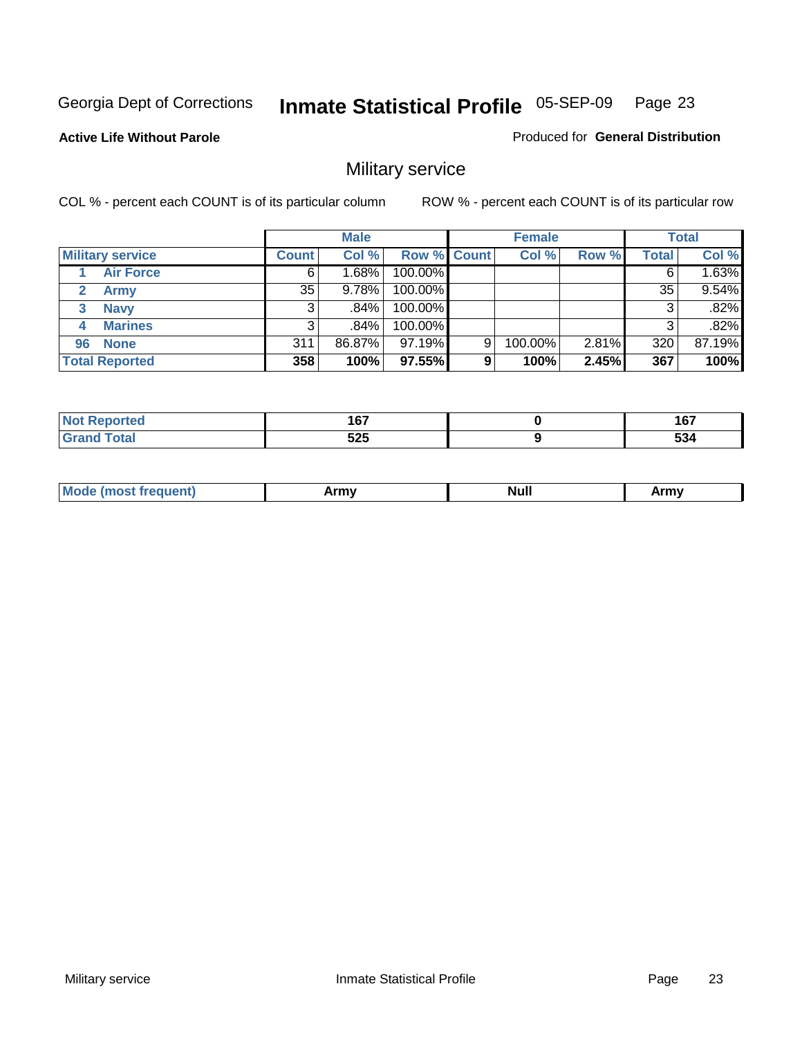Georgia Dept of Corrections **Inmate Statistical Profile** 05-SEP-09

**Active Life Without Parole**

Produced for **General Distribution**

## Military service

COL % - percent each COUNT is of its particular column

ROW % - percent each COUNT is of its particular row

| | Male | | | Female | | | Total | |
|---|---|---|---|---|---|---|---|---|
| **Military service** | **Count** | **Col %** | **Row %** | **Count** | **Col %** | **Row %** | **Total** | **Col %** |
| 1 Air Force | 6 | 1.68% | 100.00% | | | | 6 | 1.63% |
| 2 Army | 35 | 9.78% | 100.00% | | | | 35 | 9.54% |
| 3 Navy | 3 | .84% | 100.00% | | | | 3 | .82% |
| 4 Marines | 3 | .84% | 100.00% | | | | 3 | .82% |
| 96 None | 311 | 86.87% | 97.19% | 9 | 100.00% | 2.81% | 320 | 87.19% |
| **Total Reported** | **358** | **100%** | **97.55%** | **9** | **100%** | **2.45%** | **367** | **100%** |

| | Male | Female | Total |
|---|---|---|---|
| **Not Reported** | **167** | **0** | **167** |
| **Grand Total** | **525** | **9** | **534** |

| | Male | Female | Total |
|---|---|---|---|
| **Mode (most frequent)** | **Army** | **Null** | **Army** |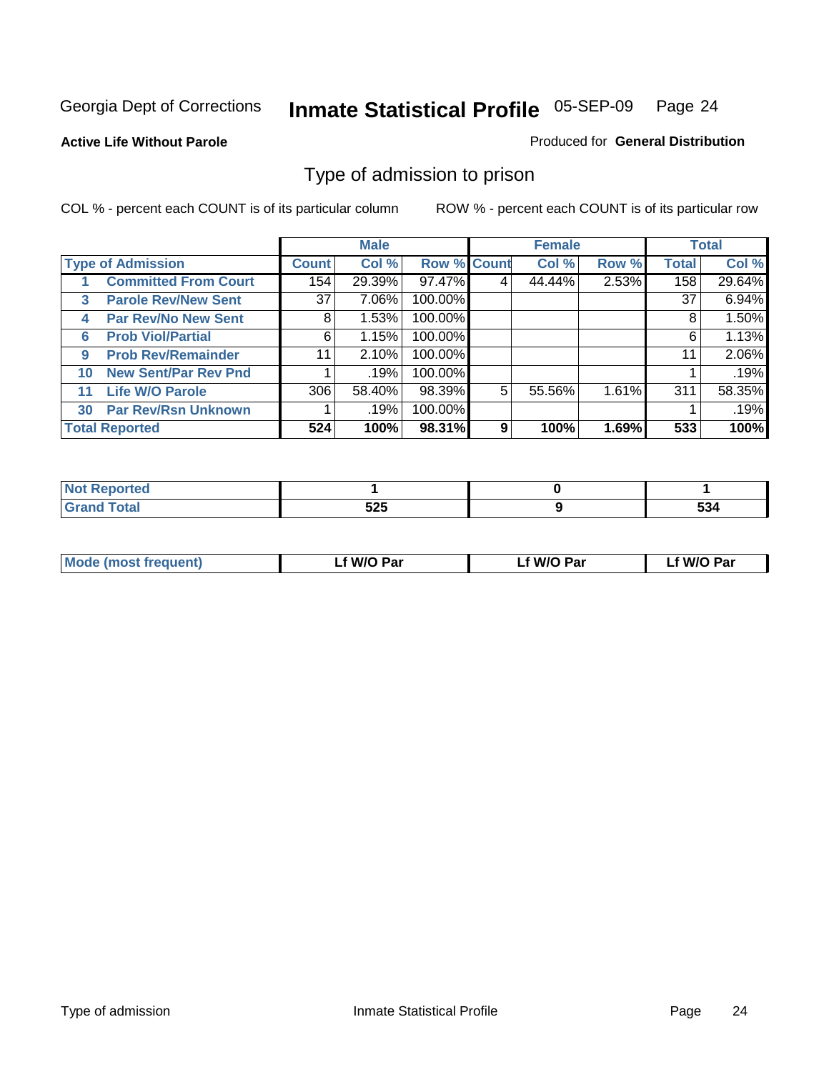Georgia Dept of Corrections **Inmate Statistical Profile** 05-SEP-09

**Active Life Without Parole**

Produced for **General Distribution**

## Type of admission to prison

COL % - percent each COUNT is of its particular column

ROW % - percent each COUNT is of its particular row

| | | Male | | | Female | | | Total | |
|---|---|---|---|---|---|---|---|---|---|
| Type of Admission | | Count | Col % | Row % | Count | Col % | Row % | Total | Col % |
| 1 | Committed From Court | 154 | 29.39% | 97.47% | 4 | 44.44% | 2.53% | 158 | 29.64% |
| 3 | Parole Rev/New Sent | 37 | 7.06% | 100.00% | | | | 37 | 6.94% |
| 4 | Par Rev/No New Sent | 8 | 1.53% | 100.00% | | | | 8 | 1.50% |
| 6 | Prob Viol/Partial | 6 | 1.15% | 100.00% | | | | 6 | 1.13% |
| 9 | Prob Rev/Remainder | 11 | 2.10% | 100.00% | | | | 11 | 2.06% |
| 10 | New Sent/Par Rev Pnd | 1 | .19% | 100.00% | | | | 1 | .19% |
| 11 | Life W/O Parole | 306 | 58.40% | 98.39% | 5 | 55.56% | 1.61% | 311 | 58.35% |
| 30 | Par Rev/Rsn Unknown | 1 | .19% | 100.00% | | | | 1 | .19% |
| **Total Reported** | | **524** | **100%** | **98.31%** | **9** | **100%** | **1.69%** | **533** | **100%** |

| | Male | Female | Total |
|---|---|---|---|
| Not Reported | 1 | 0 | 1 |
| Grand Total | 525 | 9 | 534 |

| | Male | Female | Total |
|---|---|---|---|
| Mode (most frequent) | Lf W/O Par | Lf W/O Par | Lf W/O Par |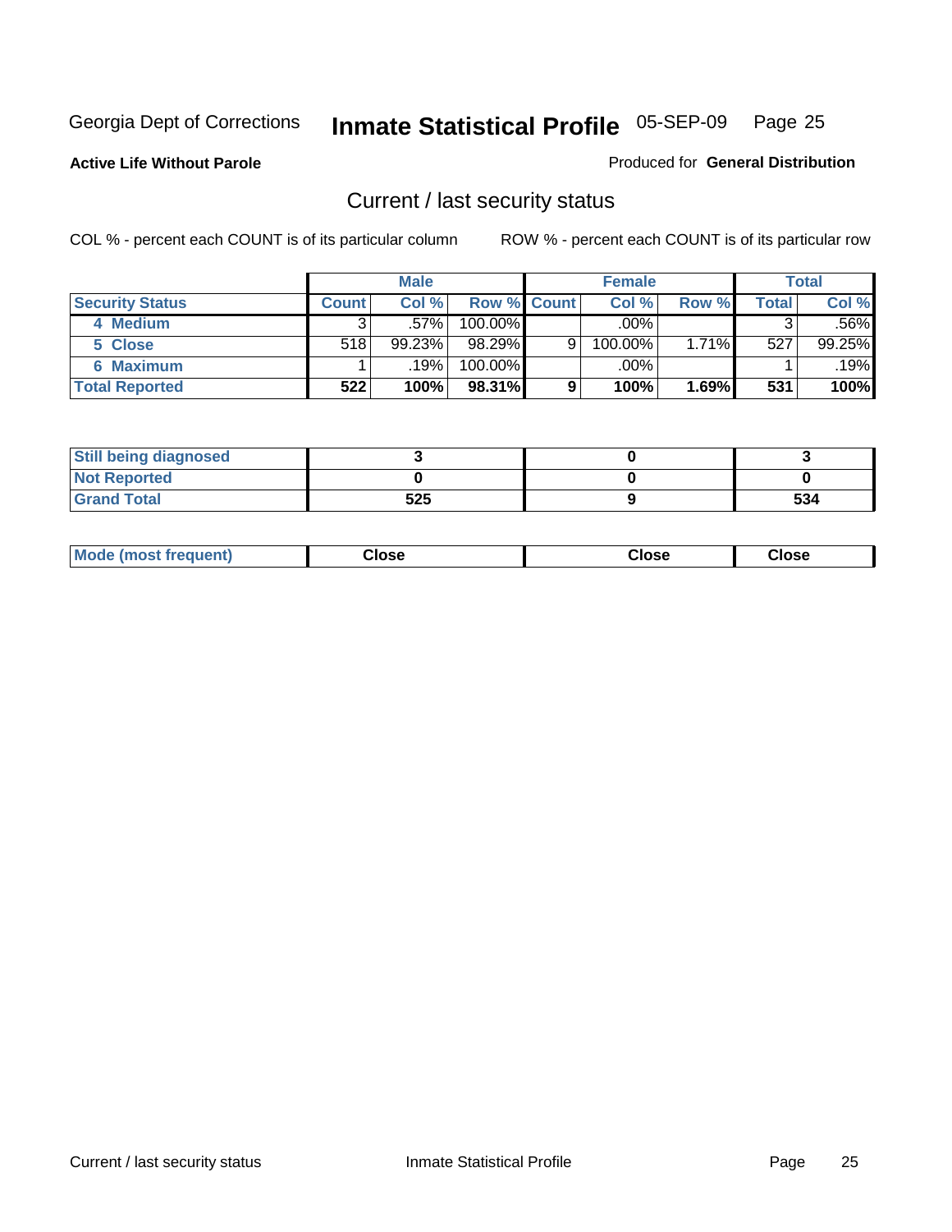Georgia Dept of Corrections **Inmate Statistical Profile** 05-SEP-09

**Active Life Without Parole**

Produced for **General Distribution**

## Current / last security status

COL % - percent each COUNT is of its particular column

ROW % - percent each COUNT is of its particular row

| | Male | | | Female | | | Total | |
|---|---|---|---|---|---|---|---|---|
| **Security Status** | **Count** | **Col %** | **Row %** | **Count** | **Col %** | **Row %** | **Total** | **Col %** |
| 4 Medium | 3 | .57% | 100.00% | | .00% | | 3 | .56% |
| 5 Close | 518 | 99.23% | 98.29% | 9 | 100.00% | 1.71% | 527 | 99.25% |
| 6 Maximum | 1 | .19% | 100.00% | | .00% | | 1 | .19% |
| **Total Reported** | **522** | **100%** | **98.31%** | **9** | **100%** | **1.69%** | **531** | **100%** |

| | Male | Female | Total |
|---|---|---|---|
| Still being diagnosed | 3 | 0 | 3 |
| Not Reported | 0 | 0 | 0 |
| Grand Total | 525 | 9 | 534 |

| | Male | Female | Total |
|---|---|---|---|
| Mode (most frequent) | Close | Close | Close |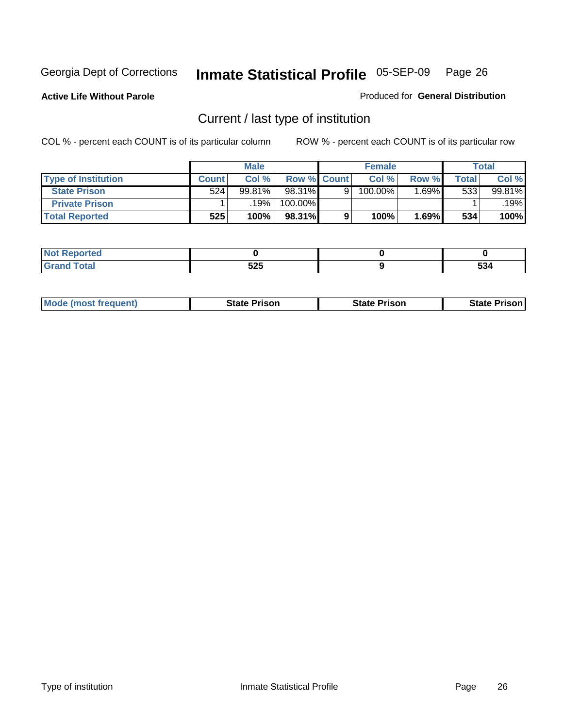Georgia Dept of Corrections **Inmate Statistical Profile** 05-SEP-09 Page 26

**Active Life Without Parole**

Produced for **General Distribution**

## Current / last type of institution

COL % - percent each COUNT is of its particular column

ROW % - percent each COUNT is of its particular row

| | Male | | | Female | | | Total | |
|---|---|---|---|---|---|---|---|---|
| **Type of Institution** | **Count** | **Col %** | **Row %** | **Count** | **Col %** | **Row %** | **Total** | **Col %** |
| **State Prison** | 524 | 99.81% | 98.31% | 9 | 100.00% | 1.69% | 533 | 99.81% |
| **Private Prison** | 1 | .19% | 100.00% | | | | 1 | .19% |
| **Total Reported** | **525** | **100%** | **98.31%** | **9** | **100%** | **1.69%** | **534** | **100%** |

| | Male | Female | Total |
|---|---|---|---|
| **Not Reported** | **0** | **0** | **0** |
| **Grand Total** | **525** | **9** | **534** |

| | Male | Female | Total |
|---|---|---|---|
| **Mode (most frequent)** | **State Prison** | **State Prison** | **State Prison** |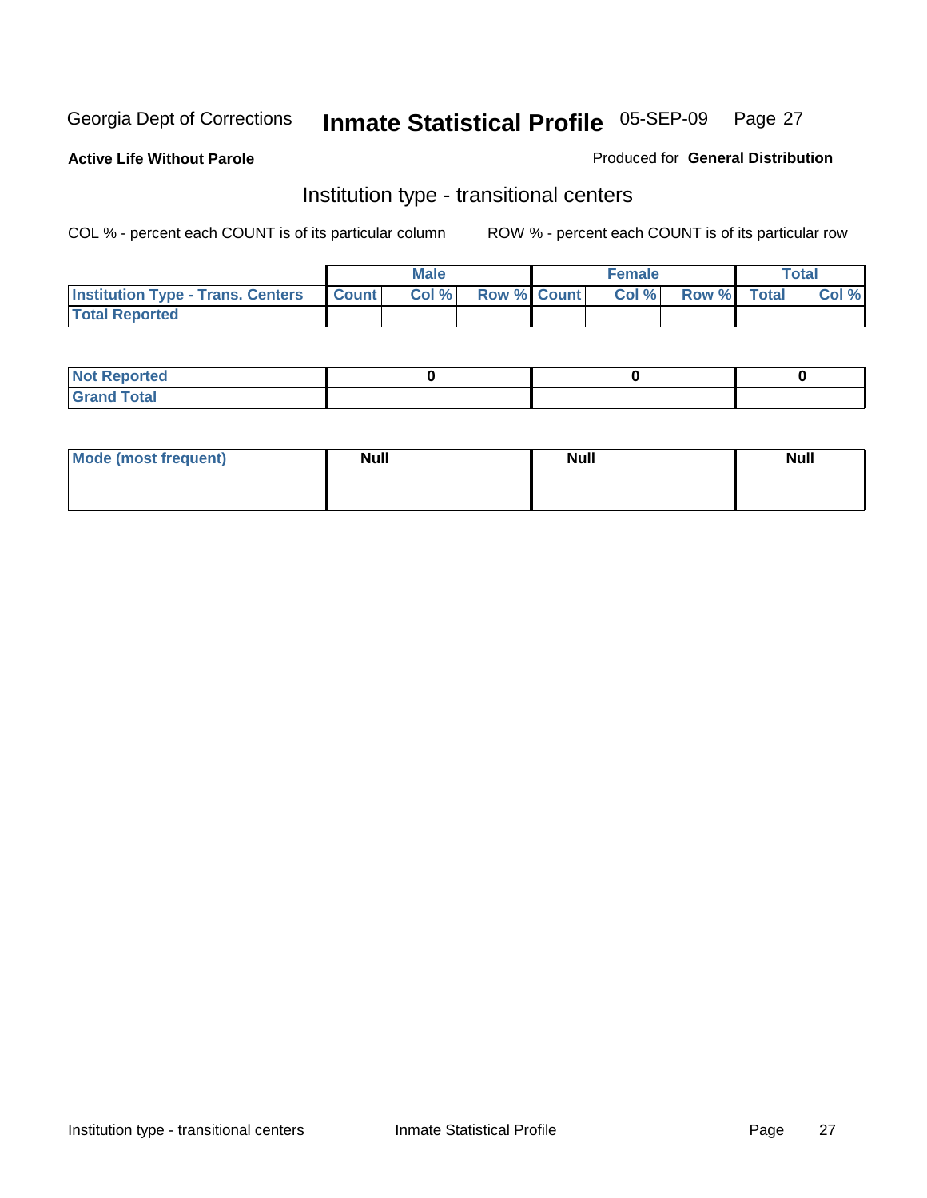Georgia Dept of Corrections **Inmate Statistical Profile** 05-SEP-09

**Active Life Without Parole**

Produced for **General Distribution**

## Institution type - transitional centers

COL % - percent each COUNT is of its particular column

ROW % - percent each COUNT is of its particular row

| | Male | | | Female | | | Total | |
|---|---|---|---|---|---|---|---|---|
| **Institution Type - Trans. Centers** | **Count** | **Col %** | **Row %** | **Count** | **Col %** | **Row %** | **Total** | **Col %** |
| **Total Reported** | | | | | | | | |

| | Male | Female | Total |
|---|---|---|---|
| **Not Reported** | 0 | 0 | 0 |
| **Grand Total** | | | |

| | Male | Female | Total |
|---|---|---|---|
| **Mode (most frequent)** | **Null** | **Null** | **Null** |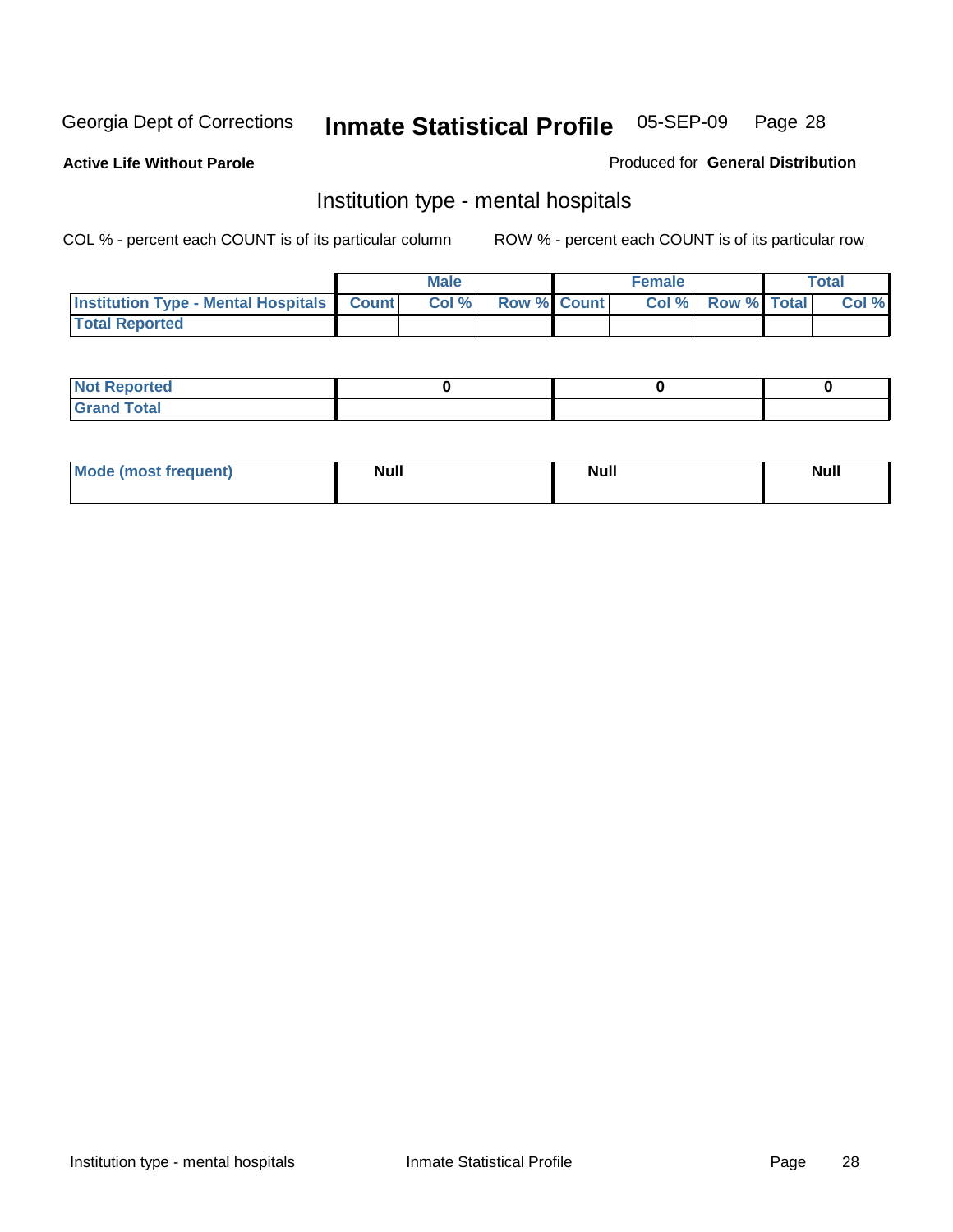Georgia Dept of Corrections **Inmate Statistical Profile** 05-SEP-09

**Active Life Without Parole**

Produced for **General Distribution**

## Institution type - mental hospitals

COL % - percent each COUNT is of its particular column

ROW % - percent each COUNT is of its particular row

| | Male | | | Female | | | Total | |
|---|---|---|---|---|---|---|---|---|
| **Institution Type - Mental Hospitals** | **Count** | **Col %** | **Row %** | **Count** | **Col %** | **Row %** | **Total** | **Col %** |
| **Total Reported** | | | | | | | | |

| | Male | Female | Total |
|---|---|---|---|
| **Not Reported** | **0** | **0** | **0** |
| **Grand Total** | | | |

| | Male | Female | Total |
|---|---|---|---|
| **Mode (most frequent)** | **Null** | **Null** | **Null** |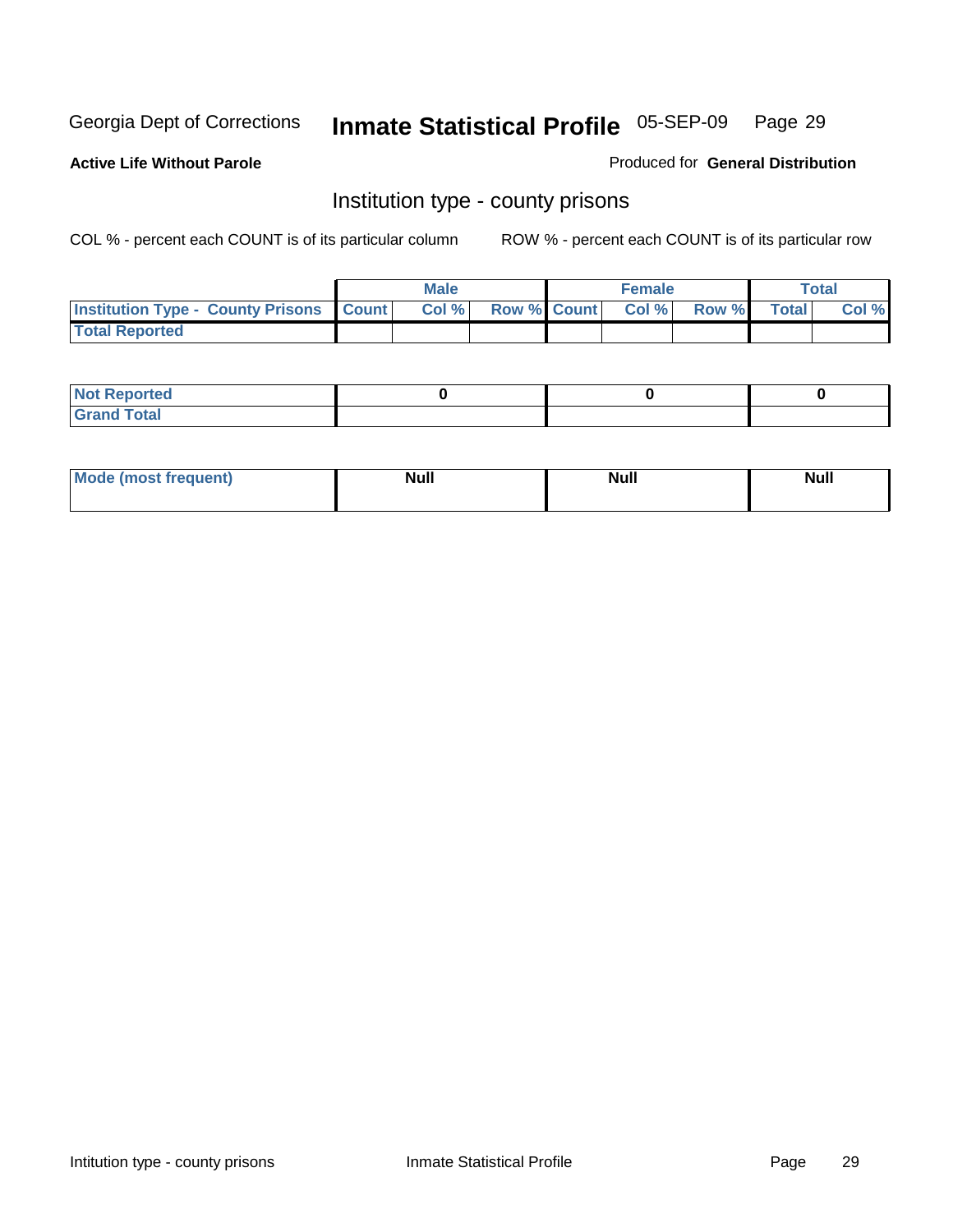Georgia Dept of Corrections **Inmate Statistical Profile** 05-SEP-09

**Active Life Without Parole**

Produced for **General Distribution**

## Institution type - county prisons

COL % - percent each COUNT is of its particular column     ROW % - percent each COUNT is of its particular row

| | Male | | | Female | | | Total | |
|---|---|---|---|---|---|---|---|---|
| **Institution Type - County Prisons** | **Count** | **Col %** | **Row %** | **Count** | **Col %** | **Row %** | **Total** | **Col %** |
| **Total Reported** | | | | | | | | |

| | Male | Female | Total |
|---|---|---|---|
| **Not Reported** | **0** | **0** | **0** |
| **Grand Total** | | | |

| | Male | Female | Total |
|---|---|---|---|
| **Mode (most frequent)** | **Null** | **Null** | **Null** |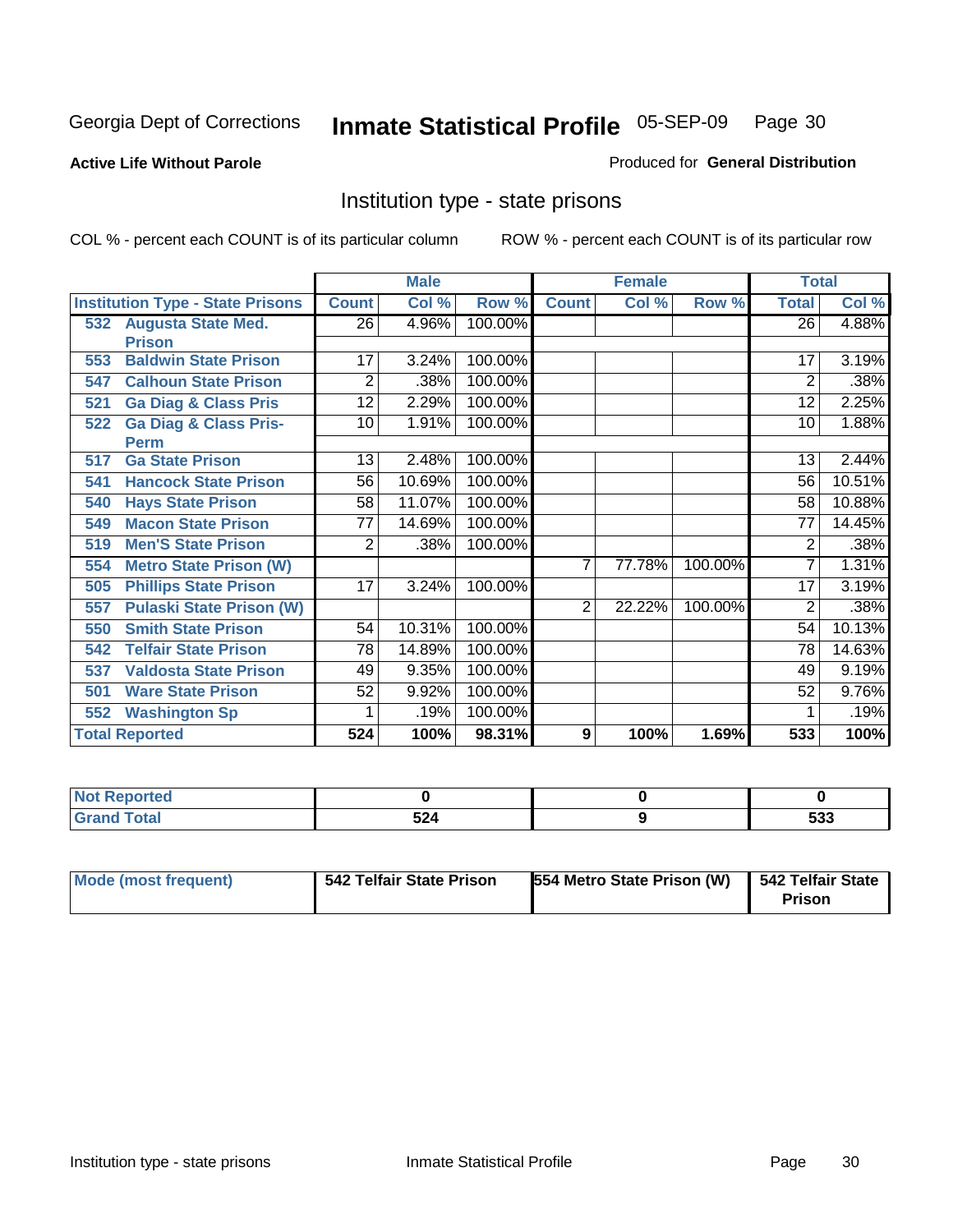Georgia Dept of Corrections **Inmate Statistical Profile** 05-SEP-09 Page 30

**Active Life Without Parole**

Produced for **General Distribution**

## Institution type - state prisons

COL % - percent each COUNT is of its particular column  ROW % - percent each COUNT is of its particular row

| | Male | | | Female | | | Total | |
|---|---|---|---|---|---|---|---|---|
| **Institution Type - State Prisons** | **Count** | **Col %** | **Row %** | **Count** | **Col %** | **Row %** | **Total** | **Col %** |
| **532 Augusta State Med. Prison** | 26 | 4.96% | 100.00% | | | | 26 | 4.88% |
| **553 Baldwin State Prison** | 17 | 3.24% | 100.00% | | | | 17 | 3.19% |
| **547 Calhoun State Prison** | 2 | .38% | 100.00% | | | | 2 | .38% |
| **521 Ga Diag & Class Pris** | 12 | 2.29% | 100.00% | | | | 12 | 2.25% |
| **522 Ga Diag & Class Pris-Perm** | 10 | 1.91% | 100.00% | | | | 10 | 1.88% |
| **517 Ga State Prison** | 13 | 2.48% | 100.00% | | | | 13 | 2.44% |
| **541 Hancock State Prison** | 56 | 10.69% | 100.00% | | | | 56 | 10.51% |
| **540 Hays State Prison** | 58 | 11.07% | 100.00% | | | | 58 | 10.88% |
| **549 Macon State Prison** | 77 | 14.69% | 100.00% | | | | 77 | 14.45% |
| **519 Men'S State Prison** | 2 | .38% | 100.00% | | | | 2 | .38% |
| **554 Metro State Prison (W)** | | | | 7 | 77.78% | 100.00% | 7 | 1.31% |
| **505 Phillips State Prison** | 17 | 3.24% | 100.00% | | | | 17 | 3.19% |
| **557 Pulaski State Prison (W)** | | | | 2 | 22.22% | 100.00% | 2 | .38% |
| **550 Smith State Prison** | 54 | 10.31% | 100.00% | | | | 54 | 10.13% |
| **542 Telfair State Prison** | 78 | 14.89% | 100.00% | | | | 78 | 14.63% |
| **537 Valdosta State Prison** | 49 | 9.35% | 100.00% | | | | 49 | 9.19% |
| **501 Ware State Prison** | 52 | 9.92% | 100.00% | | | | 52 | 9.76% |
| **552 Washington Sp** | 1 | .19% | 100.00% | | | | 1 | .19% |
| **Total Reported** | **524** | **100%** | **98.31%** | **9** | **100%** | **1.69%** | **533** | **100%** |

| | Male | Female | Total |
|---|---|---|---|
| **Not Reported** | **0** | **0** | **0** |
| **Grand Total** | **524** | **9** | **533** |

| | Male | Female | Total |
|---|---|---|---|
| **Mode (most frequent)** | **542 Telfair State Prison** | **554 Metro State Prison (W)** | **542 Telfair State Prison** |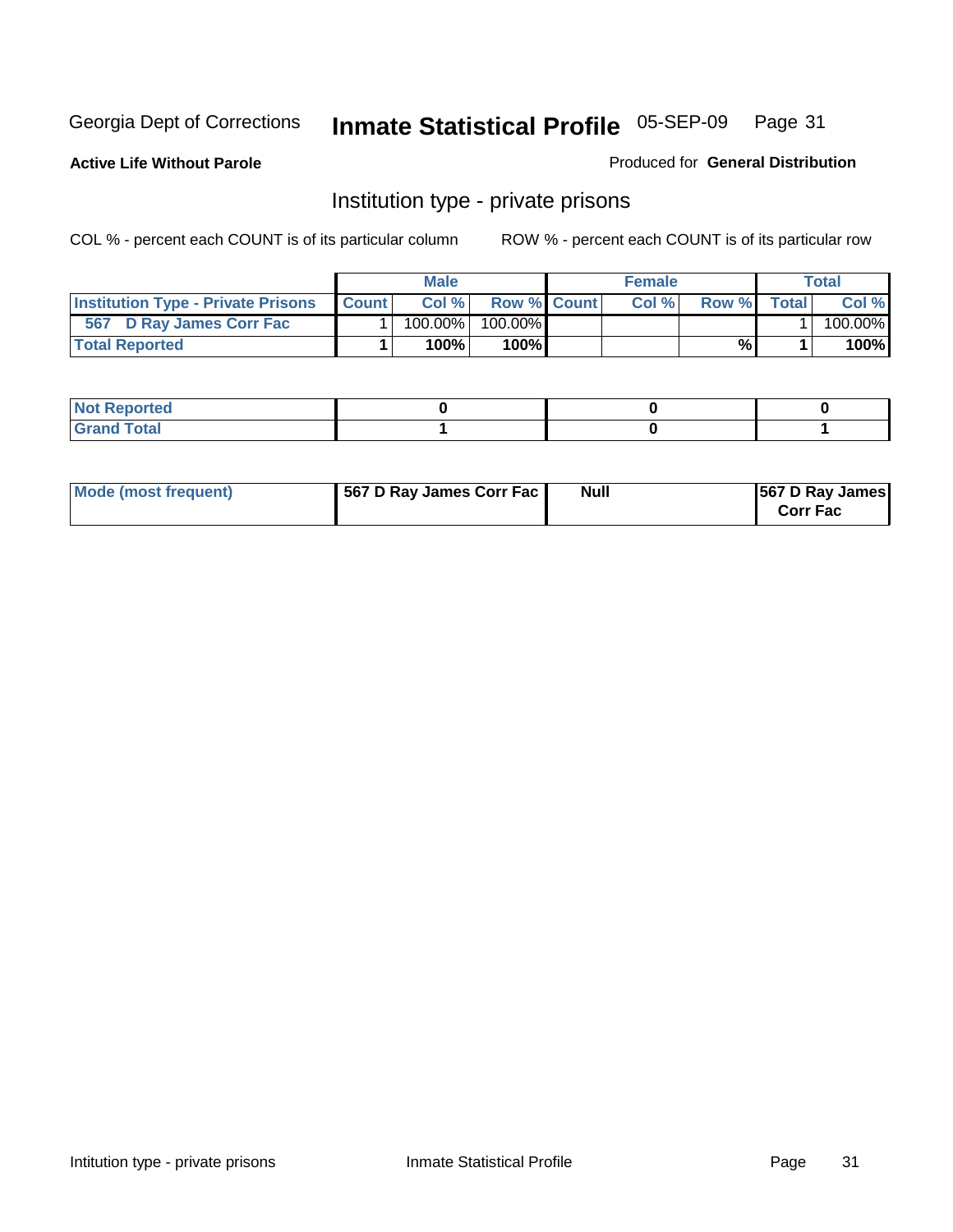Georgia Dept of Corrections **Inmate Statistical Profile** 05-SEP-09

**Active Life Without Parole**

Produced for **General Distribution**

## Institution type - private prisons

COL % - percent each COUNT is of its particular column

ROW % - percent each COUNT is of its particular row

| | Male | | | Female | | | Total | |
|---|---|---|---|---|---|---|---|---|
| **Institution Type - Private Prisons** | **Count** | **Col %** | **Row %** | **Count** | **Col %** | **Row %** | **Total** | **Col %** |
| **567 D Ray James Corr Fac** | 1 | 100.00% | 100.00% | | | | 1 | 100.00% |
| **Total Reported** | **1** | **100%** | **100%** | | | **%** | **1** | **100%** |

| | Male | Female | Total |
|---|---|---|---|
| **Not Reported** | **0** | **0** | **0** |
| **Grand Total** | **1** | **0** | **1** |

| | Male | Female | Total |
|---|---|---|---|
| **Mode (most frequent)** | **567 D Ray James Corr Fac** | **Null** | **567 D Ray James Corr Fac** |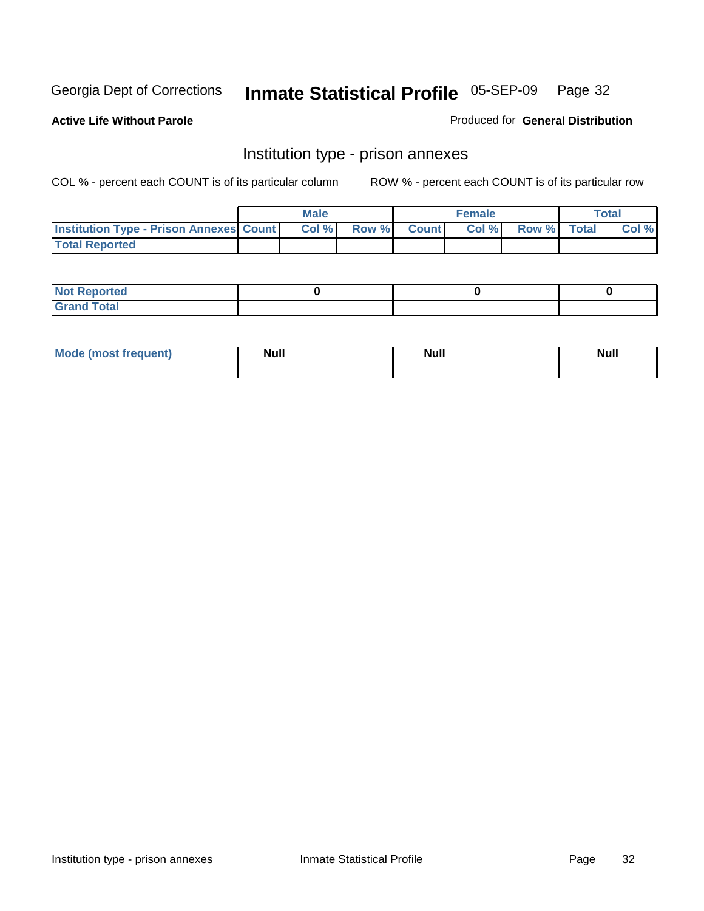Georgia Dept of Corrections **Inmate Statistical Profile** 05-SEP-09

**Active Life Without Parole** Produced for **General Distribution**

## Institution type - prison annexes

COL % - percent each COUNT is of its particular column ROW % - percent each COUNT is of its particular row

| | Male | | | Female | | | Total | |
|---|---|---|---|---|---|---|---|---|
| Institution Type - Prison Annexes | Count | Col % | Row % | Count | Col % | Row % | Total | Col % |
| Total Reported | | | | | | | | |

| | Male | Female | Total |
|---|---|---|---|
| Not Reported | 0 | 0 | 0 |
| Grand Total | | | |

| | Male | Female | Total |
|---|---|---|---|
| Mode (most frequent) | Null | Null | Null |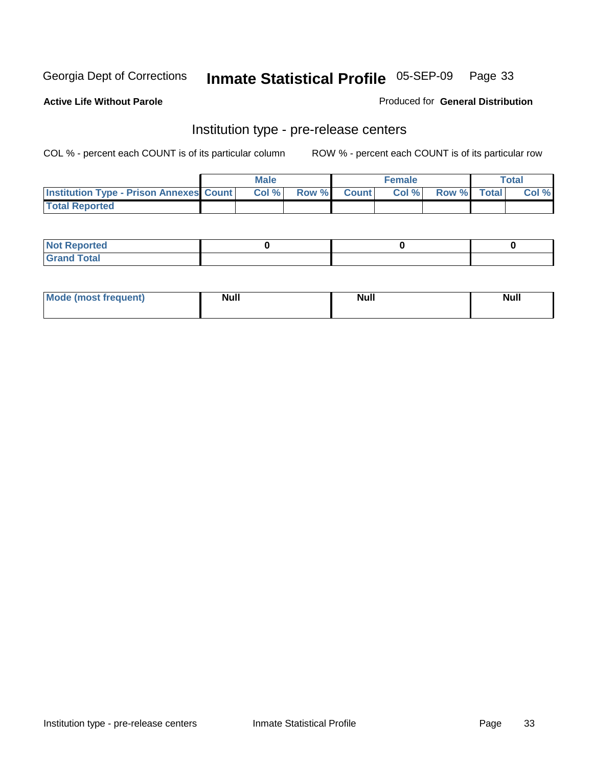Georgia Dept of Corrections **Inmate Statistical Profile** 05-SEP-09

**Active Life Without Parole**

Produced for **General Distribution**

## Institution type - pre-release centers

COL % - percent each COUNT is of its particular column ROW % - percent each COUNT is of its particular row

| | Male | | | Female | | | Total | |
|---|---|---|---|---|---|---|---|---|
| **Institution Type - Prison Annexes** | **Count** | **Col %** | **Row %** | **Count** | **Col %** | **Row %** | **Total** | **Col %** |
| **Total Reported** | | | | | | | | |

| | Male | Female | Total |
|---|---|---|---|
| **Not Reported** | 0 | 0 | 0 |
| **Grand Total** | | | |

| | Male | Female | Total |
|---|---|---|---|
| **Mode (most frequent)** | Null | Null | Null |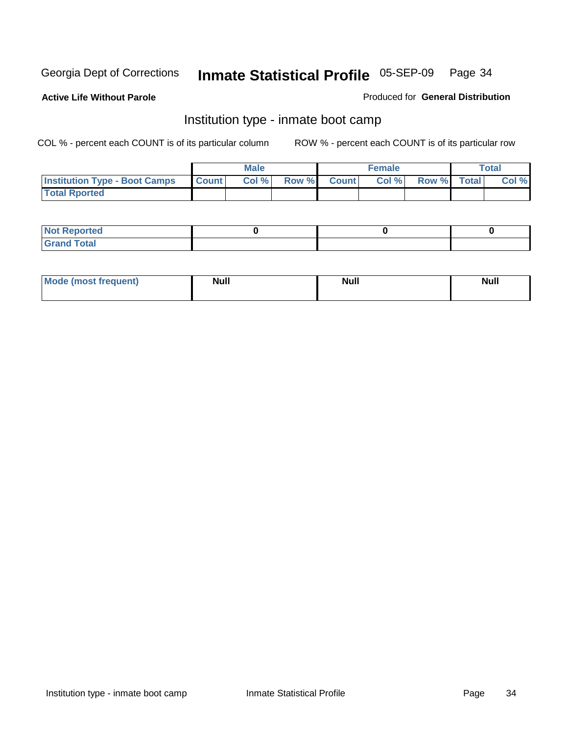Georgia Dept of Corrections **Inmate Statistical Profile** 05-SEP-09

**Active Life Without Parole**

Produced for **General Distribution**

## Institution type - inmate boot camp

COL % - percent each COUNT is of its particular column

ROW % - percent each COUNT is of its particular row

| | Male | | | Female | | | Total | |
|---|---|---|---|---|---|---|---|---|
| Institution Type - Boot Camps | Count | Col % | Row % | Count | Col % | Row % | Total | Col % |
| Total Rported | | | | | | | | |

| | Male | Female | Total |
|---|---|---|---|
| Not Reported | 0 | 0 | 0 |
| Grand Total | | | |

| | Male | Female | Total |
|---|---|---|---|
| Mode (most frequent) | Null | Null | Null |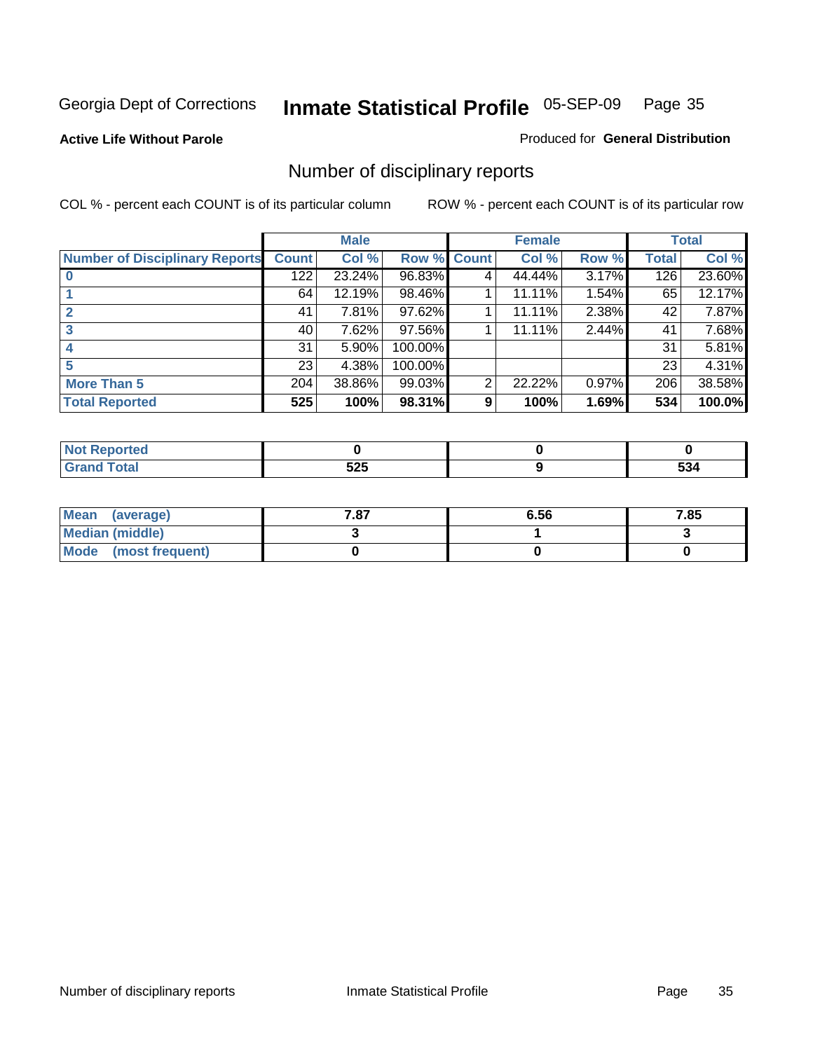Georgia Dept of Corrections **Inmate Statistical Profile** 05-SEP-09

**Active Life Without Parole**

Produced for **General Distribution**

# Number of disciplinary reports

COL % - percent each COUNT is of its particular column

ROW % - percent each COUNT is of its particular row

| | Male | | | Female | | | Total | |
|---|---|---|---|---|---|---|---|---|
| **Number of Disciplinary Reports** | **Count** | **Col %** | **Row %** | **Count** | **Col %** | **Row %** | **Total** | **Col %** |
| **0** | 122 | 23.24% | 96.83% | 4 | 44.44% | 3.17% | 126 | 23.60% |
| **1** | 64 | 12.19% | 98.46% | 1 | 11.11% | 1.54% | 65 | 12.17% |
| **2** | 41 | 7.81% | 97.62% | 1 | 11.11% | 2.38% | 42 | 7.87% |
| **3** | 40 | 7.62% | 97.56% | 1 | 11.11% | 2.44% | 41 | 7.68% |
| **4** | 31 | 5.90% | 100.00% | | | | 31 | 5.81% |
| **5** | 23 | 4.38% | 100.00% | | | | 23 | 4.31% |
| **More Than 5** | 204 | 38.86% | 99.03% | 2 | 22.22% | 0.97% | 206 | 38.58% |
| **Total Reported** | **525** | **100%** | **98.31%** | **9** | **100%** | **1.69%** | **534** | **100.0%** |

| | Male | Female | Total |
|---|---|---|---|
| **Not Reported** | **0** | **0** | **0** |
| **Grand Total** | **525** | **9** | **534** |

| | Male | Female | Total |
|---|---|---|---|
| **Mean (average)** | **7.87** | **6.56** | **7.85** |
| **Median (middle)** | **3** | **1** | **3** |
| **Mode (most frequent)** | **0** | **0** | **0** |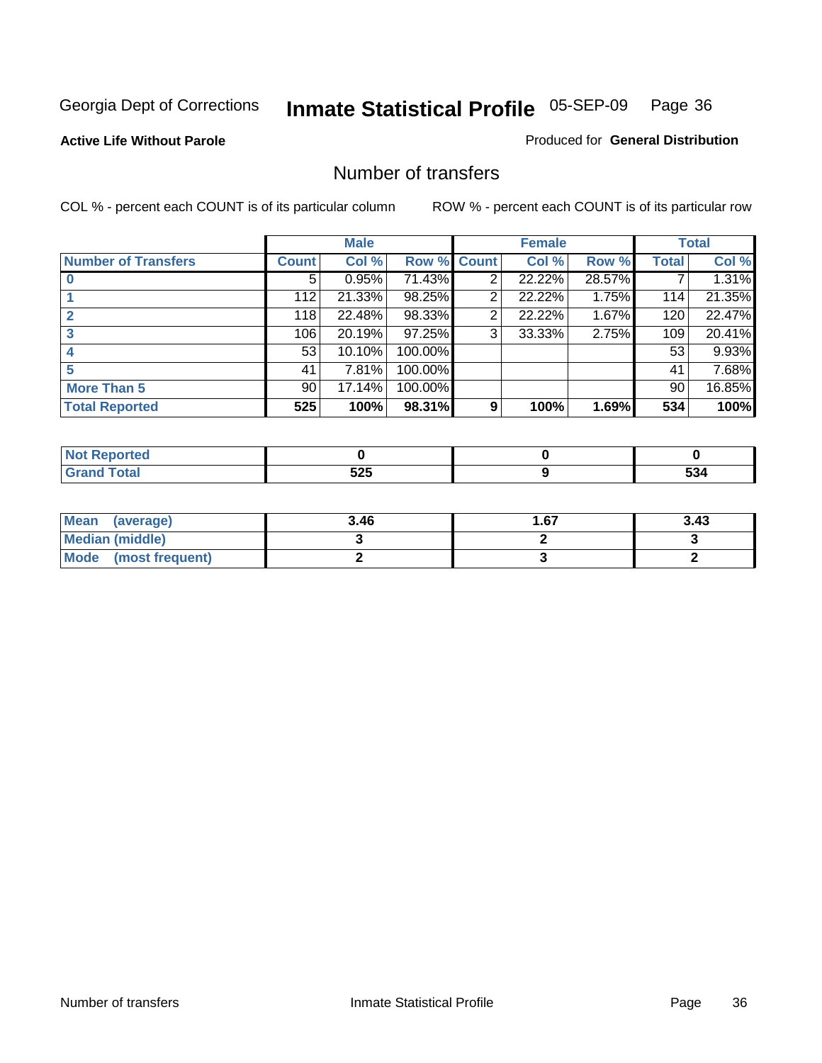Georgia Dept of Corrections **Inmate Statistical Profile** 05-SEP-09

**Active Life Without Parole**

Produced for **General Distribution**

# Number of transfers

COL % - percent each COUNT is of its particular column    ROW % - percent each COUNT is of its particular row

| | Male | | | Female | | | Total | |
|---|---|---|---|---|---|---|---|---|
| **Number of Transfers** | **Count** | **Col %** | **Row %** | **Count** | **Col %** | **Row %** | **Total** | **Col %** |
| **0** | 5 | 0.95% | 71.43% | 2 | 22.22% | 28.57% | 7 | 1.31% |
| **1** | 112 | 21.33% | 98.25% | 2 | 22.22% | 1.75% | 114 | 21.35% |
| **2** | 118 | 22.48% | 98.33% | 2 | 22.22% | 1.67% | 120 | 22.47% |
| **3** | 106 | 20.19% | 97.25% | 3 | 33.33% | 2.75% | 109 | 20.41% |
| **4** | 53 | 10.10% | 100.00% | | | | 53 | 9.93% |
| **5** | 41 | 7.81% | 100.00% | | | | 41 | 7.68% |
| **More Than 5** | 90 | 17.14% | 100.00% | | | | 90 | 16.85% |
| **Total Reported** | **525** | **100%** | **98.31%** | **9** | **100%** | **1.69%** | **534** | **100%** |

| | Male | Female | Total |
|---|---|---|---|
| **Not Reported** | **0** | **0** | **0** |
| **Grand Total** | **525** | **9** | **534** |

| | Male | Female | Total |
|---|---|---|---|
| **Mean (average)** | **3.46** | **1.67** | **3.43** |
| **Median (middle)** | **3** | **2** | **3** |
| **Mode (most frequent)** | **2** | **3** | **2** |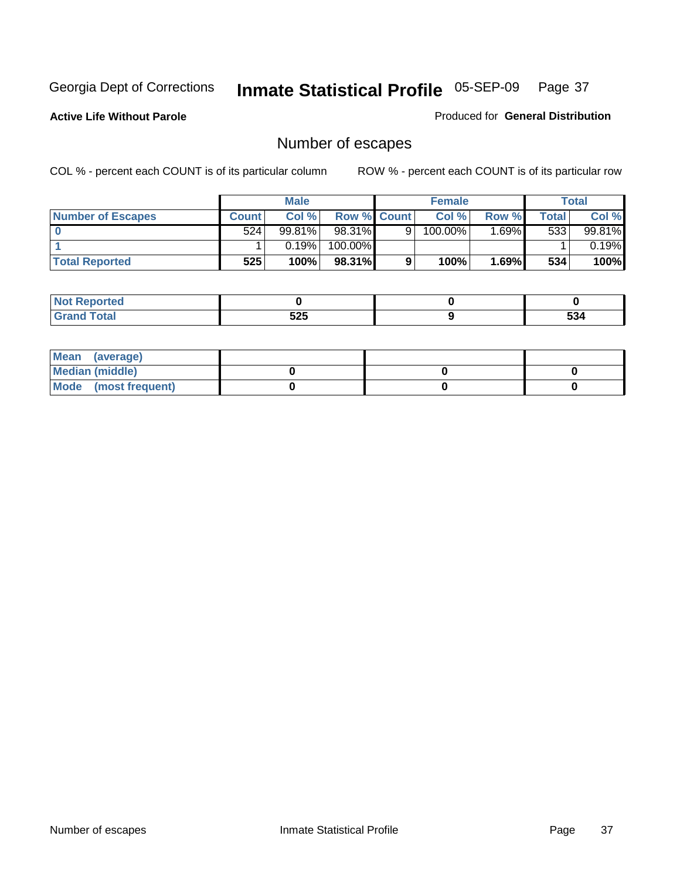Georgia Dept of Corrections **Inmate Statistical Profile** 05-SEP-09

**Active Life Without Parole** Produced for **General Distribution**

## Number of escapes

COL % - percent each COUNT is of its particular column ROW % - percent each COUNT is of its particular row

| | Male | | | Female | | | Total | |
|---|---|---|---|---|---|---|---|---|
| **Number of Escapes** | **Count** | **Col %** | **Row %** | **Count** | **Col %** | **Row %** | **Total** | **Col %** |
| **0** | 524 | 99.81% | 98.31% | 9 | 100.00% | 1.69% | 533 | 99.81% |
| **1** | 1 | 0.19% | 100.00% | | | | 1 | 0.19% |
| **Total Reported** | **525** | **100%** | **98.31%** | **9** | **100%** | **1.69%** | **534** | **100%** |

| | Male | Female | Total |
|---|---|---|---|
| **Not Reported** | **0** | **0** | **0** |
| **Grand Total** | **525** | **9** | **534** |

| | Male | Female | Total |
|---|---|---|---|
| **Mean (average)** | | | |
| **Median (middle)** | **0** | **0** | **0** |
| **Mode (most frequent)** | **0** | **0** | **0** |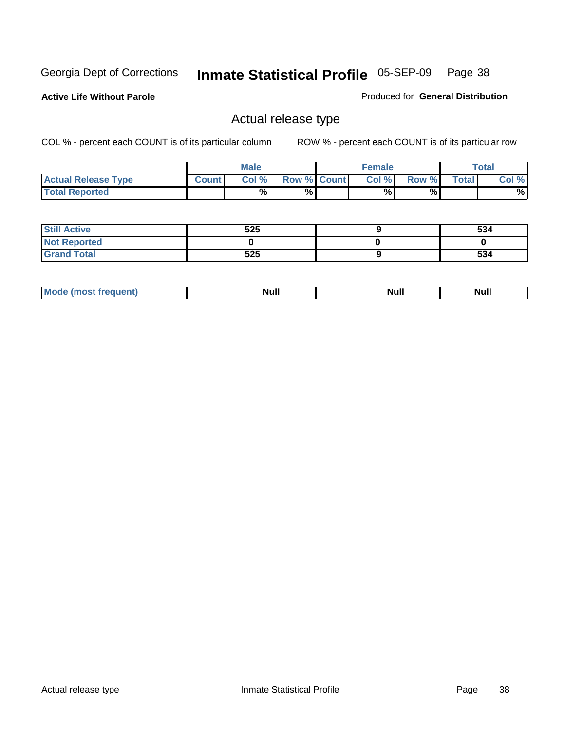Georgia Dept of Corrections

# Inmate Statistical Profile

05-SEP-09

**Active Life Without Parole**

Produced for **General Distribution**

## Actual release type

COL % - percent each COUNT is of its particular column

ROW % - percent each COUNT is of its particular row

| | Male | | | Female | | | Total | |
|---|---|---|---|---|---|---|---|---|
| **Actual Release Type** | **Count** | **Col %** | **Row %** | **Count** | **Col %** | **Row %** | **Total** | **Col %** |
| **Total Reported** | | % | % | | % | % | | % |

| | Male | Female | Total |
|---|---|---|---|
| **Still Active** | 525 | 9 | 534 |
| **Not Reported** | 0 | 0 | 0 |
| **Grand Total** | 525 | 9 | 534 |

| | Male | Female | Total |
|---|---|---|---|
| **Mode (most frequent)** | Null | Null | Null |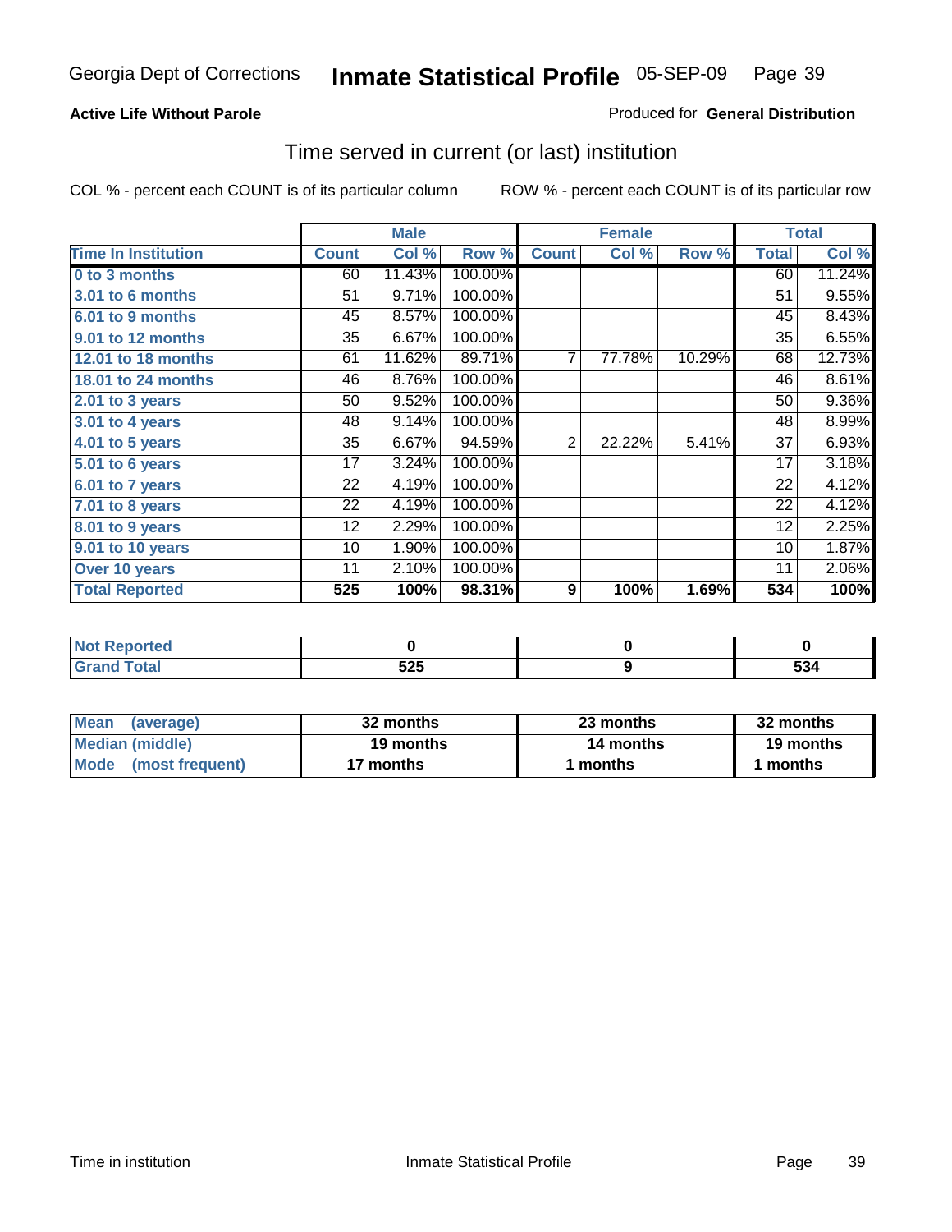Georgia Dept of Corrections **Inmate Statistical Profile** 05-SEP-09

**Active Life Without Parole**

Produced for **General Distribution**

## Time served in current (or last) institution

COL % - percent each COUNT is of its particular column    ROW % - percent each COUNT is of its particular row

| | Male | | | Female | | | Total | |
|---|---|---|---|---|---|---|---|---|
| **Time In Institution** | **Count** | **Col %** | **Row %** | **Count** | **Col %** | **Row %** | **Total** | **Col %** |
| **0 to 3 months** | 60 | 11.43% | 100.00% | | | | 60 | 11.24% |
| **3.01 to 6 months** | 51 | 9.71% | 100.00% | | | | 51 | 9.55% |
| **6.01 to 9 months** | 45 | 8.57% | 100.00% | | | | 45 | 8.43% |
| **9.01 to 12 months** | 35 | 6.67% | 100.00% | | | | 35 | 6.55% |
| **12.01 to 18 months** | 61 | 11.62% | 89.71% | 7 | 77.78% | 10.29% | 68 | 12.73% |
| **18.01 to 24 months** | 46 | 8.76% | 100.00% | | | | 46 | 8.61% |
| **2.01 to 3 years** | 50 | 9.52% | 100.00% | | | | 50 | 9.36% |
| **3.01 to 4 years** | 48 | 9.14% | 100.00% | | | | 48 | 8.99% |
| **4.01 to 5 years** | 35 | 6.67% | 94.59% | 2 | 22.22% | 5.41% | 37 | 6.93% |
| **5.01 to 6 years** | 17 | 3.24% | 100.00% | | | | 17 | 3.18% |
| **6.01 to 7 years** | 22 | 4.19% | 100.00% | | | | 22 | 4.12% |
| **7.01 to 8 years** | 22 | 4.19% | 100.00% | | | | 22 | 4.12% |
| **8.01 to 9 years** | 12 | 2.29% | 100.00% | | | | 12 | 2.25% |
| **9.01 to 10 years** | 10 | 1.90% | 100.00% | | | | 10 | 1.87% |
| **Over 10 years** | 11 | 2.10% | 100.00% | | | | 11 | 2.06% |
| **Total Reported** | **525** | **100%** | **98.31%** | **9** | **100%** | **1.69%** | **534** | **100%** |

| | Male | Female | Total |
|---|---|---|---|
| **Not Reported** | **0** | **0** | **0** |
| **Grand Total** | **525** | **9** | **534** |

| | Male | Female | Total |
|---|---|---|---|
| **Mean (average)** | **32 months** | **23 months** | **32 months** |
| **Median (middle)** | **19 months** | **14 months** | **19 months** |
| **Mode (most frequent)** | **17 months** | **1 months** | **1 months** |

Time in institution    Inmate Statistical Profile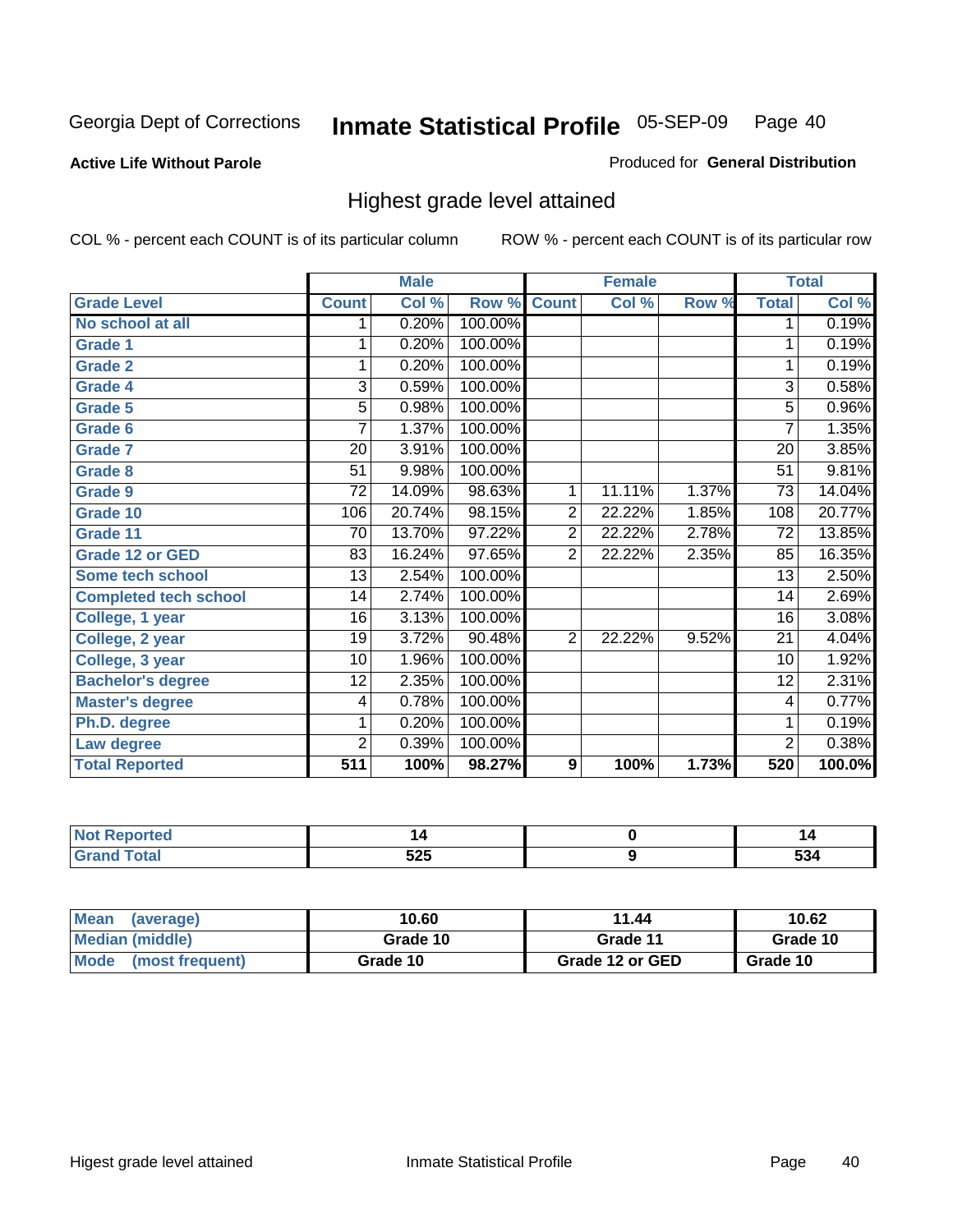Georgia Dept of Corrections **Inmate Statistical Profile** 05-SEP-09

**Active Life Without Parole**

Produced for **General Distribution**

## Highest grade level attained

COL % - percent each COUNT is of its particular column ROW % - percent each COUNT is of its particular row

| | Male | | | Female | | | Total | |
|---|---|---|---|---|---|---|---|---|
| **Grade Level** | **Count** | **Col %** | **Row %** | **Count** | **Col %** | **Row %** | **Total** | **Col %** |
| No school at all | 1 | 0.20% | 100.00% | | | | 1 | 0.19% |
| Grade 1 | 1 | 0.20% | 100.00% | | | | 1 | 0.19% |
| Grade 2 | 1 | 0.20% | 100.00% | | | | 1 | 0.19% |
| Grade 4 | 3 | 0.59% | 100.00% | | | | 3 | 0.58% |
| Grade 5 | 5 | 0.98% | 100.00% | | | | 5 | 0.96% |
| Grade 6 | 7 | 1.37% | 100.00% | | | | 7 | 1.35% |
| Grade 7 | 20 | 3.91% | 100.00% | | | | 20 | 3.85% |
| Grade 8 | 51 | 9.98% | 100.00% | | | | 51 | 9.81% |
| Grade 9 | 72 | 14.09% | 98.63% | 1 | 11.11% | 1.37% | 73 | 14.04% |
| Grade 10 | 106 | 20.74% | 98.15% | 2 | 22.22% | 1.85% | 108 | 20.77% |
| Grade 11 | 70 | 13.70% | 97.22% | 2 | 22.22% | 2.78% | 72 | 13.85% |
| Grade 12 or GED | 83 | 16.24% | 97.65% | 2 | 22.22% | 2.35% | 85 | 16.35% |
| Some tech school | 13 | 2.54% | 100.00% | | | | 13 | 2.50% |
| Completed tech school | 14 | 2.74% | 100.00% | | | | 14 | 2.69% |
| College, 1 year | 16 | 3.13% | 100.00% | | | | 16 | 3.08% |
| College, 2 year | 19 | 3.72% | 90.48% | 2 | 22.22% | 9.52% | 21 | 4.04% |
| College, 3 year | 10 | 1.96% | 100.00% | | | | 10 | 1.92% |
| Bachelor's degree | 12 | 2.35% | 100.00% | | | | 12 | 2.31% |
| Master's degree | 4 | 0.78% | 100.00% | | | | 4 | 0.77% |
| Ph.D. degree | 1 | 0.20% | 100.00% | | | | 1 | 0.19% |
| Law degree | 2 | 0.39% | 100.00% | | | | 2 | 0.38% |
| **Total Reported** | **511** | **100%** | **98.27%** | **9** | **100%** | **1.73%** | **520** | **100.0%** |

| | Male | Female | Total |
|---|---|---|---|
| Not Reported | 14 | 0 | 14 |
| Grand Total | 525 | 9 | 534 |

| | Male | Female | Total |
|---|---|---|---|
| Mean (average) | 10.60 | 11.44 | 10.62 |
| Median (middle) | Grade 10 | Grade 11 | Grade 10 |
| Mode (most frequent) | Grade 10 | Grade 12 or GED | Grade 10 |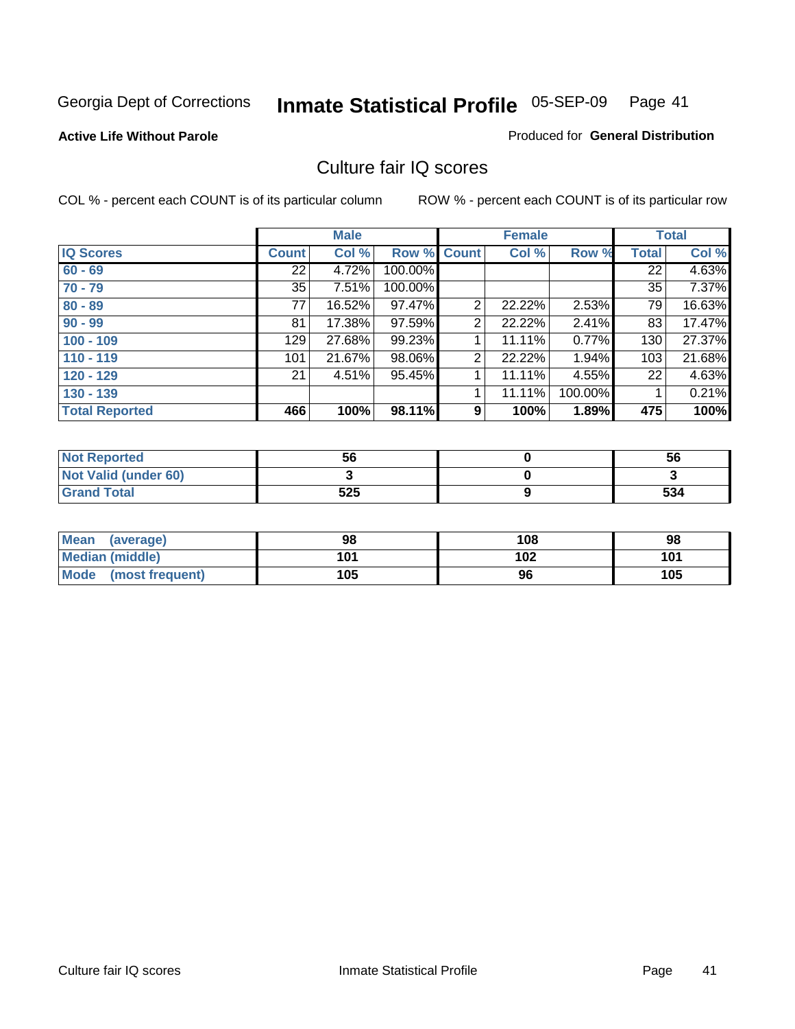Georgia Dept of Corrections **Inmate Statistical Profile** 05-SEP-09 Page 41

**Active Life Without Parole**

Produced for **General Distribution**

## Culture fair IQ scores

COL % - percent each COUNT is of its particular column    ROW % - percent each COUNT is of its particular row

| | Male | | | Female | | | Total | |
|---|---|---|---|---|---|---|---|---|
| **IQ Scores** | **Count** | **Col %** | **Row %** | **Count** | **Col %** | **Row %** | **Total** | **Col %** |
| 60 - 69 | 22 | 4.72% | 100.00% | | | | 22 | 4.63% |
| 70 - 79 | 35 | 7.51% | 100.00% | | | | 35 | 7.37% |
| 80 - 89 | 77 | 16.52% | 97.47% | 2 | 22.22% | 2.53% | 79 | 16.63% |
| 90 - 99 | 81 | 17.38% | 97.59% | 2 | 22.22% | 2.41% | 83 | 17.47% |
| 100 - 109 | 129 | 27.68% | 99.23% | 1 | 11.11% | 0.77% | 130 | 27.37% |
| 110 - 119 | 101 | 21.67% | 98.06% | 2 | 22.22% | 1.94% | 103 | 21.68% |
| 120 - 129 | 21 | 4.51% | 95.45% | 1 | 11.11% | 4.55% | 22 | 4.63% |
| 130 - 139 | | | | 1 | 11.11% | 100.00% | 1 | 0.21% |
| **Total Reported** | **466** | **100%** | **98.11%** | **9** | **100%** | **1.89%** | **475** | **100%** |

| | Male | Female | Total |
|---|---|---|---|
| Not Reported | 56 | 0 | 56 |
| Not Valid (under 60) | 3 | 0 | 3 |
| Grand Total | 525 | 9 | 534 |

| | Male | Female | Total |
|---|---|---|---|
| Mean (average) | 98 | 108 | 98 |
| Median (middle) | 101 | 102 | 101 |
| Mode (most frequent) | 105 | 96 | 105 |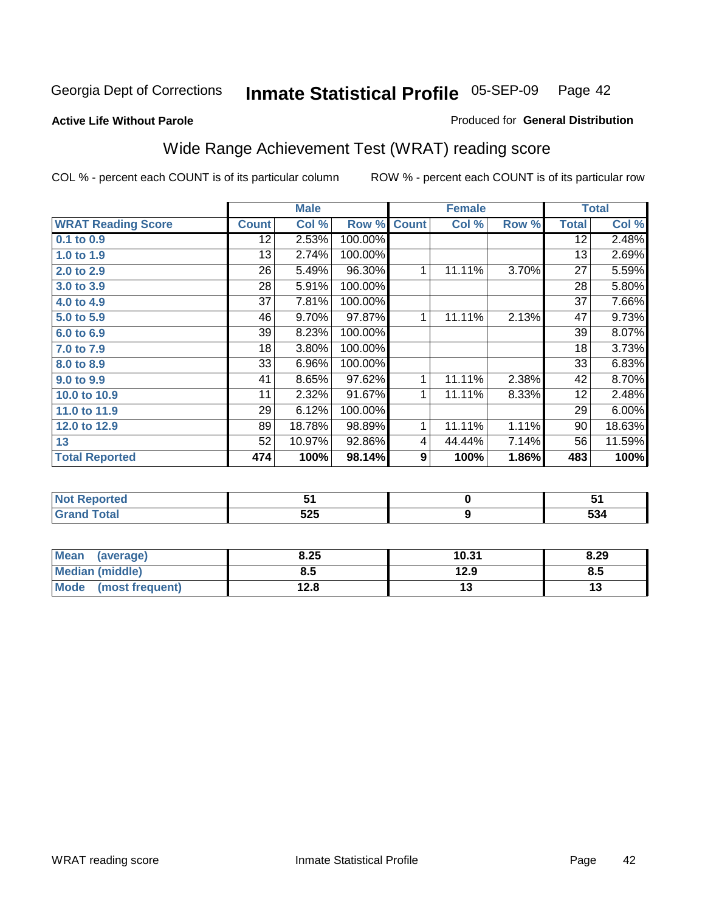Georgia Dept of Corrections **Inmate Statistical Profile** 05-SEP-09

**Active Life Without Parole**

Produced for **General Distribution**

## Wide Range Achievement Test (WRAT) reading score

COL % - percent each COUNT is of its particular column ROW % - percent each COUNT is of its particular row

| | Male | | | Female | | | Total | |
|---|---|---|---|---|---|---|---|---|
| **WRAT Reading Score** | **Count** | **Col %** | **Row %** | **Count** | **Col %** | **Row %** | **Total** | **Col %** |
| 0.1 to 0.9 | 12 | 2.53% | 100.00% | | | | 12 | 2.48% |
| 1.0 to 1.9 | 13 | 2.74% | 100.00% | | | | 13 | 2.69% |
| 2.0 to 2.9 | 26 | 5.49% | 96.30% | 1 | 11.11% | 3.70% | 27 | 5.59% |
| 3.0 to 3.9 | 28 | 5.91% | 100.00% | | | | 28 | 5.80% |
| 4.0 to 4.9 | 37 | 7.81% | 100.00% | | | | 37 | 7.66% |
| 5.0 to 5.9 | 46 | 9.70% | 97.87% | 1 | 11.11% | 2.13% | 47 | 9.73% |
| 6.0 to 6.9 | 39 | 8.23% | 100.00% | | | | 39 | 8.07% |
| 7.0 to 7.9 | 18 | 3.80% | 100.00% | | | | 18 | 3.73% |
| 8.0 to 8.9 | 33 | 6.96% | 100.00% | | | | 33 | 6.83% |
| 9.0 to 9.9 | 41 | 8.65% | 97.62% | 1 | 11.11% | 2.38% | 42 | 8.70% |
| 10.0 to 10.9 | 11 | 2.32% | 91.67% | 1 | 11.11% | 8.33% | 12 | 2.48% |
| 11.0 to 11.9 | 29 | 6.12% | 100.00% | | | | 29 | 6.00% |
| 12.0 to 12.9 | 89 | 18.78% | 98.89% | 1 | 11.11% | 1.11% | 90 | 18.63% |
| 13 | 52 | 10.97% | 92.86% | 4 | 44.44% | 7.14% | 56 | 11.59% |
| **Total Reported** | **474** | **100%** | **98.14%** | **9** | **100%** | **1.86%** | **483** | **100%** |

| | Male | Female | Total |
|---|---|---|---|
| Not Reported | 51 | 0 | 51 |
| Grand Total | 525 | 9 | 534 |

| | Male | Female | Total |
|---|---|---|---|
| Mean (average) | 8.25 | 10.31 | 8.29 |
| Median (middle) | 8.5 | 12.9 | 8.5 |
| Mode (most frequent) | 12.8 | 13 | 13 |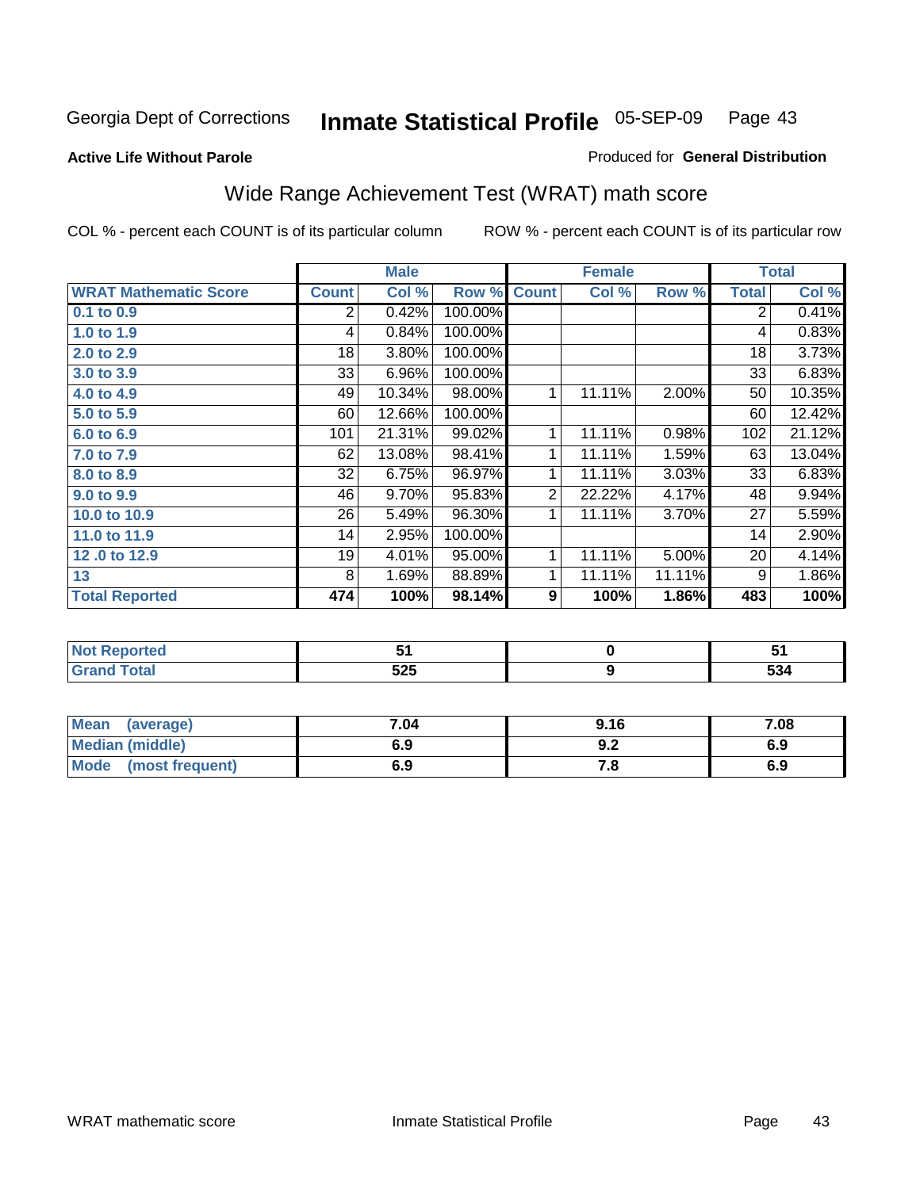Georgia Dept of Corrections **Inmate Statistical Profile** 05-SEP-09

**Active Life Without Parole**

Produced for **General Distribution**

## Wide Range Achievement Test (WRAT) math score

COL % - percent each COUNT is of its particular column ROW % - percent each COUNT is of its particular row

| | Male | | | Female | | | Total | |
|---|---|---|---|---|---|---|---|---|
| **WRAT Mathematic Score** | **Count** | **Col %** | **Row %** | **Count** | **Col %** | **Row %** | **Total** | **Col %** |
| 0.1 to 0.9 | 2 | 0.42% | 100.00% | | | | 2 | 0.41% |
| 1.0 to 1.9 | 4 | 0.84% | 100.00% | | | | 4 | 0.83% |
| 2.0 to 2.9 | 18 | 3.80% | 100.00% | | | | 18 | 3.73% |
| 3.0 to 3.9 | 33 | 6.96% | 100.00% | | | | 33 | 6.83% |
| 4.0 to 4.9 | 49 | 10.34% | 98.00% | 1 | 11.11% | 2.00% | 50 | 10.35% |
| 5.0 to 5.9 | 60 | 12.66% | 100.00% | | | | 60 | 12.42% |
| 6.0 to 6.9 | 101 | 21.31% | 99.02% | 1 | 11.11% | 0.98% | 102 | 21.12% |
| 7.0 to 7.9 | 62 | 13.08% | 98.41% | 1 | 11.11% | 1.59% | 63 | 13.04% |
| 8.0 to 8.9 | 32 | 6.75% | 96.97% | 1 | 11.11% | 3.03% | 33 | 6.83% |
| 9.0 to 9.9 | 46 | 9.70% | 95.83% | 2 | 22.22% | 4.17% | 48 | 9.94% |
| 10.0 to 10.9 | 26 | 5.49% | 96.30% | 1 | 11.11% | 3.70% | 27 | 5.59% |
| 11.0 to 11.9 | 14 | 2.95% | 100.00% | | | | 14 | 2.90% |
| 12 .0 to 12.9 | 19 | 4.01% | 95.00% | 1 | 11.11% | 5.00% | 20 | 4.14% |
| 13 | 8 | 1.69% | 88.89% | 1 | 11.11% | 11.11% | 9 | 1.86% |
| **Total Reported** | **474** | **100%** | **98.14%** | **9** | **100%** | **1.86%** | **483** | **100%** |

| | Male | Female | Total |
|---|---|---|---|
| Not Reported | 51 | 0 | 51 |
| Grand Total | 525 | 9 | 534 |

| | Male | Female | Total |
|---|---|---|---|
| Mean (average) | 7.04 | 9.16 | 7.08 |
| Median (middle) | 6.9 | 9.2 | 6.9 |
| Mode (most frequent) | 6.9 | 7.8 | 6.9 |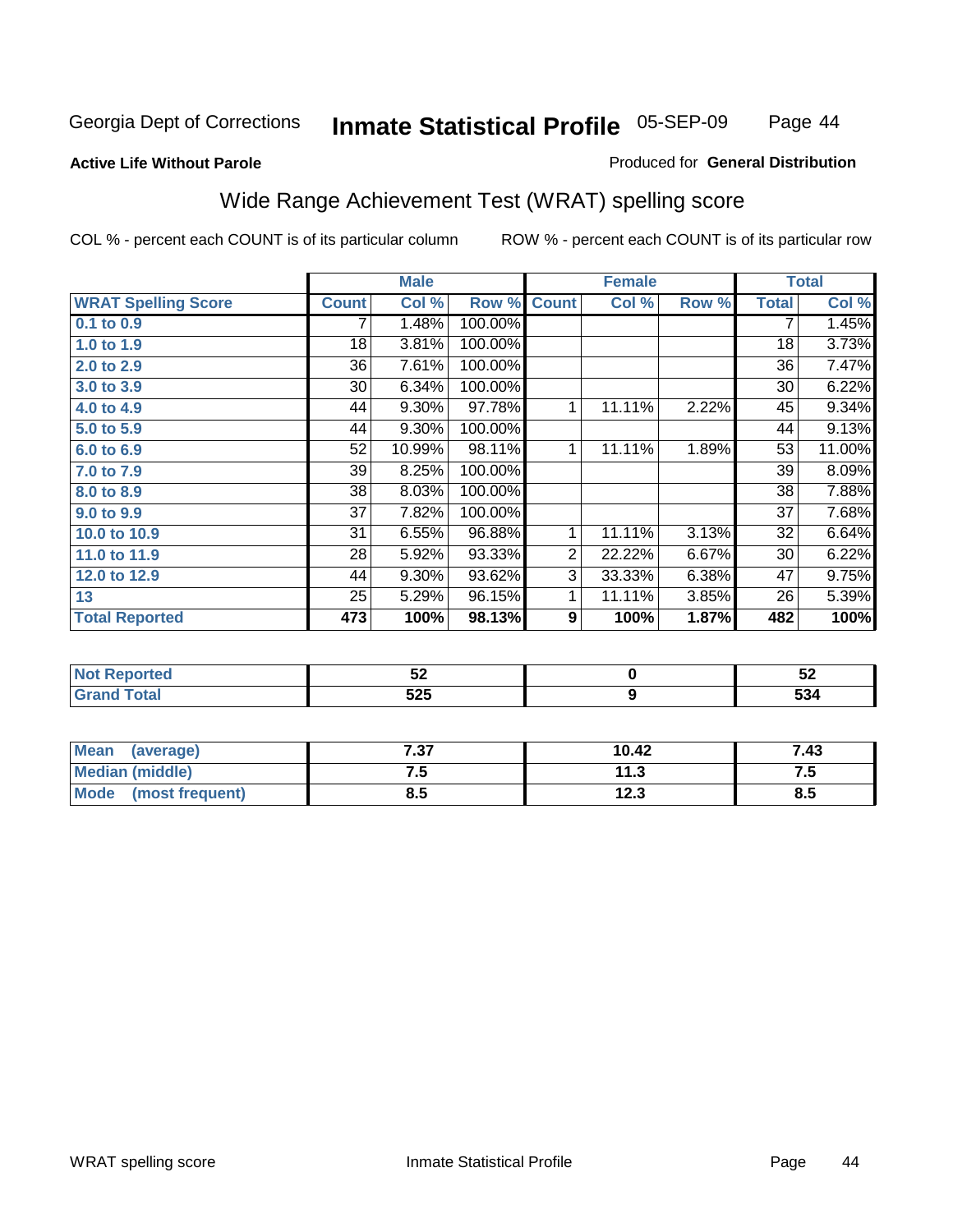Georgia Dept of Corrections **Inmate Statistical Profile** 05-SEP-09

**Active Life Without Parole**

Produced for **General Distribution**

## Wide Range Achievement Test (WRAT) spelling score

COL % - percent each COUNT is of its particular column ROW % - percent each COUNT is of its particular row

| | Male | | | Female | | | Total | |
|---|---|---|---|---|---|---|---|---|
| **WRAT Spelling Score** | **Count** | **Col %** | **Row %** | **Count** | **Col %** | **Row %** | **Total** | **Col %** |
| 0.1 to 0.9 | 7 | 1.48% | 100.00% | | | | 7 | 1.45% |
| 1.0 to 1.9 | 18 | 3.81% | 100.00% | | | | 18 | 3.73% |
| 2.0 to 2.9 | 36 | 7.61% | 100.00% | | | | 36 | 7.47% |
| 3.0 to 3.9 | 30 | 6.34% | 100.00% | | | | 30 | 6.22% |
| 4.0 to 4.9 | 44 | 9.30% | 97.78% | 1 | 11.11% | 2.22% | 45 | 9.34% |
| 5.0 to 5.9 | 44 | 9.30% | 100.00% | | | | 44 | 9.13% |
| 6.0 to 6.9 | 52 | 10.99% | 98.11% | 1 | 11.11% | 1.89% | 53 | 11.00% |
| 7.0 to 7.9 | 39 | 8.25% | 100.00% | | | | 39 | 8.09% |
| 8.0 to 8.9 | 38 | 8.03% | 100.00% | | | | 38 | 7.88% |
| 9.0 to 9.9 | 37 | 7.82% | 100.00% | | | | 37 | 7.68% |
| 10.0 to 10.9 | 31 | 6.55% | 96.88% | 1 | 11.11% | 3.13% | 32 | 6.64% |
| 11.0 to 11.9 | 28 | 5.92% | 93.33% | 2 | 22.22% | 6.67% | 30 | 6.22% |
| 12.0 to 12.9 | 44 | 9.30% | 93.62% | 3 | 33.33% | 6.38% | 47 | 9.75% |
| 13 | 25 | 5.29% | 96.15% | 1 | 11.11% | 3.85% | 26 | 5.39% |
| **Total Reported** | **473** | **100%** | **98.13%** | **9** | **100%** | **1.87%** | **482** | **100%** |

| | Male | Female | Total |
|---|---|---|---|
| Not Reported | 52 | 0 | 52 |
| Grand Total | 525 | 9 | 534 |

| | Male | Female | Total |
|---|---|---|---|
| Mean (average) | 7.37 | 10.42 | 7.43 |
| Median (middle) | 7.5 | 11.3 | 7.5 |
| Mode (most frequent) | 8.5 | 12.3 | 8.5 |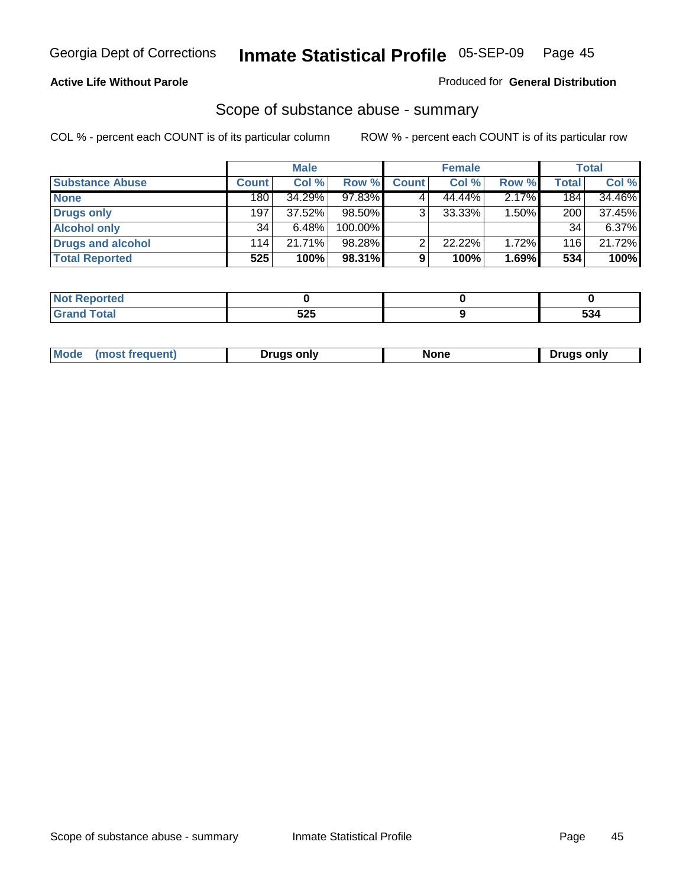Georgia Dept of Corrections **Inmate Statistical Profile** 05-SEP-09

**Active Life Without Parole**

Produced for **General Distribution**

## Scope of substance abuse - summary

COL % - percent each COUNT is of its particular column

ROW % - percent each COUNT is of its particular row

| | Male | | | Female | | | Total | |
|---|---|---|---|---|---|---|---|---|
| **Substance Abuse** | **Count** | **Col %** | **Row %** | **Count** | **Col %** | **Row %** | **Total** | **Col %** |
| **None** | 180 | 34.29% | 97.83% | 4 | 44.44% | 2.17% | 184 | 34.46% |
| **Drugs only** | 197 | 37.52% | 98.50% | 3 | 33.33% | 1.50% | 200 | 37.45% |
| **Alcohol only** | 34 | 6.48% | 100.00% | | | | 34 | 6.37% |
| **Drugs and alcohol** | 114 | 21.71% | 98.28% | 2 | 22.22% | 1.72% | 116 | 21.72% |
| **Total Reported** | **525** | **100%** | **98.31%** | **9** | **100%** | **1.69%** | **534** | **100%** |

| | Male | Female | Total |
|---|---|---|---|
| **Not Reported** | **0** | **0** | **0** |
| **Grand Total** | **525** | **9** | **534** |

| | Male | Female | Total |
|---|---|---|---|
| **Mode (most frequent)** | **Drugs only** | **None** | **Drugs only** |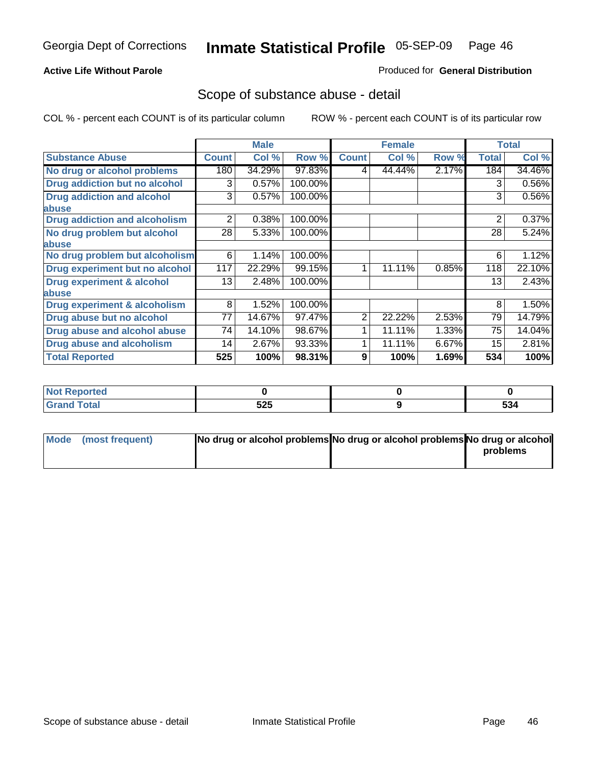Georgia Dept of Corrections **Inmate Statistical Profile** 05-SEP-09

**Active Life Without Parole**

Produced for **General Distribution**

## Scope of substance abuse - detail

COL % - percent each COUNT is of its particular column    ROW % - percent each COUNT is of its particular row

| | Male | | | Female | | | Total | |
|---|---|---|---|---|---|---|---|---|
| **Substance Abuse** | **Count** | **Col %** | **Row %** | **Count** | **Col %** | **Row %** | **Total** | **Col %** |
| **No drug or alcohol problems** | 180 | 34.29% | 97.83% | 4 | 44.44% | 2.17% | 184 | 34.46% |
| **Drug addiction but no alcohol** | 3 | 0.57% | 100.00% | | | | 3 | 0.56% |
| **Drug addiction and alcohol abuse** | 3 | 0.57% | 100.00% | | | | 3 | 0.56% |
| **Drug addiction and alcoholism** | 2 | 0.38% | 100.00% | | | | 2 | 0.37% |
| **No drug problem but alcohol abuse** | 28 | 5.33% | 100.00% | | | | 28 | 5.24% |
| **No drug problem but alcoholism** | 6 | 1.14% | 100.00% | | | | 6 | 1.12% |
| **Drug experiment but no alcohol** | 117 | 22.29% | 99.15% | 1 | 11.11% | 0.85% | 118 | 22.10% |
| **Drug experiment & alcohol abuse** | 13 | 2.48% | 100.00% | | | | 13 | 2.43% |
| **Drug experiment & alcoholism** | 8 | 1.52% | 100.00% | | | | 8 | 1.50% |
| **Drug abuse but no alcohol** | 77 | 14.67% | 97.47% | 2 | 22.22% | 2.53% | 79 | 14.79% |
| **Drug abuse and alcohol abuse** | 74 | 14.10% | 98.67% | 1 | 11.11% | 1.33% | 75 | 14.04% |
| **Drug abuse and alcoholism** | 14 | 2.67% | 93.33% | 1 | 11.11% | 6.67% | 15 | 2.81% |
| **Total Reported** | **525** | **100%** | **98.31%** | **9** | **100%** | **1.69%** | **534** | **100%** |

| | Male | Female | Total |
|---|---|---|---|
| **Not Reported** | **0** | **0** | **0** |
| **Grand Total** | **525** | **9** | **534** |

| | Male | Female | Total |
|---|---|---|---|
| **Mode (most frequent)** | **No drug or alcohol problems** | **No drug or alcohol problems** | **No drug or alcohol problems** |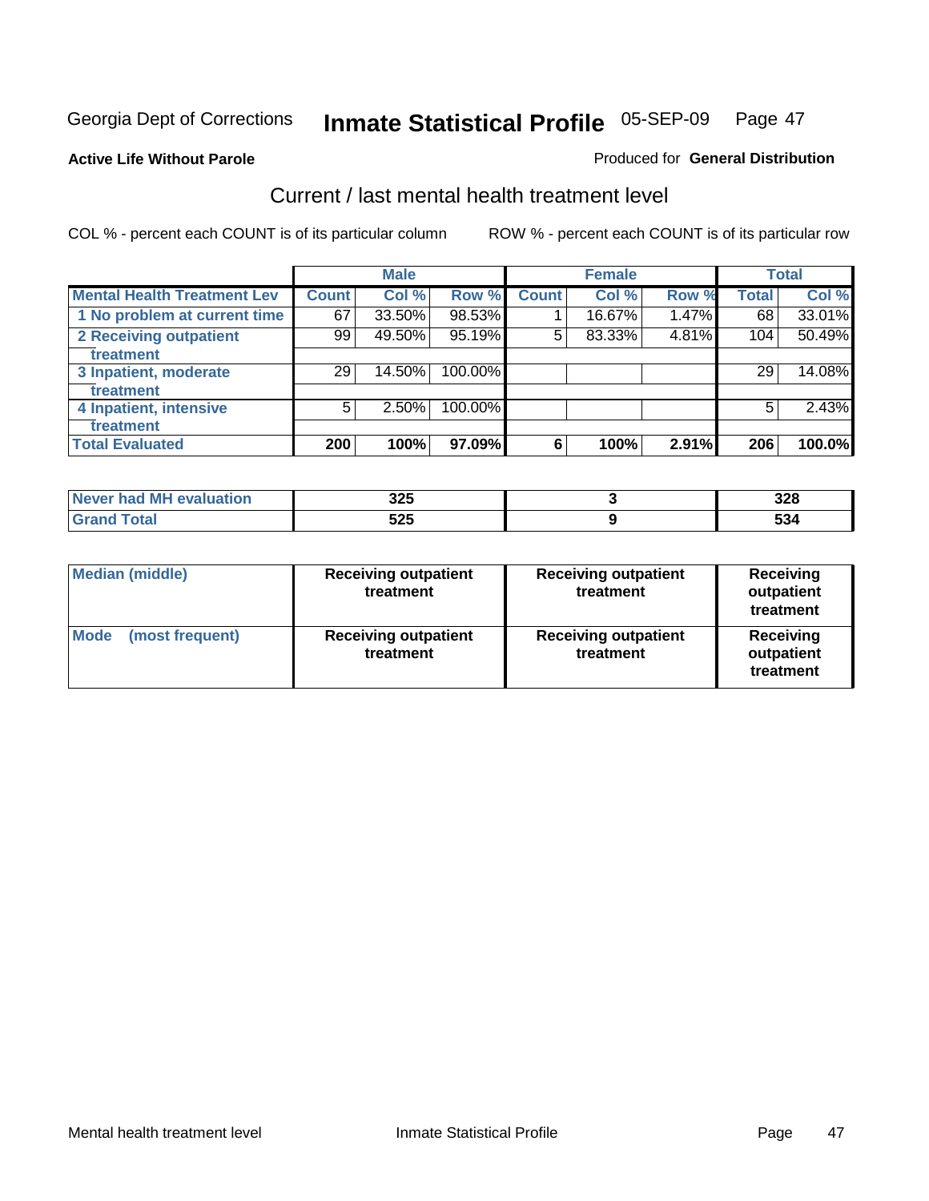Georgia Dept of Corrections **Inmate Statistical Profile** 05-SEP-09

**Active Life Without Parole**

Produced for **General Distribution**

## Current / last mental health treatment level

COL % - percent each COUNT is of its particular column ROW % - percent each COUNT is of its particular row

| | Male | | | Female | | | Total | |
|---|---|---|---|---|---|---|---|---|
| **Mental Health Treatment Lev** | **Count** | **Col %** | **Row %** | **Count** | **Col %** | **Row %** | **Total** | **Col %** |
| 1 No problem at current time | 67 | 33.50% | 98.53% | 1 | 16.67% | 1.47% | 68 | 33.01% |
| 2 Receiving outpatient treatment | 99 | 49.50% | 95.19% | 5 | 83.33% | 4.81% | 104 | 50.49% |
| 3 Inpatient, moderate treatment | 29 | 14.50% | 100.00% | | | | 29 | 14.08% |
| 4 Inpatient, intensive treatment | 5 | 2.50% | 100.00% | | | | 5 | 2.43% |
| **Total Evaluated** | **200** | **100%** | **97.09%** | **6** | **100%** | **2.91%** | **206** | **100.0%** |

| | Male | Female | Total |
|---|---|---|---|
| Never had MH evaluation | 325 | 3 | 328 |
| Grand Total | 525 | 9 | 534 |

| | Male | Female | Total |
|---|---|---|---|
| Median (middle) | Receiving outpatient treatment | Receiving outpatient treatment | Receiving outpatient treatment |
| Mode (most frequent) | Receiving outpatient treatment | Receiving outpatient treatment | Receiving outpatient treatment |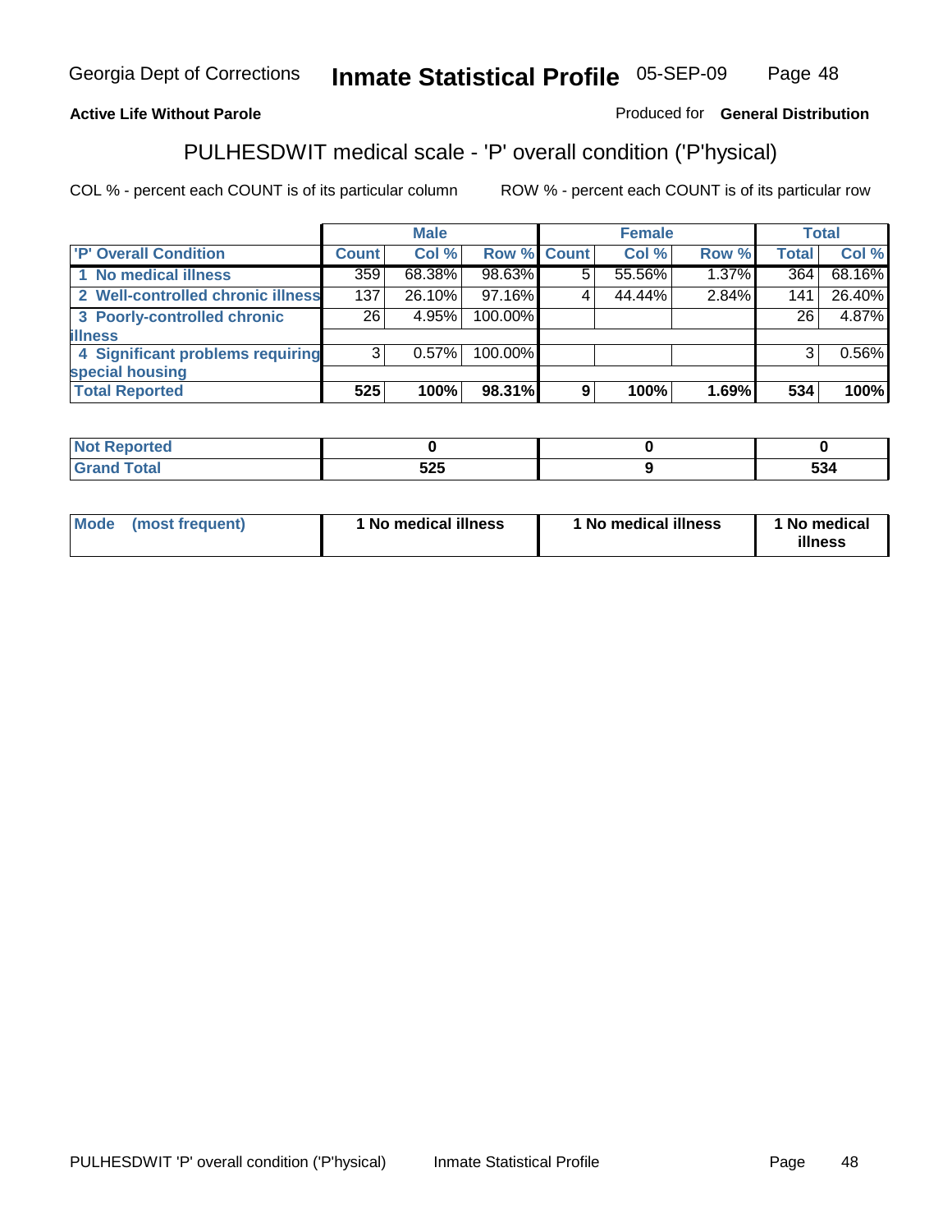Georgia Dept of Corrections **Inmate Statistical Profile** 05-SEP-09

**Active Life Without Parole**

Produced for **General Distribution**

## PULHESDWIT medical scale - 'P' overall condition ('P'hysical)

COL % - percent each COUNT is of its particular column

ROW % - percent each COUNT is of its particular row

| | Male | | | Female | | | Total | |
|---|---|---|---|---|---|---|---|---|
| 'P' Overall Condition | Count | Col % | Row % | Count | Col % | Row % | Total | Col % |
| 1 No medical illness | 359 | 68.38% | 98.63% | 5 | 55.56% | 1.37% | 364 | 68.16% |
| 2 Well-controlled chronic illness | 137 | 26.10% | 97.16% | 4 | 44.44% | 2.84% | 141 | 26.40% |
| 3 Poorly-controlled chronic illness | 26 | 4.95% | 100.00% | | | | 26 | 4.87% |
| 4 Significant problems requiring special housing | 3 | 0.57% | 100.00% | | | | 3 | 0.56% |
| **Total Reported** | **525** | **100%** | **98.31%** | **9** | **100%** | **1.69%** | **534** | **100%** |

| | Male | Female | Total |
|---|---|---|---|
| Not Reported | **0** | **0** | **0** |
| Grand Total | **525** | **9** | **534** |

| | Male | Female | Total |
|---|---|---|---|
| Mode (most frequent) | **1 No medical illness** | **1 No medical illness** | **1 No medical illness** |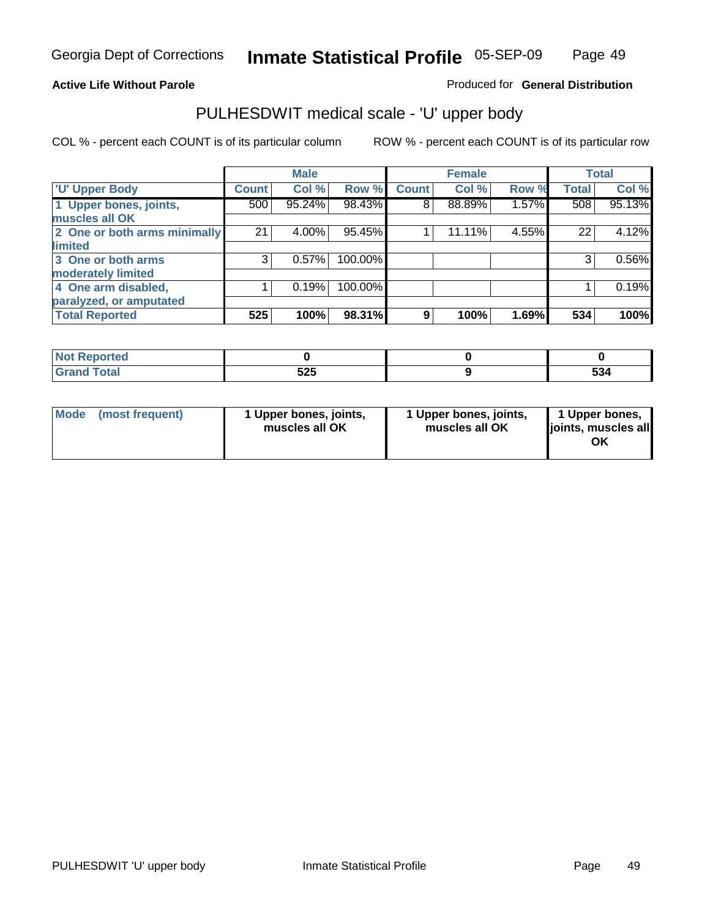Georgia Dept of Corrections **Inmate Statistical Profile** 05-SEP-09

**Active Life Without Parole**

Produced for **General Distribution**

## PULHESDWIT medical scale - 'U' upper body

COL % - percent each COUNT is of its particular column

ROW % - percent each COUNT is of its particular row

| | Male | | | Female | | | Total | |
|---|---|---|---|---|---|---|---|---|
| **'U' Upper Body** | **Count** | **Col %** | **Row %** | **Count** | **Col %** | **Row %** | **Total** | **Col %** |
| **1 Upper bones, joints, muscles all OK** | 500 | 95.24% | 98.43% | 8 | 88.89% | 1.57% | 508 | 95.13% |
| **2 One or both arms minimally limited** | 21 | 4.00% | 95.45% | 1 | 11.11% | 4.55% | 22 | 4.12% |
| **3 One or both arms moderately limited** | 3 | 0.57% | 100.00% | | | | 3 | 0.56% |
| **4 One arm disabled, paralyzed, or amputated** | 1 | 0.19% | 100.00% | | | | 1 | 0.19% |
| **Total Reported** | **525** | **100%** | **98.31%** | **9** | **100%** | **1.69%** | **534** | **100%** |

| | Male | Female | Total |
|---|---|---|---|
| **Not Reported** | **0** | **0** | **0** |
| **Grand Total** | **525** | **9** | **534** |

| | Male | Female | Total |
|---|---|---|---|
| **Mode (most frequent)** | **1 Upper bones, joints, muscles all OK** | **1 Upper bones, joints, muscles all OK** | **1 Upper bones, joints, muscles all OK** |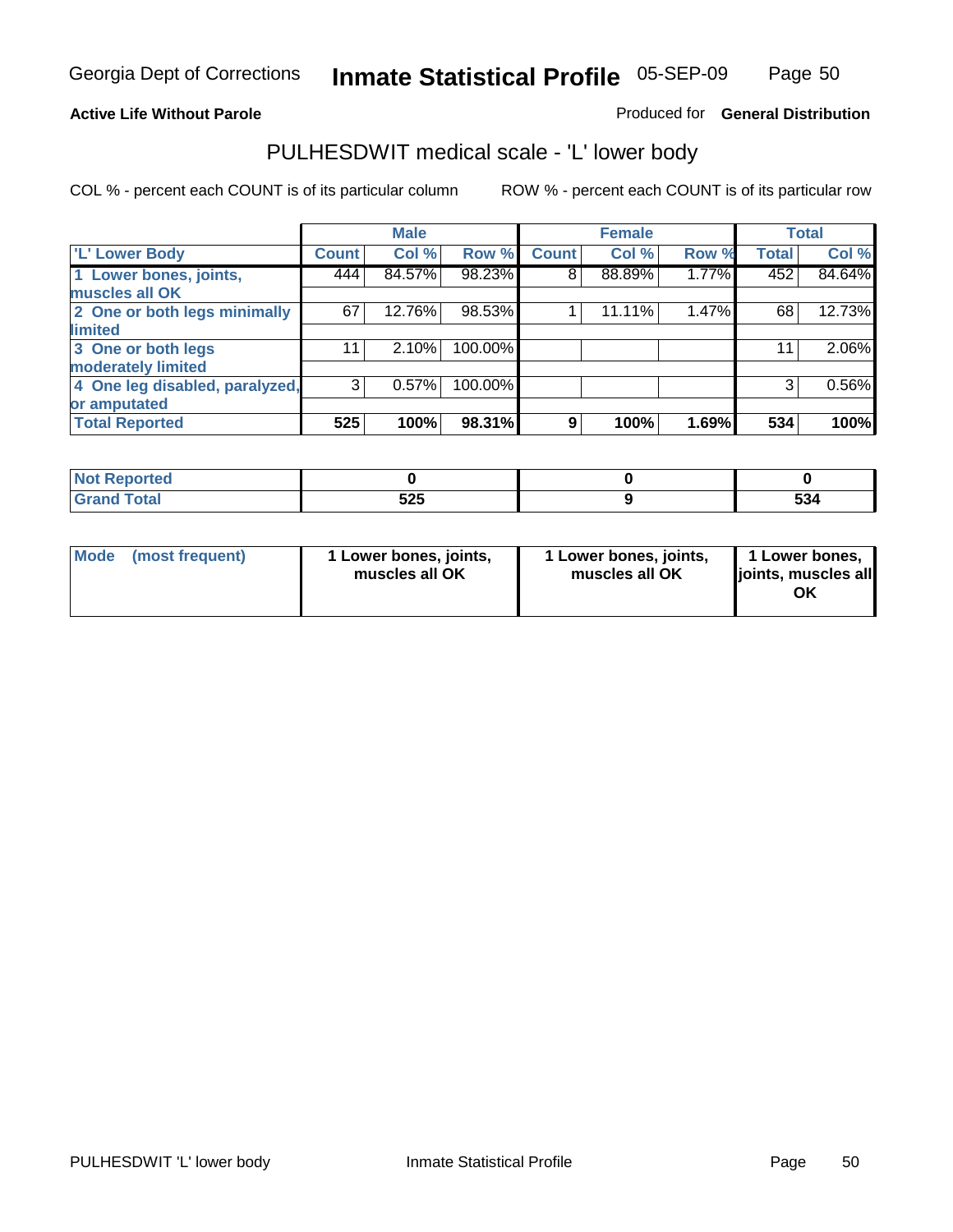Georgia Dept of Corrections **Inmate Statistical Profile** 05-SEP-09

**Active Life Without Parole**

Produced for **General Distribution**

## PULHESDWIT medical scale - 'L' lower body

COL % - percent each COUNT is of its particular column

ROW % - percent each COUNT is of its particular row

| | Male | | | Female | | | Total | |
|---|---|---|---|---|---|---|---|---|
| 'L' Lower Body | Count | Col % | Row % | Count | Col % | Row % | Total | Col % |
| 1 Lower bones, joints, muscles all OK | 444 | 84.57% | 98.23% | 8 | 88.89% | 1.77% | 452 | 84.64% |
| 2 One or both legs minimally limited | 67 | 12.76% | 98.53% | 1 | 11.11% | 1.47% | 68 | 12.73% |
| 3 One or both legs moderately limited | 11 | 2.10% | 100.00% | | | | 11 | 2.06% |
| 4 One leg disabled, paralyzed, or amputated | 3 | 0.57% | 100.00% | | | | 3 | 0.56% |
| **Total Reported** | **525** | **100%** | **98.31%** | **9** | **100%** | **1.69%** | **534** | **100%** |

| | Male | Female | Total |
|---|---|---|---|
| Not Reported | 0 | 0 | 0 |
| Grand Total | 525 | 9 | 534 |

| | Male | Female | Total |
|---|---|---|---|
| Mode (most frequent) | 1 Lower bones, joints, muscles all OK | 1 Lower bones, joints, muscles all OK | 1 Lower bones, joints, muscles all OK |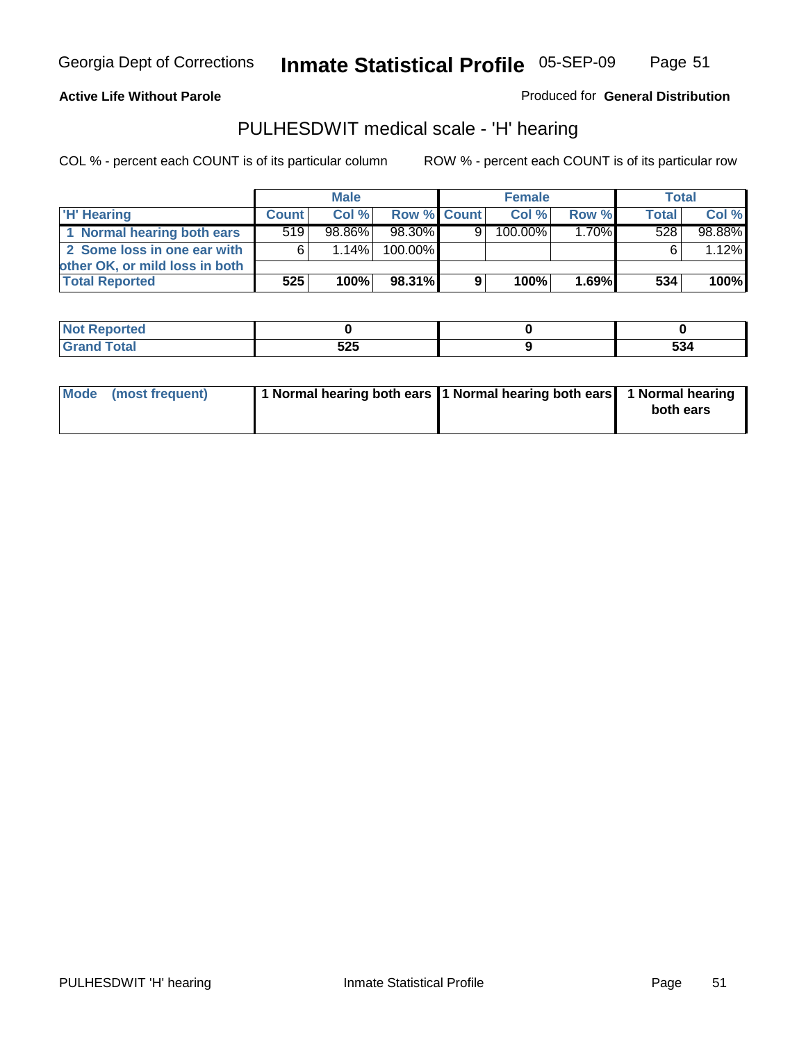**Active Life Without Parole**

Produced for **General Distribution**

## PULHESDWIT medical scale - 'H' hearing

COL % - percent each COUNT is of its particular column

ROW % - percent each COUNT is of its particular row

| | Male | | | Female | | | Total | |
|---|---|---|---|---|---|---|---|---|
| 'H' Hearing | Count | Col % | Row % | Count | Col % | Row % | Total | Col % |
| 1 Normal hearing both ears | 519 | 98.86% | 98.30% | 9 | 100.00% | 1.70% | 528 | 98.88% |
| 2 Some loss in one ear with other OK, or mild loss in both | 6 | 1.14% | 100.00% | | | | 6 | 1.12% |
| **Total Reported** | **525** | **100%** | **98.31%** | **9** | **100%** | **1.69%** | **534** | **100%** |

| | Male | Female | Total |
|---|---|---|---|
| Not Reported | 0 | 0 | 0 |
| Grand Total | 525 | 9 | 534 |

| | Male | Female | Total |
|---|---|---|---|
| Mode (most frequent) | 1 Normal hearing both ears | 1 Normal hearing both ears | 1 Normal hearing both ears |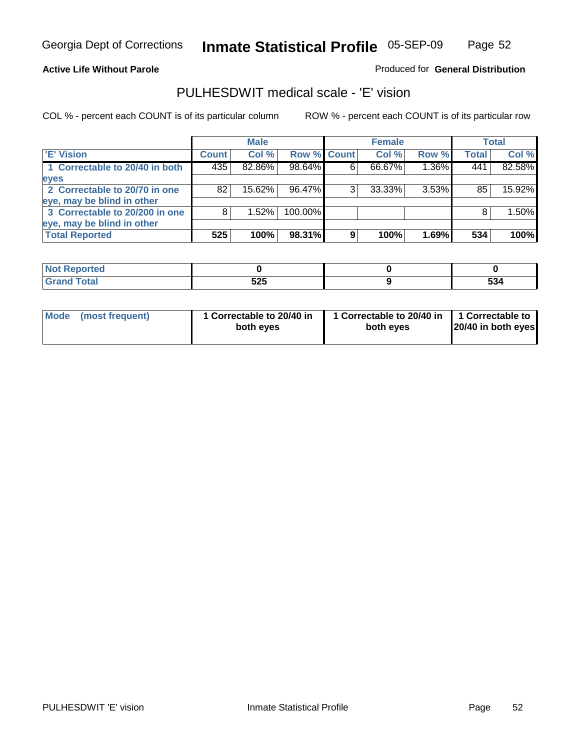Georgia Dept of Corrections **Inmate Statistical Profile** 05-SEP-09

**Active Life Without Parole**

Produced for **General Distribution**

## PULHESDWIT medical scale - 'E' vision

COL % - percent each COUNT is of its particular column

ROW % - percent each COUNT is of its particular row

| | Male | | | Female | | | Total | |
|---|---|---|---|---|---|---|---|---|
| 'E' Vision | Count | Col % | Row % | Count | Col % | Row % | Total | Col % |
| 1 Correctable to 20/40 in both eyes | 435 | 82.86% | 98.64% | 6 | 66.67% | 1.36% | 441 | 82.58% |
| 2 Correctable to 20/70 in one eye, may be blind in other | 82 | 15.62% | 96.47% | 3 | 33.33% | 3.53% | 85 | 15.92% |
| 3 Correctable to 20/200 in one eye, may be blind in other | 8 | 1.52% | 100.00% | | | | 8 | 1.50% |
| **Total Reported** | **525** | **100%** | **98.31%** | **9** | **100%** | **1.69%** | **534** | **100%** |

| | Male | Female | Total |
|---|---|---|---|
| Not Reported | 0 | 0 | 0 |
| Grand Total | 525 | 9 | 534 |

| | Male | Female | Total |
|---|---|---|---|
| Mode (most frequent) | 1 Correctable to 20/40 in both eyes | 1 Correctable to 20/40 in both eyes | 1 Correctable to 20/40 in both eyes |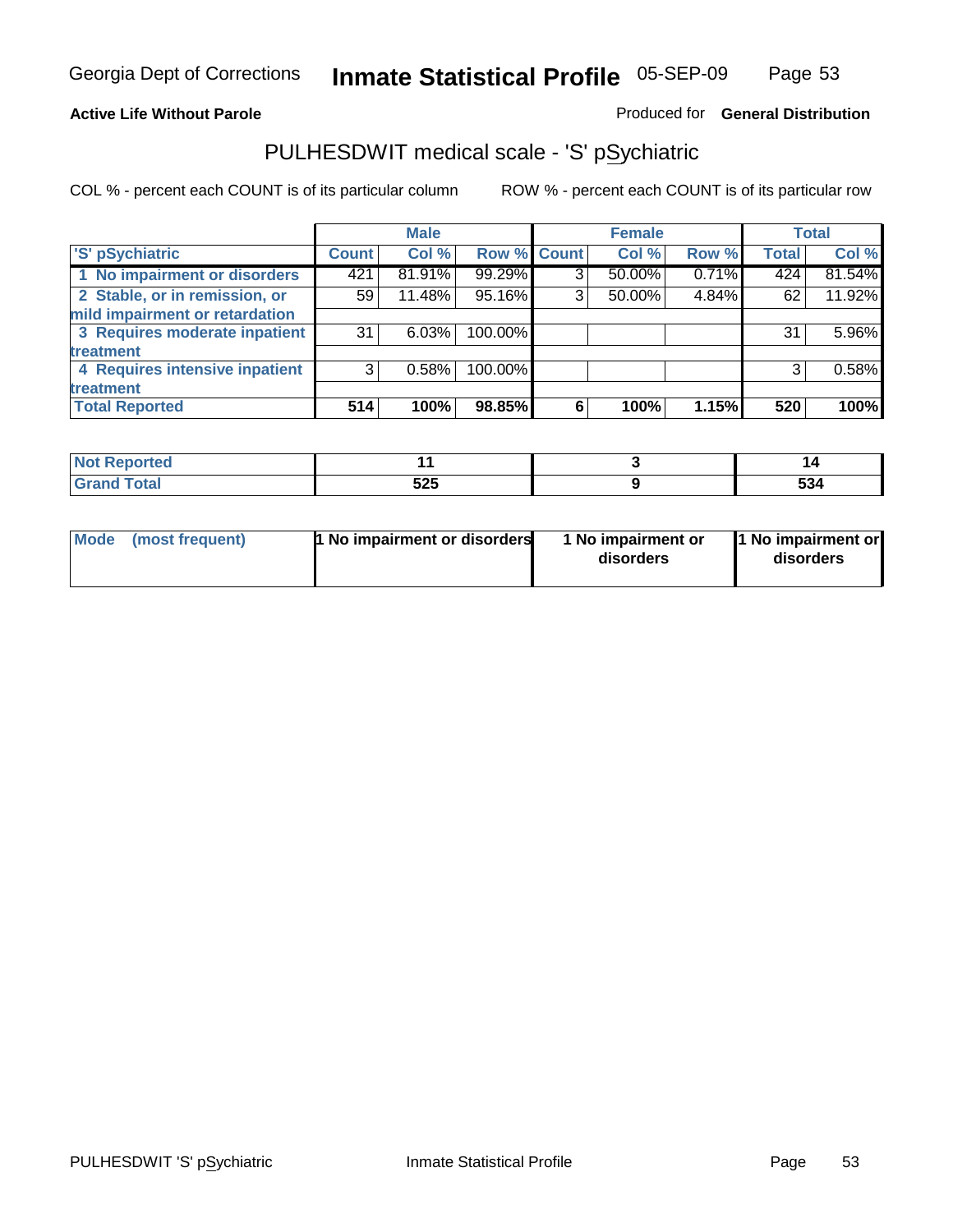Active Life Without Parole

Produced for **General Distribution**

## PULHESDWIT medical scale - 'S' pSychiatric

COL % - percent each COUNT is of its particular column

ROW % - percent each COUNT is of its particular row

| | Male | | | Female | | | Total | |
|---|---|---|---|---|---|---|---|---|
| 'S' pSychiatric | Count | Col % | Row % | Count | Col % | Row % | Total | Col % |
| 1 No impairment or disorders | 421 | 81.91% | 99.29% | 3 | 50.00% | 0.71% | 424 | 81.54% |
| 2 Stable, or in remission, or mild impairment or retardation | 59 | 11.48% | 95.16% | 3 | 50.00% | 4.84% | 62 | 11.92% |
| 3 Requires moderate inpatient treatment | 31 | 6.03% | 100.00% | | | | 31 | 5.96% |
| 4 Requires intensive inpatient treatment | 3 | 0.58% | 100.00% | | | | 3 | 0.58% |
| **Total Reported** | **514** | **100%** | **98.85%** | **6** | **100%** | **1.15%** | **520** | **100%** |

| | Male | Female | Total |
|---|---|---|---|
| Not Reported | 11 | 3 | 14 |
| Grand Total | 525 | 9 | 534 |

| | Male | Female | Total |
|---|---|---|---|
| Mode (most frequent) | 1 No impairment or disorders | 1 No impairment or disorders | 1 No impairment or disorders |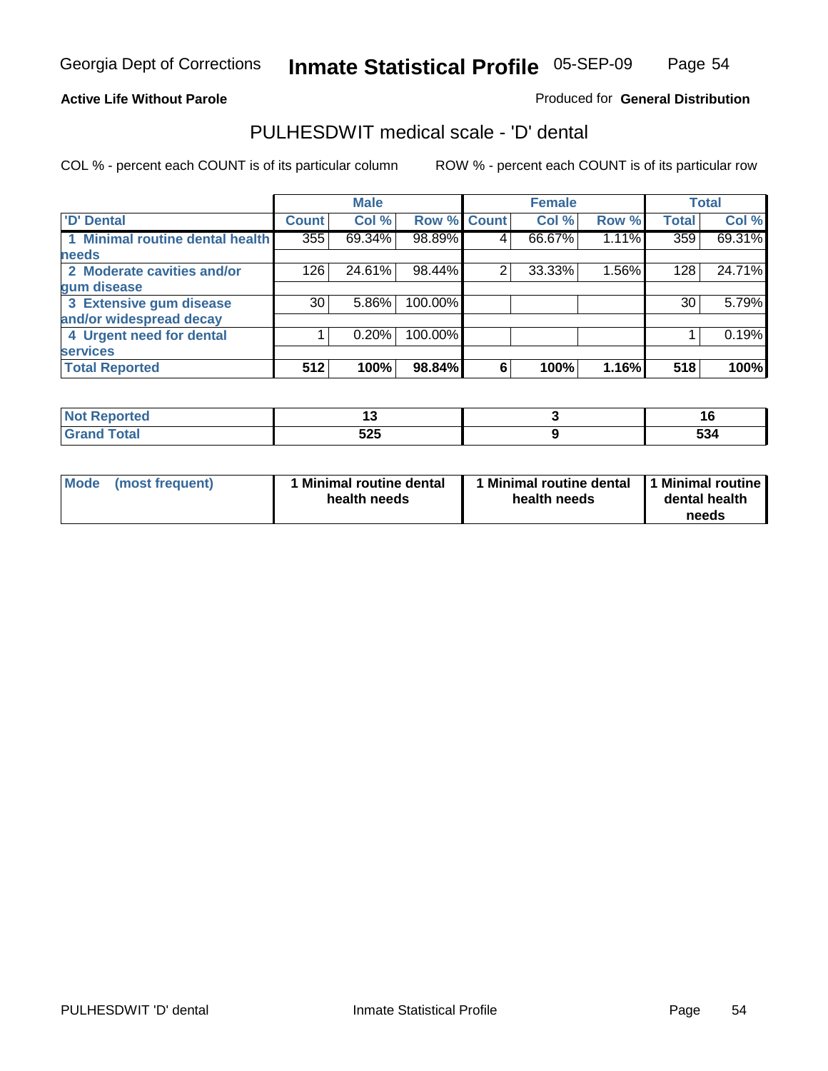**Active Life Without Parole**

Produced for **General Distribution**

## PULHESDWIT medical scale - 'D' dental

COL % - percent each COUNT is of its particular column

ROW % - percent each COUNT is of its particular row

| | Male | | | Female | | | Total | |
|---|---|---|---|---|---|---|---|---|
| 'D' Dental | Count | Col % | Row % | Count | Col % | Row % | Total | Col % |
| 1 Minimal routine dental health needs | 355 | 69.34% | 98.89% | 4 | 66.67% | 1.11% | 359 | 69.31% |
| 2 Moderate cavities and/or gum disease | 126 | 24.61% | 98.44% | 2 | 33.33% | 1.56% | 128 | 24.71% |
| 3 Extensive gum disease and/or widespread decay | 30 | 5.86% | 100.00% | | | | 30 | 5.79% |
| 4 Urgent need for dental services | 1 | 0.20% | 100.00% | | | | 1 | 0.19% |
| **Total Reported** | **512** | **100%** | **98.84%** | **6** | **100%** | **1.16%** | **518** | **100%** |

| | Male | Female | Total |
|---|---|---|---|
| Not Reported | 13 | 3 | 16 |
| Grand Total | 525 | 9 | 534 |

| | Male | Female | Total |
|---|---|---|---|
| Mode (most frequent) | 1 Minimal routine dental health needs | 1 Minimal routine dental health needs | 1 Minimal routine dental health needs |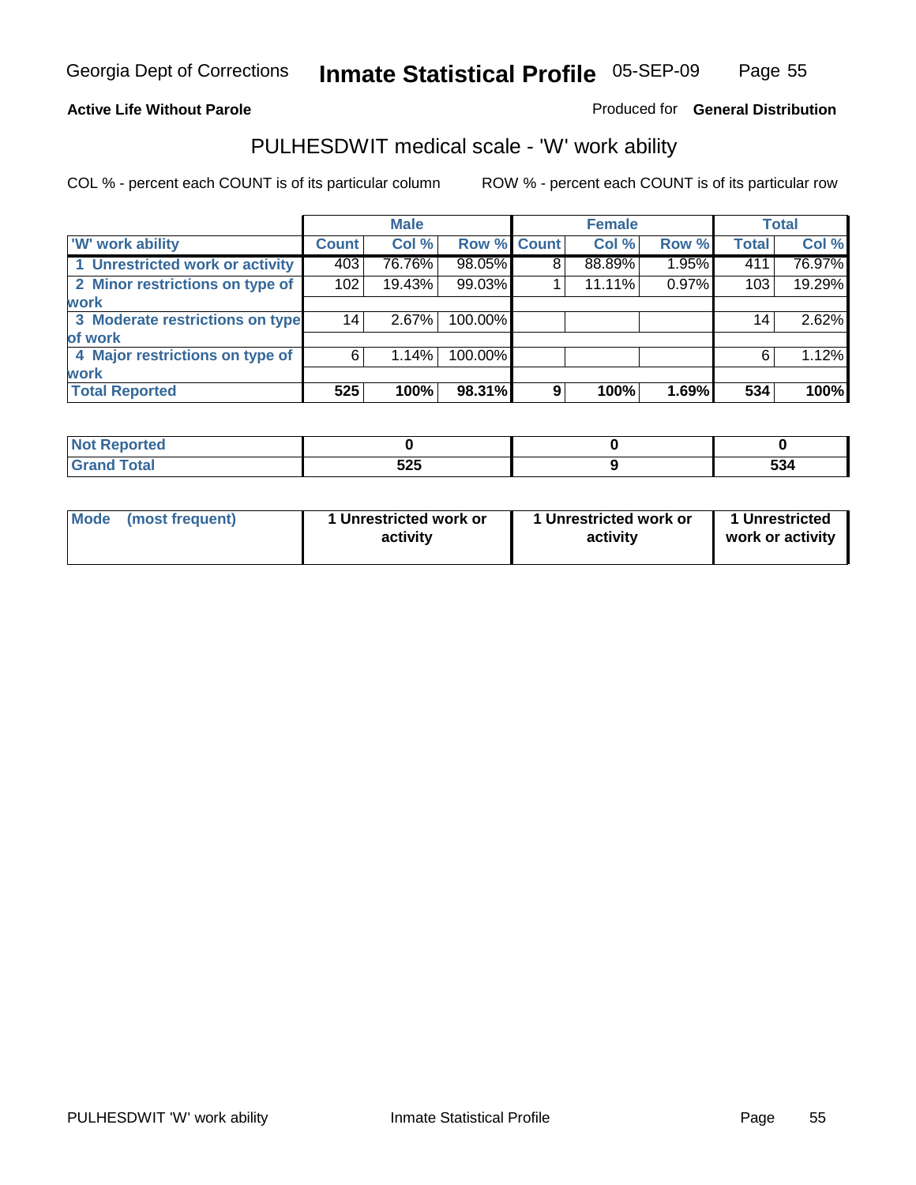Georgia Dept of Corrections **Inmate Statistical Profile** 05-SEP-09

**Active Life Without Parole**

Produced for **General Distribution**

## PULHESDWIT medical scale - 'W' work ability

COL % - percent each COUNT is of its particular column ROW % - percent each COUNT is of its particular row

| | Male | | | Female | | | Total | |
|---|---|---|---|---|---|---|---|---|
| 'W' work ability | Count | Col % | Row % | Count | Col % | Row % | Total | Col % |
| 1 Unrestricted work or activity | 403 | 76.76% | 98.05% | 8 | 88.89% | 1.95% | 411 | 76.97% |
| 2 Minor restrictions on type of work | 102 | 19.43% | 99.03% | 1 | 11.11% | 0.97% | 103 | 19.29% |
| 3 Moderate restrictions on type of work | 14 | 2.67% | 100.00% | | | | 14 | 2.62% |
| 4 Major restrictions on type of work | 6 | 1.14% | 100.00% | | | | 6 | 1.12% |
| **Total Reported** | **525** | **100%** | **98.31%** | **9** | **100%** | **1.69%** | **534** | **100%** |

| | Male | Female | Total |
|---|---|---|---|
| Not Reported | 0 | 0 | 0 |
| Grand Total | 525 | 9 | 534 |

| | Male | Female | Total |
|---|---|---|---|
| Mode (most frequent) | 1 Unrestricted work or activity | 1 Unrestricted work or activity | 1 Unrestricted work or activity |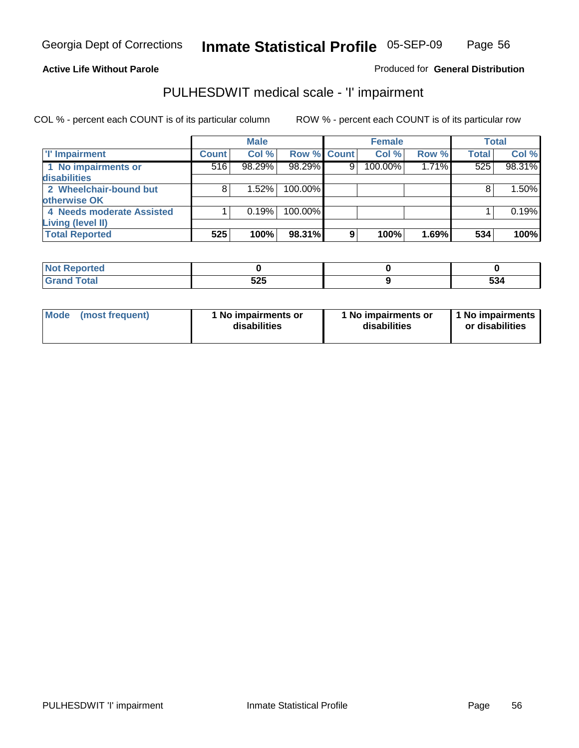Georgia Dept of Corrections **Inmate Statistical Profile** 05-SEP-09

**Active Life Without Parole**

Produced for **General Distribution**

## PULHESDWIT medical scale - 'I' impairment

COL % - percent each COUNT is of its particular column

ROW % - percent each COUNT is of its particular row

| | Male | | | Female | | | Total | |
|---|---|---|---|---|---|---|---|---|
| 'I' Impairment | Count | Col % | Row % | Count | Col % | Row % | Total | Col % |
| 1 No impairments or disabilities | 516 | 98.29% | 98.29% | 9 | 100.00% | 1.71% | 525 | 98.31% |
| 2 Wheelchair-bound but otherwise OK | 8 | 1.52% | 100.00% | | | | 8 | 1.50% |
| 4 Needs moderate Assisted Living (level II) | 1 | 0.19% | 100.00% | | | | 1 | 0.19% |
| **Total Reported** | **525** | **100%** | **98.31%** | **9** | **100%** | **1.69%** | **534** | **100%** |

| | Male | Female | Total |
|---|---|---|---|
| Not Reported | 0 | 0 | 0 |
| Grand Total | 525 | 9 | 534 |

| | Male | Female | Total |
|---|---|---|---|
| Mode (most frequent) | 1 No impairments or disabilities | 1 No impairments or disabilities | 1 No impairments or disabilities |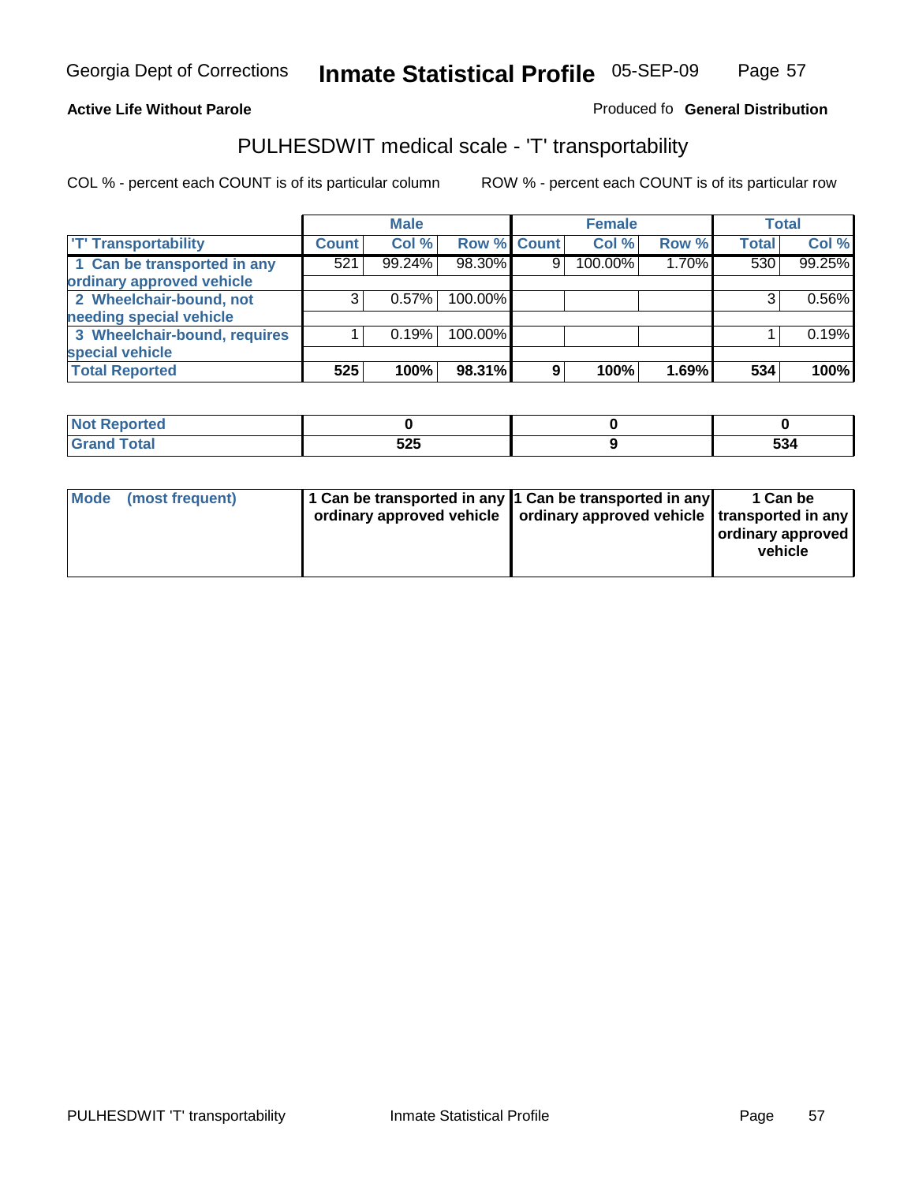Georgia Dept of Corrections **Inmate Statistical Profile** 05-SEP-09

**Active Life Without Parole**

Produced fo **General Distribution**

## PULHESDWIT medical scale - 'T' transportability

COL % - percent each COUNT is of its particular column

ROW % - percent each COUNT is of its particular row

| | Male | | | Female | | | Total | |
|---|---|---|---|---|---|---|---|---|
| 'T' Transportability | Count | Col % | Row % | Count | Col % | Row % | Total | Col % |
| 1 Can be transported in any ordinary approved vehicle | 521 | 99.24% | 98.30% | 9 | 100.00% | 1.70% | 530 | 99.25% |
| 2 Wheelchair-bound, not needing special vehicle | 3 | 0.57% | 100.00% | | | | 3 | 0.56% |
| 3 Wheelchair-bound, requires special vehicle | 1 | 0.19% | 100.00% | | | | 1 | 0.19% |
| **Total Reported** | **525** | **100%** | **98.31%** | **9** | **100%** | **1.69%** | **534** | **100%** |

| | Male | Female | Total |
|---|---|---|---|
| Not Reported | 0 | 0 | 0 |
| Grand Total | 525 | 9 | 534 |

| | Male | Female | Total |
|---|---|---|---|
| Mode (most frequent) | 1 Can be transported in any ordinary approved vehicle | 1 Can be transported in any ordinary approved vehicle | 1 Can be transported in any ordinary approved vehicle |

PULHESDWIT 'T' transportability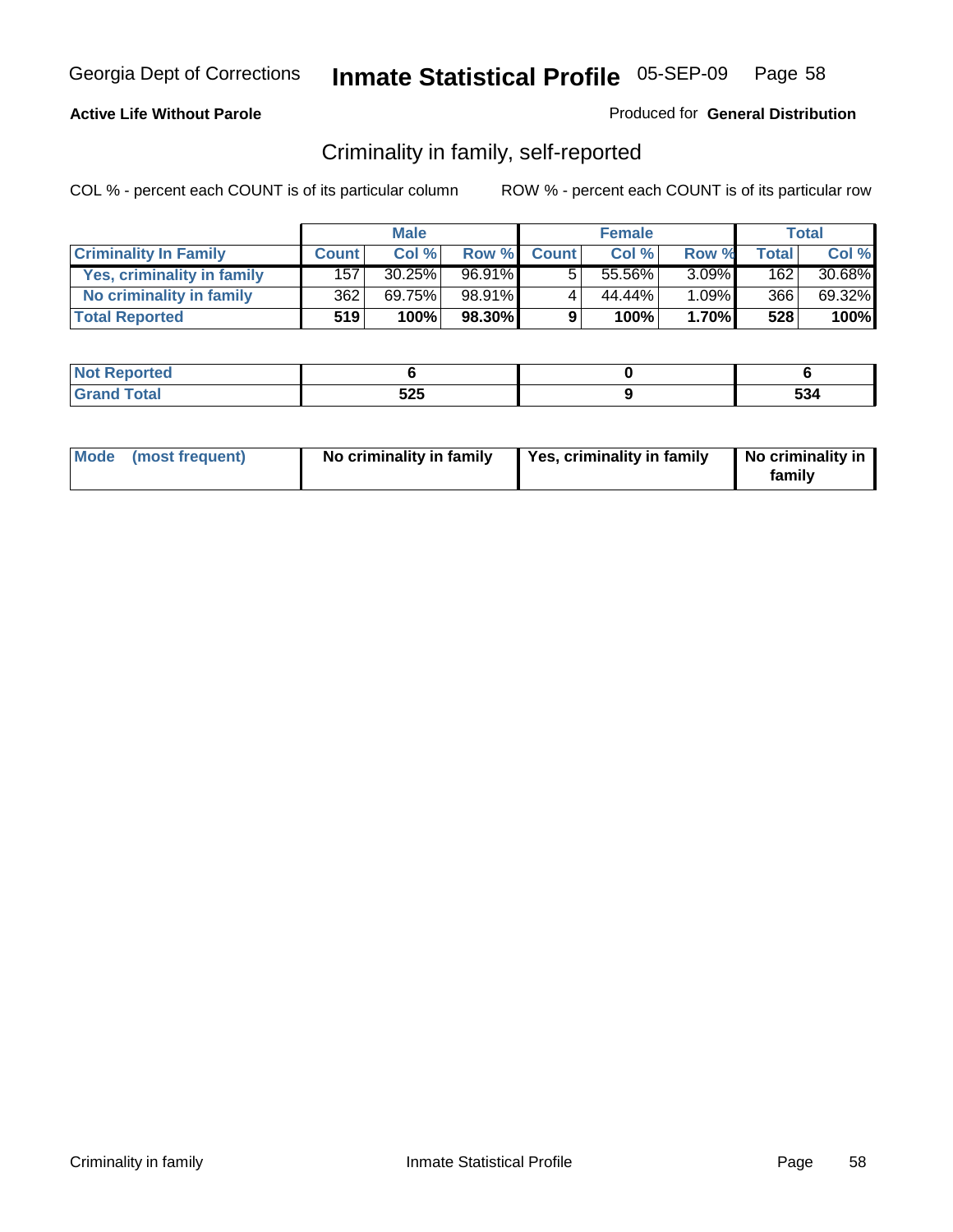**Active Life Without Parole**

Produced for **General Distribution**

## Criminality in family, self-reported

COL % - percent each COUNT is of its particular column

ROW % - percent each COUNT is of its particular row

| | Male | | | Female | | | Total | |
|---|---|---|---|---|---|---|---|---|
| **Criminality In Family** | **Count** | **Col %** | **Row %** | **Count** | **Col %** | **Row %** | **Total** | **Col %** |
| **Yes, criminality in family** | 157 | 30.25% | 96.91% | 5 | 55.56% | 3.09% | 162 | 30.68% |
| **No criminality in family** | 362 | 69.75% | 98.91% | 4 | 44.44% | 1.09% | 366 | 69.32% |
| **Total Reported** | **519** | **100%** | **98.30%** | **9** | **100%** | **1.70%** | **528** | **100%** |

| | Male | Female | Total |
|---|---|---|---|
| **Not Reported** | **6** | **0** | **6** |
| **Grand Total** | **525** | **9** | **534** |

| | Male | Female | Total |
|---|---|---|---|
| **Mode (most frequent)** | **No criminality in family** | **Yes, criminality in family** | **No criminality in family** |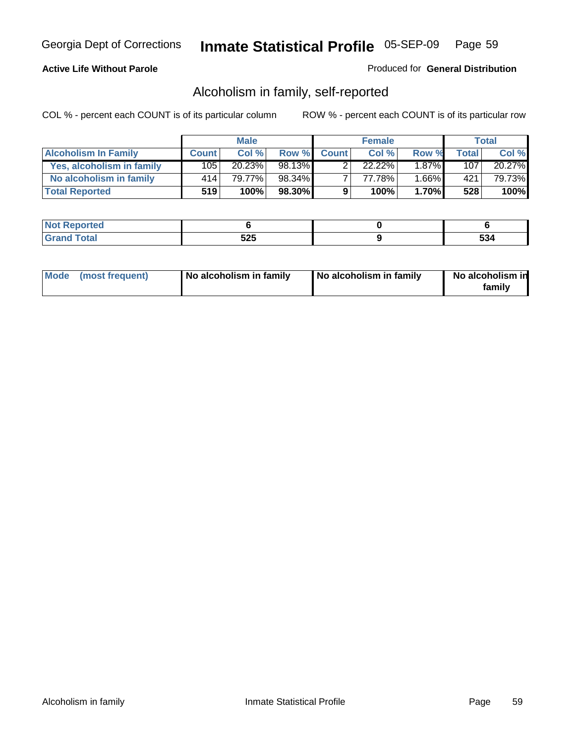**Active Life Without Parole**

Produced for **General Distribution**

## Alcoholism in family, self-reported

COL % - percent each COUNT is of its particular column

ROW % - percent each COUNT is of its particular row

| | Male | | | Female | | | Total | |
|---|---|---|---|---|---|---|---|---|
| **Alcoholism In Family** | **Count** | **Col %** | **Row %** | **Count** | **Col %** | **Row %** | **Total** | **Col %** |
| **Yes, alcoholism in family** | 105 | 20.23% | 98.13% | 2 | 22.22% | 1.87% | 107 | 20.27% |
| **No alcoholism in family** | 414 | 79.77% | 98.34% | 7 | 77.78% | 1.66% | 421 | 79.73% |
| **Total Reported** | **519** | **100%** | **98.30%** | **9** | **100%** | **1.70%** | **528** | **100%** |

| | Male | Female | Total |
|---|---|---|---|
| **Not Reported** | **6** | **0** | **6** |
| **Grand Total** | **525** | **9** | **534** |

| | Male | Female | Total |
|---|---|---|---|
| **Mode (most frequent)** | **No alcoholism in family** | **No alcoholism in family** | **No alcoholism in family** |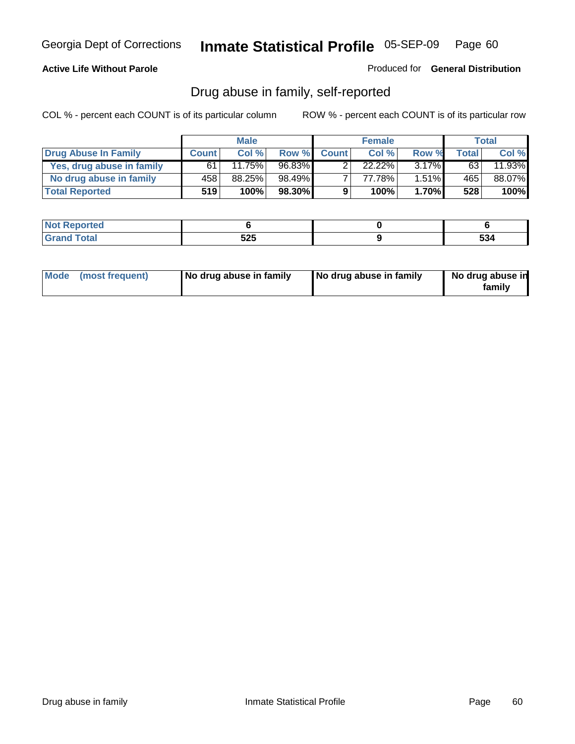Georgia Dept of Corrections **Inmate Statistical Profile** 05-SEP-09

**Active Life Without Parole**

Produced for **General Distribution**

## Drug abuse in family, self-reported

COL % - percent each COUNT is of its particular column

ROW % - percent each COUNT is of its particular row

| | Male | | | Female | | | Total | |
|---|---|---|---|---|---|---|---|---|
| **Drug Abuse In Family** | **Count** | **Col %** | **Row %** | **Count** | **Col %** | **Row %** | **Total** | **Col %** |
| **Yes, drug abuse in family** | 61 | 11.75% | 96.83% | 2 | 22.22% | 3.17% | 63 | 11.93% |
| **No drug abuse in family** | 458 | 88.25% | 98.49% | 7 | 77.78% | 1.51% | 465 | 88.07% |
| **Total Reported** | **519** | **100%** | **98.30%** | **9** | **100%** | **1.70%** | **528** | **100%** |

| | Male | Female | Total |
|---|---|---|---|
| **Not Reported** | **6** | **0** | **6** |
| **Grand Total** | **525** | **9** | **534** |

| | Male | Female | Total |
|---|---|---|---|
| **Mode (most frequent)** | **No drug abuse in family** | **No drug abuse in family** | **No drug abuse in family** |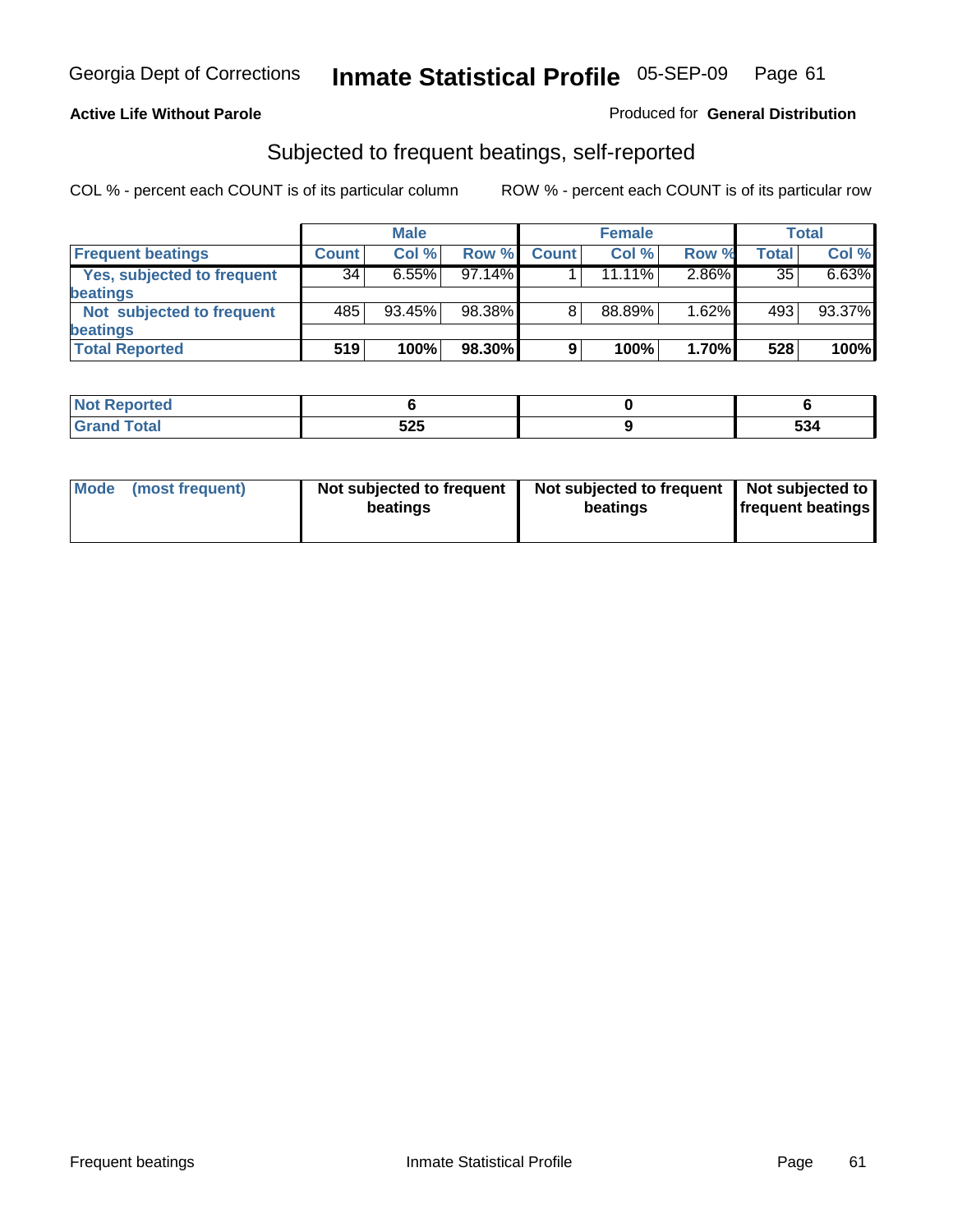Georgia Dept of Corrections **Inmate Statistical Profile** 05-SEP-09

**Active Life Without Parole** Produced for **General Distribution**

## Subjected to frequent beatings, self-reported

COL % - percent each COUNT is of its particular column ROW % - percent each COUNT is of its particular row

| | Male | | | Female | | | Total | |
|---|---|---|---|---|---|---|---|---|
| **Frequent beatings** | **Count** | **Col %** | **Row %** | **Count** | **Col %** | **Row %** | **Total** | **Col %** |
| Yes, subjected to frequent beatings | 34 | 6.55% | 97.14% | 1 | 11.11% | 2.86% | 35 | 6.63% |
| Not subjected to frequent beatings | 485 | 93.45% | 98.38% | 8 | 88.89% | 1.62% | 493 | 93.37% |
| **Total Reported** | **519** | **100%** | **98.30%** | **9** | **100%** | **1.70%** | **528** | **100%** |

| | Male | Female | Total |
|---|---|---|---|
| Not Reported | 6 | 0 | 6 |
| Grand Total | 525 | 9 | 534 |

| | Male | Female | Total |
|---|---|---|---|
| Mode (most frequent) | Not subjected to frequent beatings | Not subjected to frequent beatings | Not subjected to frequent beatings |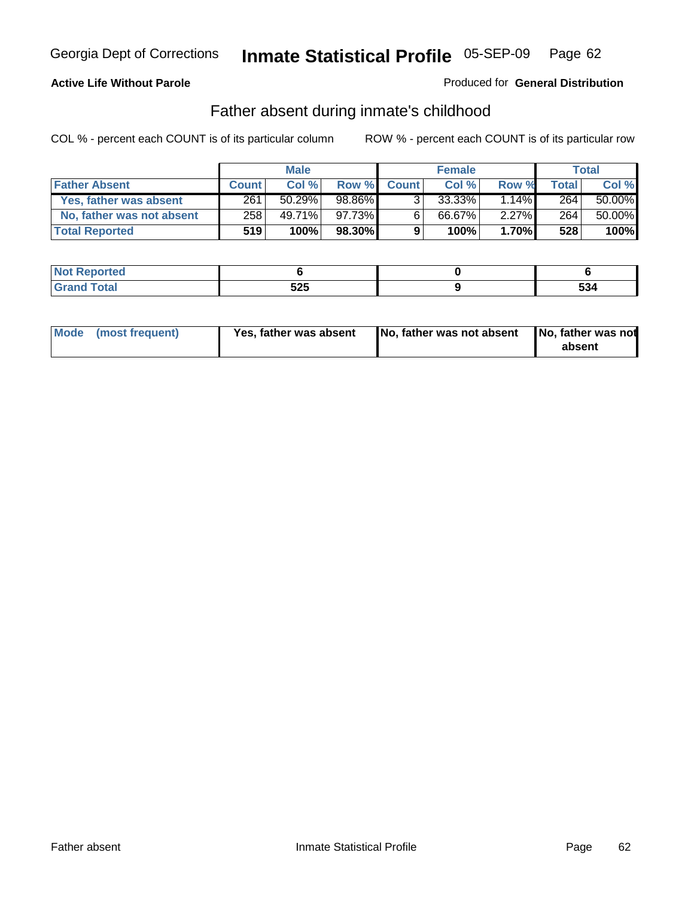Georgia Dept of Corrections **Inmate Statistical Profile** 05-SEP-09

**Active Life Without Parole**

Produced for **General Distribution**

## Father absent during inmate's childhood

COL % - percent each COUNT is of its particular column

ROW % - percent each COUNT is of its particular row

| | Male | | | Female | | | Total | |
|---|---|---|---|---|---|---|---|---|
| **Father Absent** | **Count** | **Col %** | **Row %** | **Count** | **Col %** | **Row %** | **Total** | **Col %** |
| **Yes, father was absent** | 261 | 50.29% | 98.86% | 3 | 33.33% | 1.14% | 264 | 50.00% |
| **No, father was not absent** | 258 | 49.71% | 97.73% | 6 | 66.67% | 2.27% | 264 | 50.00% |
| **Total Reported** | **519** | **100%** | **98.30%** | **9** | **100%** | **1.70%** | **528** | **100%** |

| | Male | Female | Total |
|---|---|---|---|
| **Not Reported** | **6** | **0** | **6** |
| **Grand Total** | **525** | **9** | **534** |

| | Male | Female | Total |
|---|---|---|---|
| **Mode (most frequent)** | **Yes, father was absent** | **No, father was not absent** | **No, father was not absent** |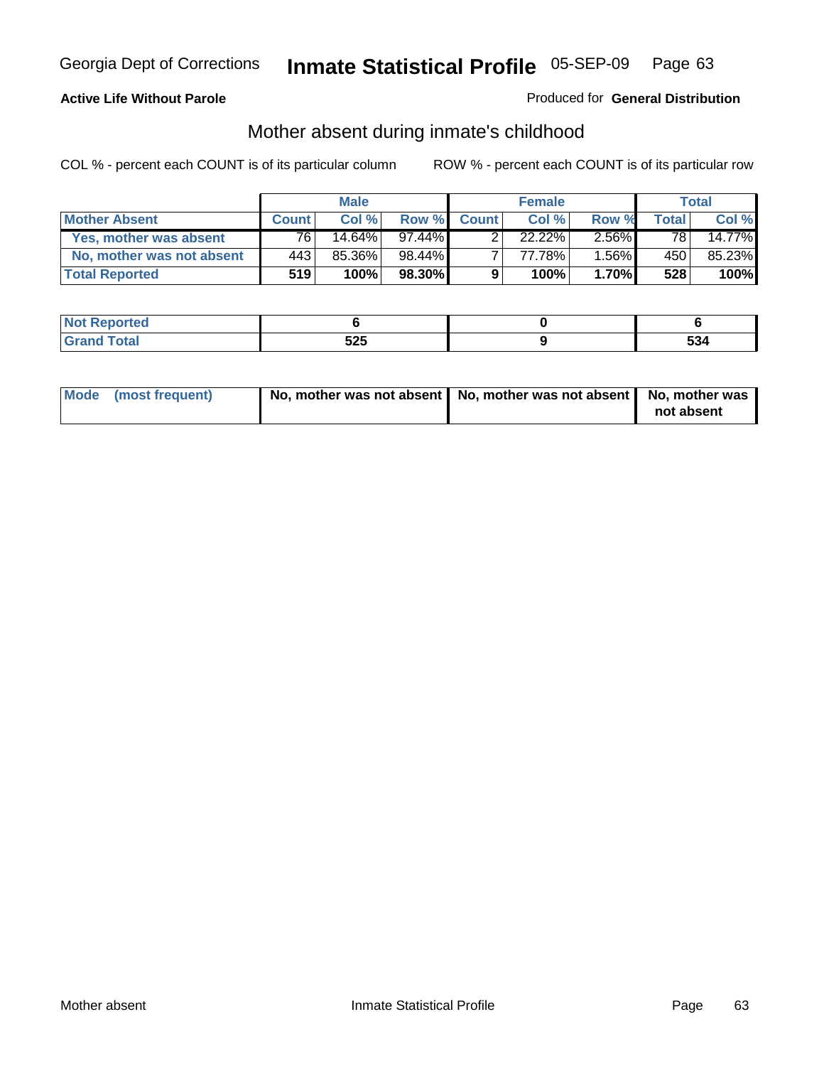Georgia Dept of Corrections **Inmate Statistical Profile** 05-SEP-09

**Active Life Without Parole**

Produced for **General Distribution**

## Mother absent during inmate's childhood

COL % - percent each COUNT is of its particular column ROW % - percent each COUNT is of its particular row

| | Male | | | Female | | | Total | |
|---|---|---|---|---|---|---|---|---|
| **Mother Absent** | **Count** | **Col %** | **Row %** | **Count** | **Col %** | **Row %** | **Total** | **Col %** |
| Yes, mother was absent | 76 | 14.64% | 97.44% | 2 | 22.22% | 2.56% | 78 | 14.77% |
| No, mother was not absent | 443 | 85.36% | 98.44% | 7 | 77.78% | 1.56% | 450 | 85.23% |
| **Total Reported** | **519** | **100%** | **98.30%** | **9** | **100%** | **1.70%** | **528** | **100%** |

| | Male | Female | Total |
|---|---|---|---|
| **Not Reported** | **6** | **0** | **6** |
| **Grand Total** | **525** | **9** | **534** |

| | Male | Female | Total |
|---|---|---|---|
| **Mode (most frequent)** | **No, mother was not absent** | **No, mother was not absent** | **No, mother was not absent** |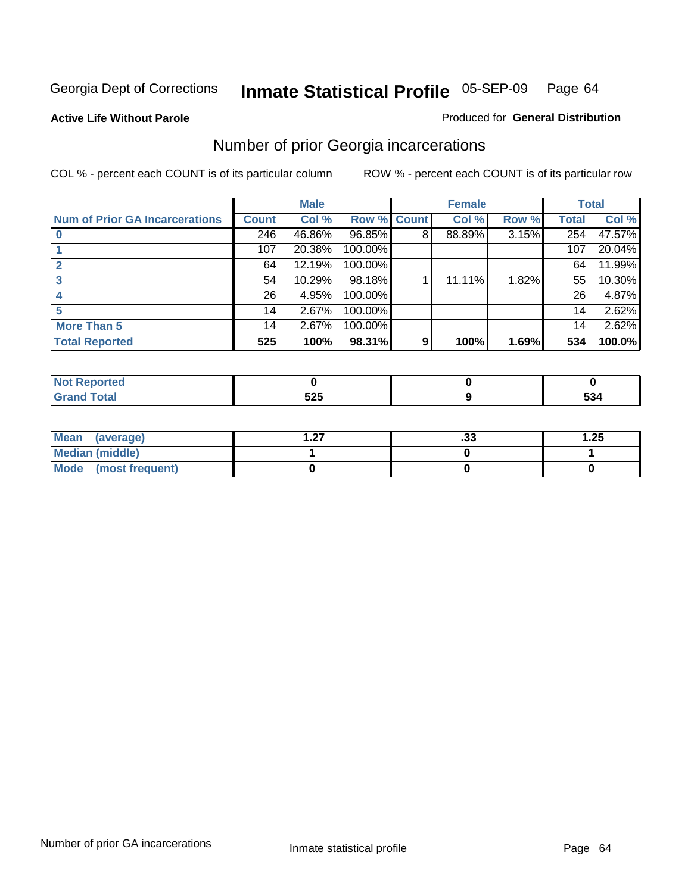Georgia Dept of Corrections **Inmate Statistical Profile** 05-SEP-09

**Active Life Without Parole**

Produced for **General Distribution**

## Number of prior Georgia incarcerations

COL % - percent each COUNT is of its particular column

ROW % - percent each COUNT is of its particular row

| | Male | | | Female | | | Total | |
|---|---|---|---|---|---|---|---|---|
| **Num of Prior GA Incarcerations** | **Count** | **Col %** | **Row %** | **Count** | **Col %** | **Row %** | **Total** | **Col %** |
| **0** | 246 | 46.86% | 96.85% | 8 | 88.89% | 3.15% | 254 | 47.57% |
| **1** | 107 | 20.38% | 100.00% | | | | 107 | 20.04% |
| **2** | 64 | 12.19% | 100.00% | | | | 64 | 11.99% |
| **3** | 54 | 10.29% | 98.18% | 1 | 11.11% | 1.82% | 55 | 10.30% |
| **4** | 26 | 4.95% | 100.00% | | | | 26 | 4.87% |
| **5** | 14 | 2.67% | 100.00% | | | | 14 | 2.62% |
| **More Than 5** | 14 | 2.67% | 100.00% | | | | 14 | 2.62% |
| **Total Reported** | **525** | **100%** | **98.31%** | **9** | **100%** | **1.69%** | **534** | **100.0%** |

| | Male | Female | Total |
|---|---|---|---|
| **Not Reported** | **0** | **0** | **0** |
| **Grand Total** | **525** | **9** | **534** |

| | Male | Female | Total |
|---|---|---|---|
| **Mean (average)** | **1.27** | **.33** | **1.25** |
| **Median (middle)** | **1** | **0** | **1** |
| **Mode (most frequent)** | **0** | **0** | **0** |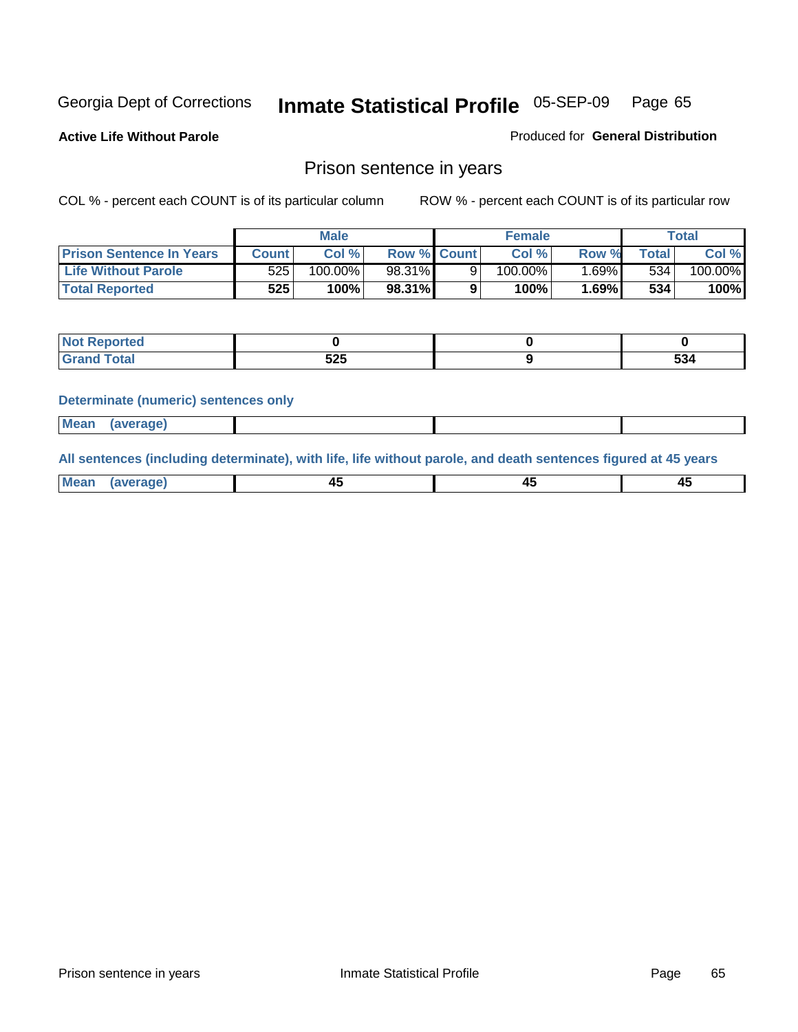Georgia Dept of Corrections **Inmate Statistical Profile** 05-SEP-09

**Active Life Without Parole** Produced for **General Distribution**

## Prison sentence in years

COL % - percent each COUNT is of its particular column ROW % - percent each COUNT is of its particular row

| | Male | | | Female | | | Total | |
|---|---|---|---|---|---|---|---|---|
| **Prison Sentence In Years** | **Count** | **Col %** | **Row %** | **Count** | **Col %** | **Row %** | **Total** | **Col %** |
| **Life Without Parole** | 525 | 100.00% | 98.31% | 9 | 100.00% | 1.69% | 534 | 100.00% |
| **Total Reported** | **525** | **100%** | **98.31%** | **9** | **100%** | **1.69%** | **534** | **100%** |

| | Male | Female | Total |
|---|---|---|---|
| **Not Reported** | **0** | **0** | **0** |
| **Grand Total** | **525** | **9** | **534** |

**Determinate (numeric) sentences only**

| | Male | Female | Total |
|---|---|---|---|
| **Mean (average)** | | | |

**All sentences (including determinate), with life, life without parole, and death sentences figured at 45 years**

| | Male | Female | Total |
|---|---|---|---|
| **Mean (average)** | **45** | **45** | **45** |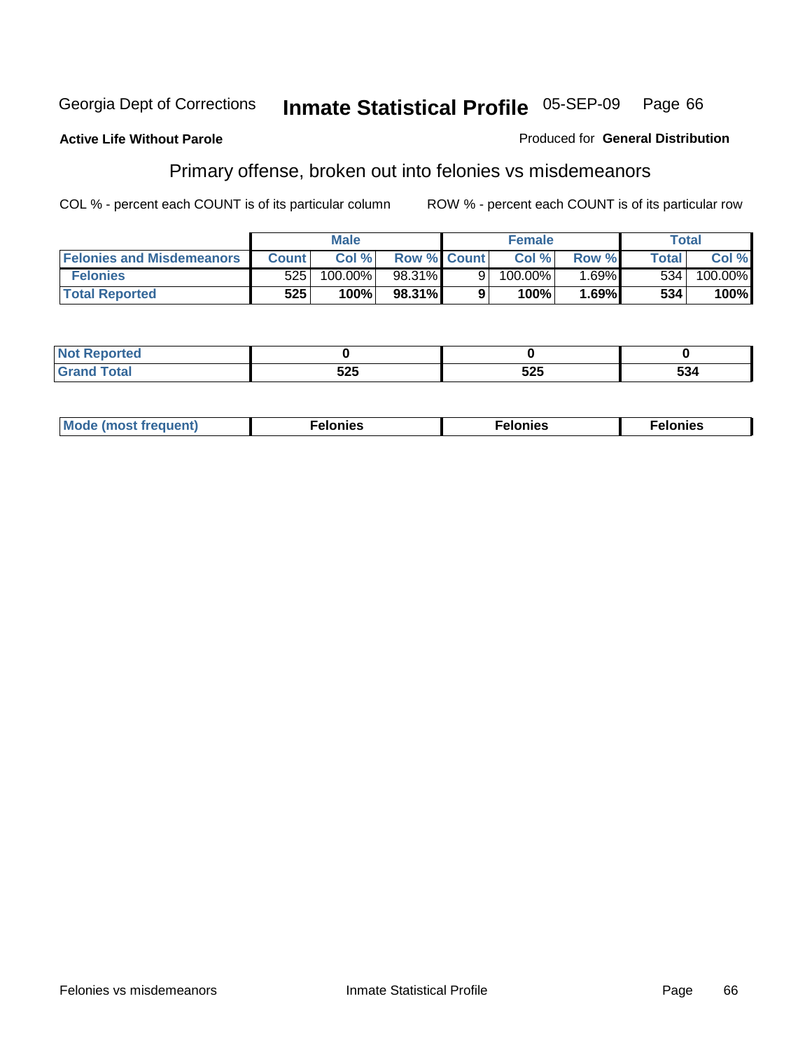Georgia Dept of Corrections **Inmate Statistical Profile** 05-SEP-09

**Active Life Without Parole**

Produced for **General Distribution**

## Primary offense, broken out into felonies vs misdemeanors

COL % - percent each COUNT is of its particular column

ROW % - percent each COUNT is of its particular row

| | Male | | | Female | | | Total | |
|---|---|---|---|---|---|---|---|---|
| **Felonies and Misdemeanors** | **Count** | **Col %** | **Row %** | **Count** | **Col %** | **Row %** | **Total** | **Col %** |
| **Felonies** | 525 | 100.00% | 98.31% | 9 | 100.00% | 1.69% | 534 | 100.00% |
| **Total Reported** | **525** | **100%** | **98.31%** | **9** | **100%** | **1.69%** | **534** | **100%** |

| | Male | Female | Total |
|---|---|---|---|
| **Not Reported** | **0** | **0** | **0** |
| **Grand Total** | **525** | **525** | **534** |

| | Male | Female | Total |
|---|---|---|---|
| **Mode (most frequent)** | **Felonies** | **Felonies** | **Felonies** |

Felonies vs misdemeanors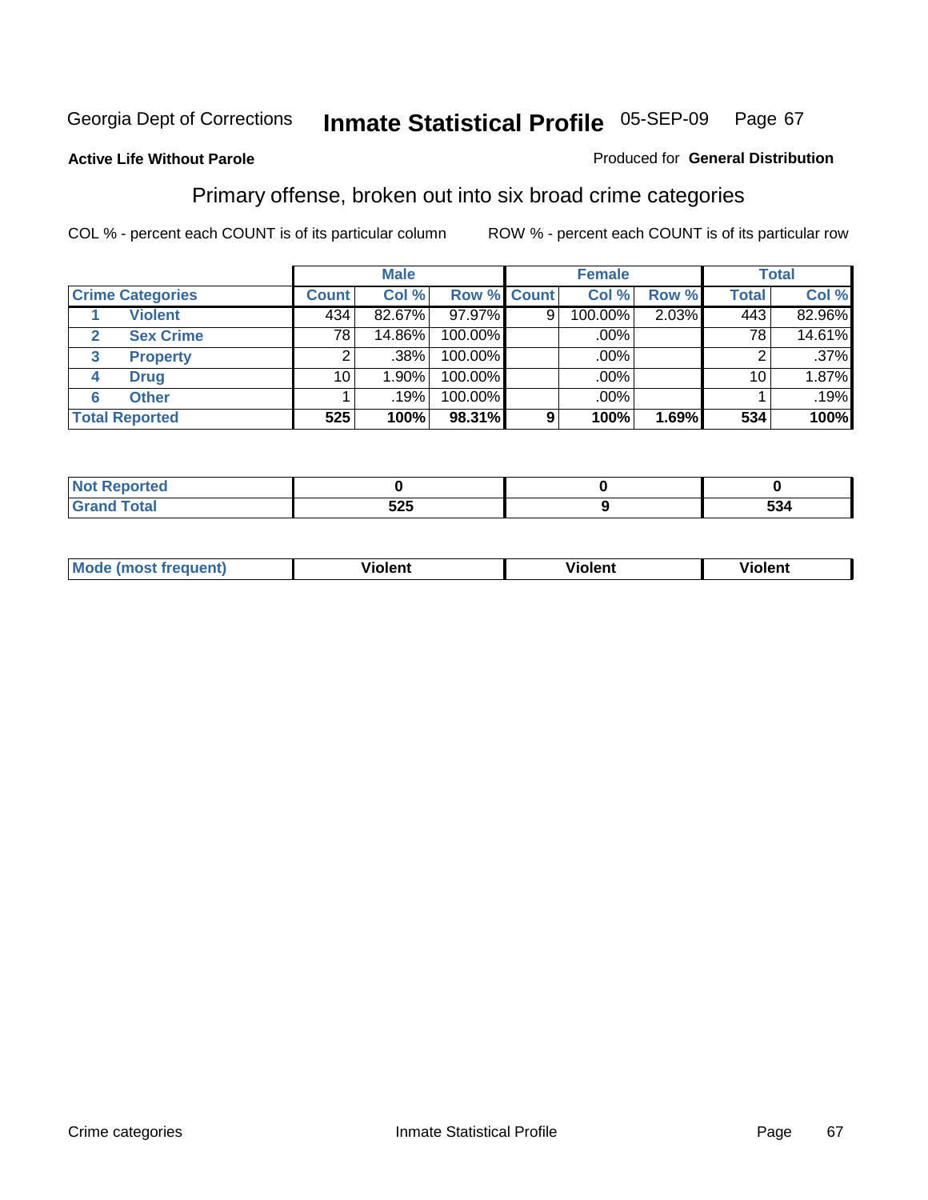Georgia Dept of Corrections **Inmate Statistical Profile** 05-SEP-09 Page 67

**Active Life Without Parole**

Produced for **General Distribution**

## Primary offense, broken out into six broad crime categories

COL % - percent each COUNT is of its particular column

ROW % - percent each COUNT is of its particular row

| | | Male | | | Female | | | Total | |
|---|---|---|---|---|---|---|---|---|---|
| **Crime Categories** | | **Count** | **Col %** | **Row %** | **Count** | **Col %** | **Row %** | **Total** | **Col %** |
| 1 | **Violent** | 434 | 82.67% | 97.97% | 9 | 100.00% | 2.03% | 443 | 82.96% |
| 2 | **Sex Crime** | 78 | 14.86% | 100.00% | | .00% | | 78 | 14.61% |
| 3 | **Property** | 2 | .38% | 100.00% | | .00% | | 2 | .37% |
| 4 | **Drug** | 10 | 1.90% | 100.00% | | .00% | | 10 | 1.87% |
| 6 | **Other** | 1 | .19% | 100.00% | | .00% | | 1 | .19% |
| **Total Reported** | | **525** | **100%** | **98.31%** | **9** | **100%** | **1.69%** | **534** | **100%** |

| | Male | Female | Total |
|---|---|---|---|
| **Not Reported** | **0** | **0** | **0** |
| **Grand Total** | **525** | **9** | **534** |

| | Male | Female | Total |
|---|---|---|---|
| **Mode (most frequent)** | **Violent** | **Violent** | **Violent** |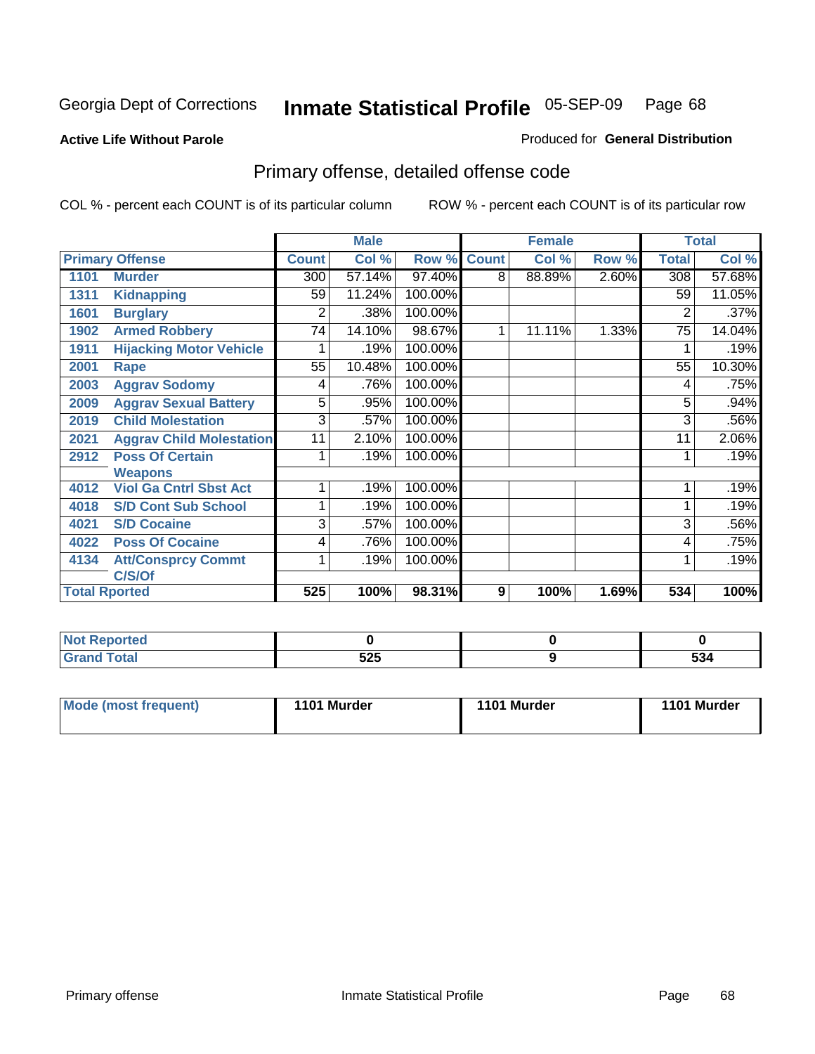Georgia Dept of Corrections

# Inmate Statistical Profile 05-SEP-09

**Active Life Without Parole**

Produced for **General Distribution**

## Primary offense, detailed offense code

COL % - percent each COUNT is of its particular column

ROW % - percent each COUNT is of its particular row

| Primary Offense | | Male | | | Female | | | Total | |
|---|---|---|---|---|---|---|---|---|---|
| | | Count | Col % | Row % | Count | Col % | Row % | Total | Col % |
| 1101 | Murder | 300 | 57.14% | 97.40% | 8 | 88.89% | 2.60% | 308 | 57.68% |
| 1311 | Kidnapping | 59 | 11.24% | 100.00% | | | | 59 | 11.05% |
| 1601 | Burglary | 2 | .38% | 100.00% | | | | 2 | .37% |
| 1902 | Armed Robbery | 74 | 14.10% | 98.67% | 1 | 11.11% | 1.33% | 75 | 14.04% |
| 1911 | Hijacking Motor Vehicle | 1 | .19% | 100.00% | | | | 1 | .19% |
| 2001 | Rape | 55 | 10.48% | 100.00% | | | | 55 | 10.30% |
| 2003 | Aggrav Sodomy | 4 | .76% | 100.00% | | | | 4 | .75% |
| 2009 | Aggrav Sexual Battery | 5 | .95% | 100.00% | | | | 5 | .94% |
| 2019 | Child Molestation | 3 | .57% | 100.00% | | | | 3 | .56% |
| 2021 | Aggrav Child Molestation | 11 | 2.10% | 100.00% | | | | 11 | 2.06% |
| 2912 | Poss Of Certain Weapons | 1 | .19% | 100.00% | | | | 1 | .19% |
| 4012 | Viol Ga Cntrl Sbst Act | 1 | .19% | 100.00% | | | | 1 | .19% |
| 4018 | S/D Cont Sub School | 1 | .19% | 100.00% | | | | 1 | .19% |
| 4021 | S/D Cocaine | 3 | .57% | 100.00% | | | | 3 | .56% |
| 4022 | Poss Of Cocaine | 4 | .76% | 100.00% | | | | 4 | .75% |
| 4134 | Att/Consprcy Commt C/S/Of | 1 | .19% | 100.00% | | | | 1 | .19% |
| **Total Rported** | | **525** | **100%** | **98.31%** | **9** | **100%** | **1.69%** | **534** | **100%** |

| | Male | Female | Total |
|---|---|---|---|
| Not Reported | 0 | 0 | 0 |
| Grand Total | 525 | 9 | 534 |

| | Male | Female | Total |
|---|---|---|---|
| Mode (most frequent) | 1101 Murder | 1101 Murder | 1101 Murder |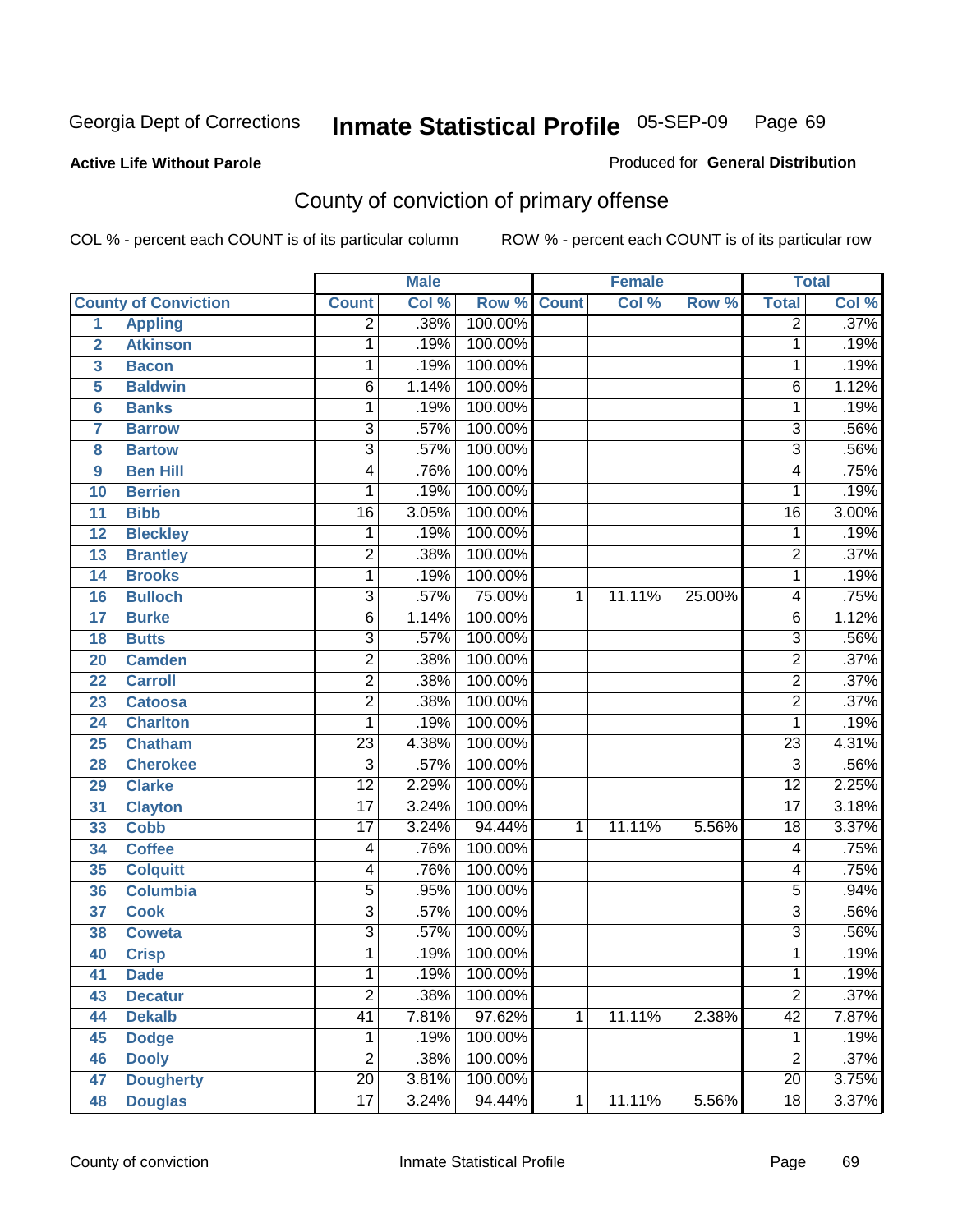Georgia Dept of Corrections **Inmate Statistical Profile** 05-SEP-09

**Active Life Without Parole**

Produced for **General Distribution**

## County of conviction of primary offense

COL % - percent each COUNT is of its particular column ROW % - percent each COUNT is of its particular row

| | | Male | | | Female | | | Total | |
|---|---|---|---|---|---|---|---|---|---|
| **County of Conviction** | | **Count** | **Col %** | **Row %** | **Count** | **Col %** | **Row %** | **Total** | **Col %** |
| 1 | Appling | 2 | .38% | 100.00% | | | | 2 | .37% |
| 2 | Atkinson | 1 | .19% | 100.00% | | | | 1 | .19% |
| 3 | Bacon | 1 | .19% | 100.00% | | | | 1 | .19% |
| 5 | Baldwin | 6 | 1.14% | 100.00% | | | | 6 | 1.12% |
| 6 | Banks | 1 | .19% | 100.00% | | | | 1 | .19% |
| 7 | Barrow | 3 | .57% | 100.00% | | | | 3 | .56% |
| 8 | Bartow | 3 | .57% | 100.00% | | | | 3 | .56% |
| 9 | Ben Hill | 4 | .76% | 100.00% | | | | 4 | .75% |
| 10 | Berrien | 1 | .19% | 100.00% | | | | 1 | .19% |
| 11 | Bibb | 16 | 3.05% | 100.00% | | | | 16 | 3.00% |
| 12 | Bleckley | 1 | .19% | 100.00% | | | | 1 | .19% |
| 13 | Brantley | 2 | .38% | 100.00% | | | | 2 | .37% |
| 14 | Brooks | 1 | .19% | 100.00% | | | | 1 | .19% |
| 16 | Bulloch | 3 | .57% | 75.00% | 1 | 11.11% | 25.00% | 4 | .75% |
| 17 | Burke | 6 | 1.14% | 100.00% | | | | 6 | 1.12% |
| 18 | Butts | 3 | .57% | 100.00% | | | | 3 | .56% |
| 20 | Camden | 2 | .38% | 100.00% | | | | 2 | .37% |
| 22 | Carroll | 2 | .38% | 100.00% | | | | 2 | .37% |
| 23 | Catoosa | 2 | .38% | 100.00% | | | | 2 | .37% |
| 24 | Charlton | 1 | .19% | 100.00% | | | | 1 | .19% |
| 25 | Chatham | 23 | 4.38% | 100.00% | | | | 23 | 4.31% |
| 28 | Cherokee | 3 | .57% | 100.00% | | | | 3 | .56% |
| 29 | Clarke | 12 | 2.29% | 100.00% | | | | 12 | 2.25% |
| 31 | Clayton | 17 | 3.24% | 100.00% | | | | 17 | 3.18% |
| 33 | Cobb | 17 | 3.24% | 94.44% | 1 | 11.11% | 5.56% | 18 | 3.37% |
| 34 | Coffee | 4 | .76% | 100.00% | | | | 4 | .75% |
| 35 | Colquitt | 4 | .76% | 100.00% | | | | 4 | .75% |
| 36 | Columbia | 5 | .95% | 100.00% | | | | 5 | .94% |
| 37 | Cook | 3 | .57% | 100.00% | | | | 3 | .56% |
| 38 | Coweta | 3 | .57% | 100.00% | | | | 3 | .56% |
| 40 | Crisp | 1 | .19% | 100.00% | | | | 1 | .19% |
| 41 | Dade | 1 | .19% | 100.00% | | | | 1 | .19% |
| 43 | Decatur | 2 | .38% | 100.00% | | | | 2 | .37% |
| 44 | Dekalb | 41 | 7.81% | 97.62% | 1 | 11.11% | 2.38% | 42 | 7.87% |
| 45 | Dodge | 1 | .19% | 100.00% | | | | 1 | .19% |
| 46 | Dooly | 2 | .38% | 100.00% | | | | 2 | .37% |
| 47 | Dougherty | 20 | 3.81% | 100.00% | | | | 20 | 3.75% |
| 48 | Douglas | 17 | 3.24% | 94.44% | 1 | 11.11% | 5.56% | 18 | 3.37% |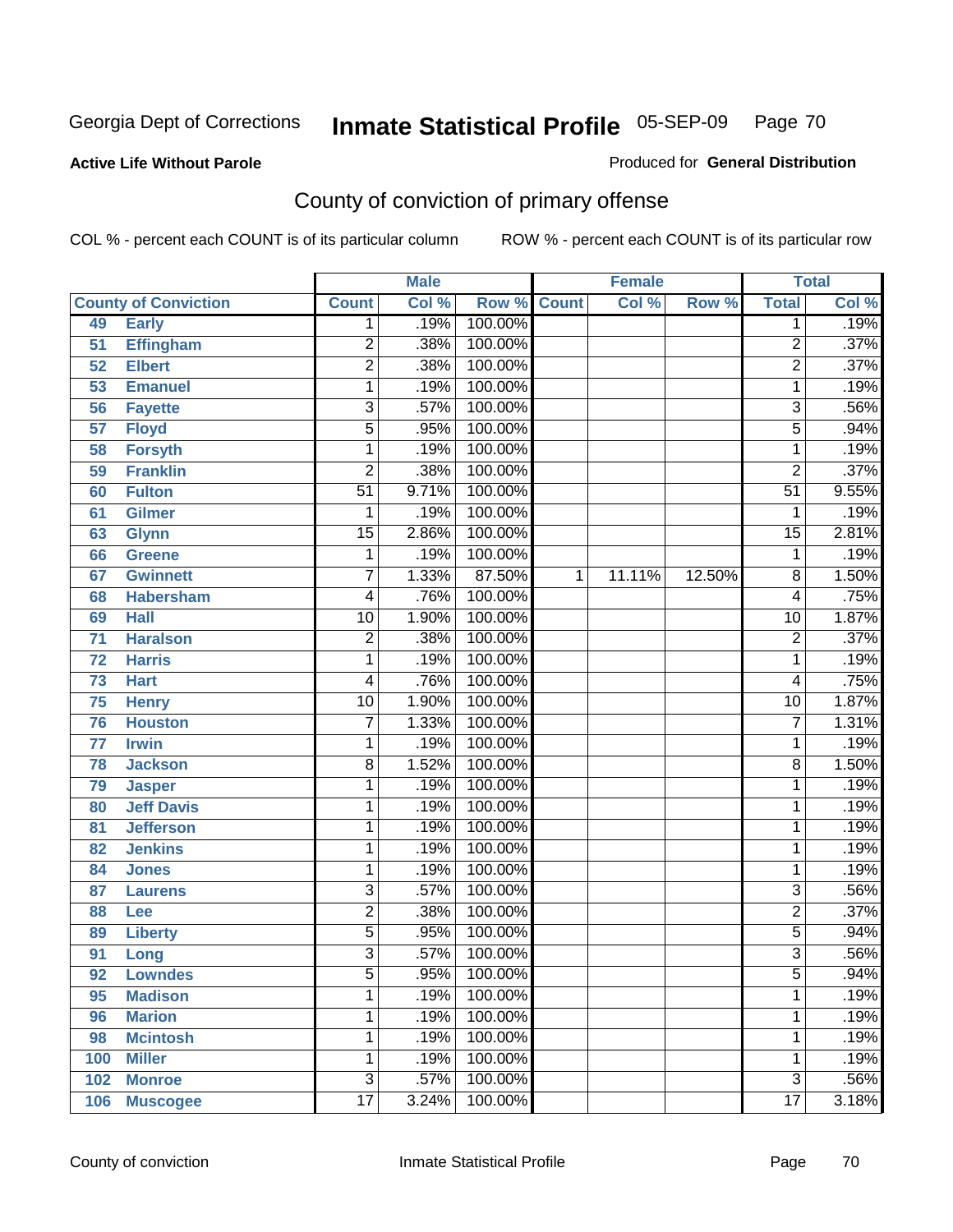Georgia Dept of Corrections **Inmate Statistical Profile** 05-SEP-09

**Active Life Without Parole**

Produced for **General Distribution**

## County of conviction of primary offense

COL % - percent each COUNT is of its particular column     ROW % - percent each COUNT is of its particular row

| County of Conviction | | Male | | | Female | | | Total | |
|---|---|---|---|---|---|---|---|---|---|
| | | Count | Col % | Row % | Count | Col % | Row % | Total | Col % |
| 49 | Early | 1 | .19% | 100.00% | | | | 1 | .19% |
| 51 | Effingham | 2 | .38% | 100.00% | | | | 2 | .37% |
| 52 | Elbert | 2 | .38% | 100.00% | | | | 2 | .37% |
| 53 | Emanuel | 1 | .19% | 100.00% | | | | 1 | .19% |
| 56 | Fayette | 3 | .57% | 100.00% | | | | 3 | .56% |
| 57 | Floyd | 5 | .95% | 100.00% | | | | 5 | .94% |
| 58 | Forsyth | 1 | .19% | 100.00% | | | | 1 | .19% |
| 59 | Franklin | 2 | .38% | 100.00% | | | | 2 | .37% |
| 60 | Fulton | 51 | 9.71% | 100.00% | | | | 51 | 9.55% |
| 61 | Gilmer | 1 | .19% | 100.00% | | | | 1 | .19% |
| 63 | Glynn | 15 | 2.86% | 100.00% | | | | 15 | 2.81% |
| 66 | Greene | 1 | .19% | 100.00% | | | | 1 | .19% |
| 67 | Gwinnett | 7 | 1.33% | 87.50% | 1 | 11.11% | 12.50% | 8 | 1.50% |
| 68 | Habersham | 4 | .76% | 100.00% | | | | 4 | .75% |
| 69 | Hall | 10 | 1.90% | 100.00% | | | | 10 | 1.87% |
| 71 | Haralson | 2 | .38% | 100.00% | | | | 2 | .37% |
| 72 | Harris | 1 | .19% | 100.00% | | | | 1 | .19% |
| 73 | Hart | 4 | .76% | 100.00% | | | | 4 | .75% |
| 75 | Henry | 10 | 1.90% | 100.00% | | | | 10 | 1.87% |
| 76 | Houston | 7 | 1.33% | 100.00% | | | | 7 | 1.31% |
| 77 | Irwin | 1 | .19% | 100.00% | | | | 1 | .19% |
| 78 | Jackson | 8 | 1.52% | 100.00% | | | | 8 | 1.50% |
| 79 | Jasper | 1 | .19% | 100.00% | | | | 1 | .19% |
| 80 | Jeff Davis | 1 | .19% | 100.00% | | | | 1 | .19% |
| 81 | Jefferson | 1 | .19% | 100.00% | | | | 1 | .19% |
| 82 | Jenkins | 1 | .19% | 100.00% | | | | 1 | .19% |
| 84 | Jones | 1 | .19% | 100.00% | | | | 1 | .19% |
| 87 | Laurens | 3 | .57% | 100.00% | | | | 3 | .56% |
| 88 | Lee | 2 | .38% | 100.00% | | | | 2 | .37% |
| 89 | Liberty | 5 | .95% | 100.00% | | | | 5 | .94% |
| 91 | Long | 3 | .57% | 100.00% | | | | 3 | .56% |
| 92 | Lowndes | 5 | .95% | 100.00% | | | | 5 | .94% |
| 95 | Madison | 1 | .19% | 100.00% | | | | 1 | .19% |
| 96 | Marion | 1 | .19% | 100.00% | | | | 1 | .19% |
| 98 | Mcintosh | 1 | .19% | 100.00% | | | | 1 | .19% |
| 100 | Miller | 1 | .19% | 100.00% | | | | 1 | .19% |
| 102 | Monroe | 3 | .57% | 100.00% | | | | 3 | .56% |
| 106 | Muscogee | 17 | 3.24% | 100.00% | | | | 17 | 3.18% |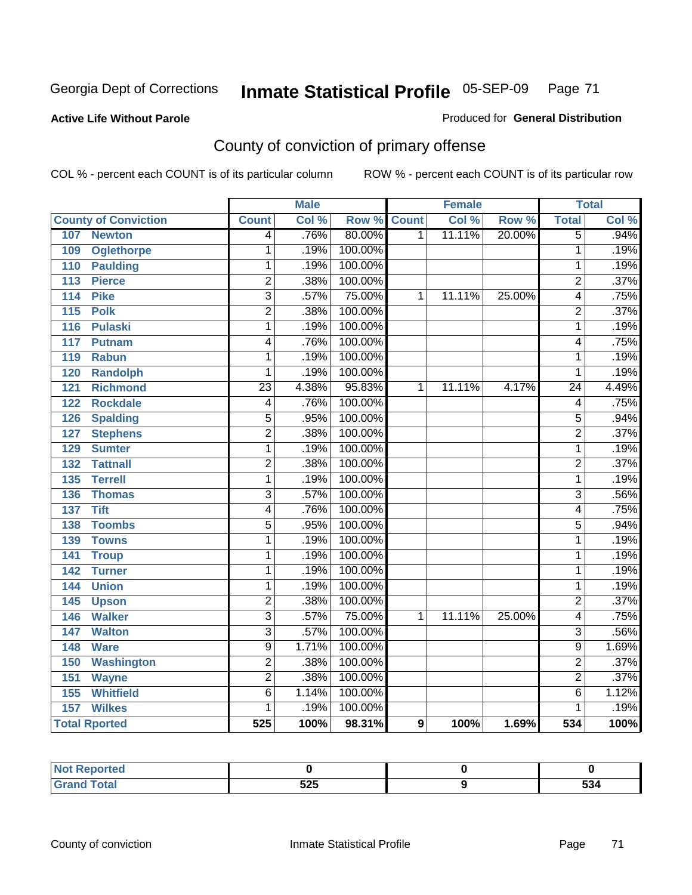Georgia Dept of Corrections **Inmate Statistical Profile** 05-SEP-09

**Active Life Without Parole**

Produced for **General Distribution**

# County of conviction of primary offense

COL % - percent each COUNT is of its particular column ROW % - percent each COUNT is of its particular row

| County of Conviction | Male | | | Female | | | Total | |
|---|---|---|---|---|---|---|---|---|
| | Count | Col % | Row % | Count | Col % | Row % | Total | Col % |
| 107 Newton | 4 | .76% | 80.00% | 1 | 11.11% | 20.00% | 5 | .94% |
| 109 Oglethorpe | 1 | .19% | 100.00% | | | | 1 | .19% |
| 110 Paulding | 1 | .19% | 100.00% | | | | 1 | .19% |
| 113 Pierce | 2 | .38% | 100.00% | | | | 2 | .37% |
| 114 Pike | 3 | .57% | 75.00% | 1 | 11.11% | 25.00% | 4 | .75% |
| 115 Polk | 2 | .38% | 100.00% | | | | 2 | .37% |
| 116 Pulaski | 1 | .19% | 100.00% | | | | 1 | .19% |
| 117 Putnam | 4 | .76% | 100.00% | | | | 4 | .75% |
| 119 Rabun | 1 | .19% | 100.00% | | | | 1 | .19% |
| 120 Randolph | 1 | .19% | 100.00% | | | | 1 | .19% |
| 121 Richmond | 23 | 4.38% | 95.83% | 1 | 11.11% | 4.17% | 24 | 4.49% |
| 122 Rockdale | 4 | .76% | 100.00% | | | | 4 | .75% |
| 126 Spalding | 5 | .95% | 100.00% | | | | 5 | .94% |
| 127 Stephens | 2 | .38% | 100.00% | | | | 2 | .37% |
| 129 Sumter | 1 | .19% | 100.00% | | | | 1 | .19% |
| 132 Tattnall | 2 | .38% | 100.00% | | | | 2 | .37% |
| 135 Terrell | 1 | .19% | 100.00% | | | | 1 | .19% |
| 136 Thomas | 3 | .57% | 100.00% | | | | 3 | .56% |
| 137 Tift | 4 | .76% | 100.00% | | | | 4 | .75% |
| 138 Toombs | 5 | .95% | 100.00% | | | | 5 | .94% |
| 139 Towns | 1 | .19% | 100.00% | | | | 1 | .19% |
| 141 Troup | 1 | .19% | 100.00% | | | | 1 | .19% |
| 142 Turner | 1 | .19% | 100.00% | | | | 1 | .19% |
| 144 Union | 1 | .19% | 100.00% | | | | 1 | .19% |
| 145 Upson | 2 | .38% | 100.00% | | | | 2 | .37% |
| 146 Walker | 3 | .57% | 75.00% | 1 | 11.11% | 25.00% | 4 | .75% |
| 147 Walton | 3 | .57% | 100.00% | | | | 3 | .56% |
| 148 Ware | 9 | 1.71% | 100.00% | | | | 9 | 1.69% |
| 150 Washington | 2 | .38% | 100.00% | | | | 2 | .37% |
| 151 Wayne | 2 | .38% | 100.00% | | | | 2 | .37% |
| 155 Whitfield | 6 | 1.14% | 100.00% | | | | 6 | 1.12% |
| 157 Wilkes | 1 | .19% | 100.00% | | | | 1 | .19% |
| **Total Rported** | **525** | **100%** | **98.31%** | **9** | **100%** | **1.69%** | **534** | **100%** |

| | Male | Female | Total |
|---|---|---|---|
| Not Reported | 0 | 0 | 0 |
| Grand Total | 525 | 9 | 534 |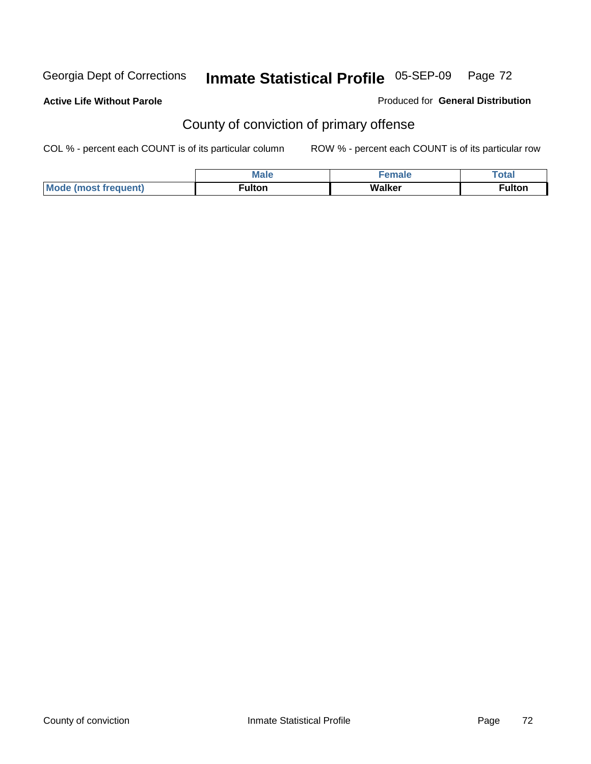**Active Life Without Parole**

Produced for **General Distribution**

## County of conviction of primary offense

COL % - percent each COUNT is of its particular column

ROW % - percent each COUNT is of its particular row

| | Male | Female | Total |
|---|---|---|---|
| Mode (most frequent) | Fulton | Walker | Fulton |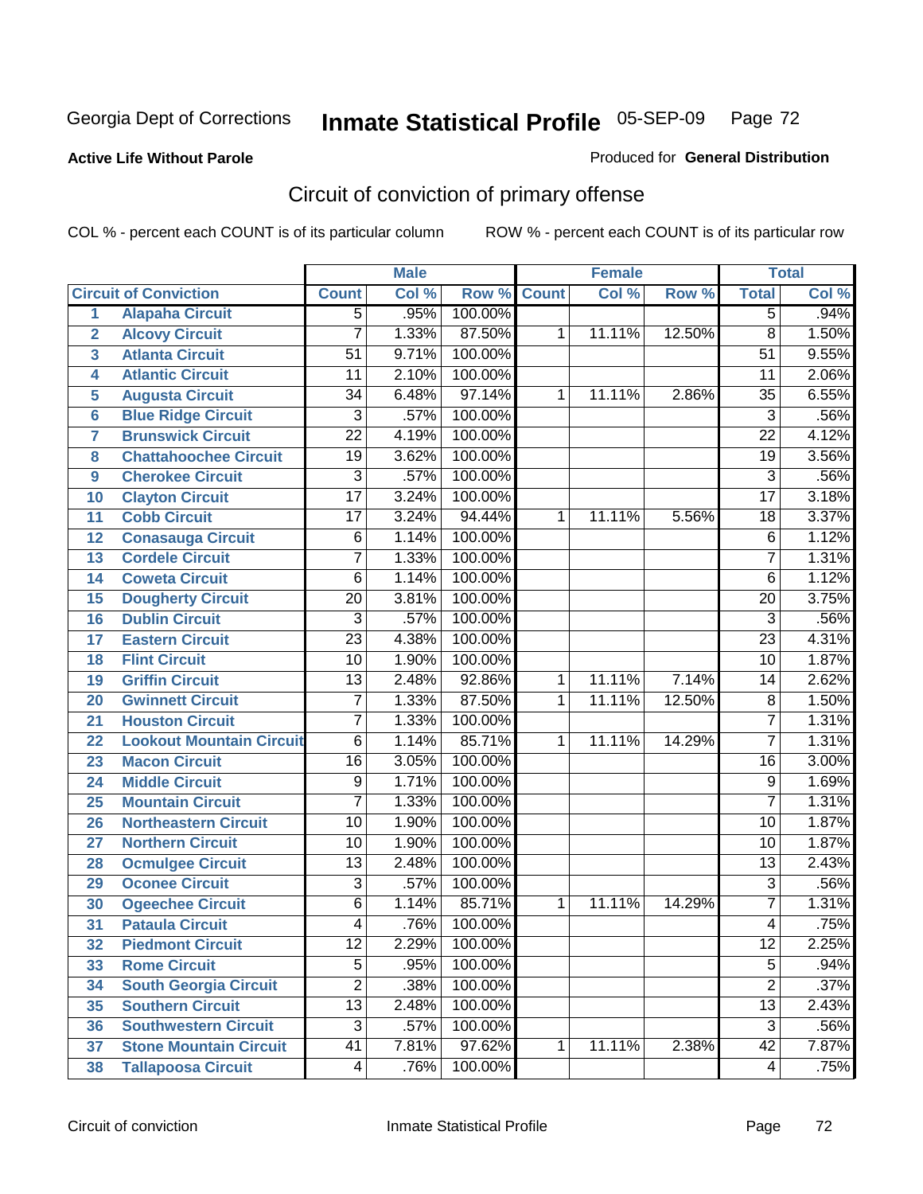Georgia Dept of Corrections **Inmate Statistical Profile** 05-SEP-09 Page 72

**Active Life Without Parole**

Produced for **General Distribution**

## Circuit of conviction of primary offense

COL % - percent each COUNT is of its particular column ROW % - percent each COUNT is of its particular row

| | | Male | | | Female | | | Total | |
|---|---|---|---|---|---|---|---|---|---|
| **Circuit of Conviction** | | **Count** | **Col %** | **Row %** | **Count** | **Col %** | **Row %** | **Total** | **Col %** |
| 1 | Alapaha Circuit | 5 | .95% | 100.00% | | | | 5 | .94% |
| 2 | Alcovy Circuit | 7 | 1.33% | 87.50% | 1 | 11.11% | 12.50% | 8 | 1.50% |
| 3 | Atlanta Circuit | 51 | 9.71% | 100.00% | | | | 51 | 9.55% |
| 4 | Atlantic Circuit | 11 | 2.10% | 100.00% | | | | 11 | 2.06% |
| 5 | Augusta Circuit | 34 | 6.48% | 97.14% | 1 | 11.11% | 2.86% | 35 | 6.55% |
| 6 | Blue Ridge Circuit | 3 | .57% | 100.00% | | | | 3 | .56% |
| 7 | Brunswick Circuit | 22 | 4.19% | 100.00% | | | | 22 | 4.12% |
| 8 | Chattahoochee Circuit | 19 | 3.62% | 100.00% | | | | 19 | 3.56% |
| 9 | Cherokee Circuit | 3 | .57% | 100.00% | | | | 3 | .56% |
| 10 | Clayton Circuit | 17 | 3.24% | 100.00% | | | | 17 | 3.18% |
| 11 | Cobb Circuit | 17 | 3.24% | 94.44% | 1 | 11.11% | 5.56% | 18 | 3.37% |
| 12 | Conasauga Circuit | 6 | 1.14% | 100.00% | | | | 6 | 1.12% |
| 13 | Cordele Circuit | 7 | 1.33% | 100.00% | | | | 7 | 1.31% |
| 14 | Coweta Circuit | 6 | 1.14% | 100.00% | | | | 6 | 1.12% |
| 15 | Dougherty Circuit | 20 | 3.81% | 100.00% | | | | 20 | 3.75% |
| 16 | Dublin Circuit | 3 | .57% | 100.00% | | | | 3 | .56% |
| 17 | Eastern Circuit | 23 | 4.38% | 100.00% | | | | 23 | 4.31% |
| 18 | Flint Circuit | 10 | 1.90% | 100.00% | | | | 10 | 1.87% |
| 19 | Griffin Circuit | 13 | 2.48% | 92.86% | 1 | 11.11% | 7.14% | 14 | 2.62% |
| 20 | Gwinnett Circuit | 7 | 1.33% | 87.50% | 1 | 11.11% | 12.50% | 8 | 1.50% |
| 21 | Houston Circuit | 7 | 1.33% | 100.00% | | | | 7 | 1.31% |
| 22 | Lookout Mountain Circuit | 6 | 1.14% | 85.71% | 1 | 11.11% | 14.29% | 7 | 1.31% |
| 23 | Macon Circuit | 16 | 3.05% | 100.00% | | | | 16 | 3.00% |
| 24 | Middle Circuit | 9 | 1.71% | 100.00% | | | | 9 | 1.69% |
| 25 | Mountain Circuit | 7 | 1.33% | 100.00% | | | | 7 | 1.31% |
| 26 | Northeastern Circuit | 10 | 1.90% | 100.00% | | | | 10 | 1.87% |
| 27 | Northern Circuit | 10 | 1.90% | 100.00% | | | | 10 | 1.87% |
| 28 | Ocmulgee Circuit | 13 | 2.48% | 100.00% | | | | 13 | 2.43% |
| 29 | Oconee Circuit | 3 | .57% | 100.00% | | | | 3 | .56% |
| 30 | Ogeechee Circuit | 6 | 1.14% | 85.71% | 1 | 11.11% | 14.29% | 7 | 1.31% |
| 31 | Pataula Circuit | 4 | .76% | 100.00% | | | | 4 | .75% |
| 32 | Piedmont Circuit | 12 | 2.29% | 100.00% | | | | 12 | 2.25% |
| 33 | Rome Circuit | 5 | .95% | 100.00% | | | | 5 | .94% |
| 34 | South Georgia Circuit | 2 | .38% | 100.00% | | | | 2 | .37% |
| 35 | Southern Circuit | 13 | 2.48% | 100.00% | | | | 13 | 2.43% |
| 36 | Southwestern Circuit | 3 | .57% | 100.00% | | | | 3 | .56% |
| 37 | Stone Mountain Circuit | 41 | 7.81% | 97.62% | 1 | 11.11% | 2.38% | 42 | 7.87% |
| 38 | Tallapoosa Circuit | 4 | .76% | 100.00% | | | | 4 | .75% |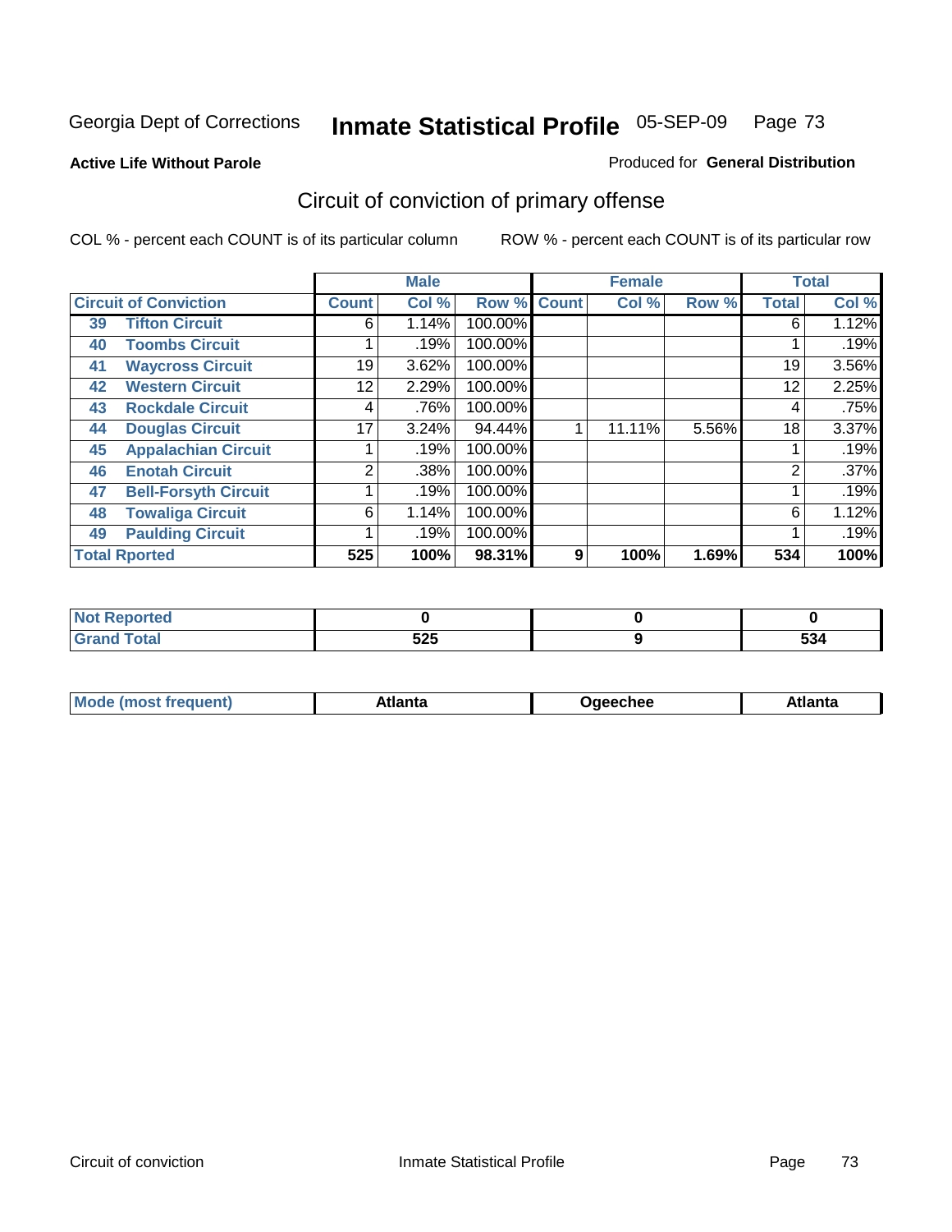Georgia Dept of Corrections **Inmate Statistical Profile** 05-SEP-09

**Active Life Without Parole**

Produced for **General Distribution**

## Circuit of conviction of primary offense

COL % - percent each COUNT is of its particular column ROW % - percent each COUNT is of its particular row

| | | Male | | | Female | | | Total | |
|---|---|---|---|---|---|---|---|---|---|
| **Circuit of Conviction** | | **Count** | **Col %** | **Row %** | **Count** | **Col %** | **Row %** | **Total** | **Col %** |
| 39 | Tifton Circuit | 6 | 1.14% | 100.00% | | | | 6 | 1.12% |
| 40 | Toombs Circuit | 1 | .19% | 100.00% | | | | 1 | .19% |
| 41 | Waycross Circuit | 19 | 3.62% | 100.00% | | | | 19 | 3.56% |
| 42 | Western Circuit | 12 | 2.29% | 100.00% | | | | 12 | 2.25% |
| 43 | Rockdale Circuit | 4 | .76% | 100.00% | | | | 4 | .75% |
| 44 | Douglas Circuit | 17 | 3.24% | 94.44% | 1 | 11.11% | 5.56% | 18 | 3.37% |
| 45 | Appalachian Circuit | 1 | .19% | 100.00% | | | | 1 | .19% |
| 46 | Enotah Circuit | 2 | .38% | 100.00% | | | | 2 | .37% |
| 47 | Bell-Forsyth Circuit | 1 | .19% | 100.00% | | | | 1 | .19% |
| 48 | Towaliga Circuit | 6 | 1.14% | 100.00% | | | | 6 | 1.12% |
| 49 | Paulding Circuit | 1 | .19% | 100.00% | | | | 1 | .19% |
| **Total Rported** | | **525** | **100%** | **98.31%** | **9** | **100%** | **1.69%** | **534** | **100%** |

| | Male | Female | Total |
|---|---|---|---|
| Not Reported | 0 | 0 | 0 |
| Grand Total | 525 | 9 | 534 |

| | Male | Female | Total |
|---|---|---|---|
| Mode (most frequent) | Atlanta | Ogeechee | Atlanta |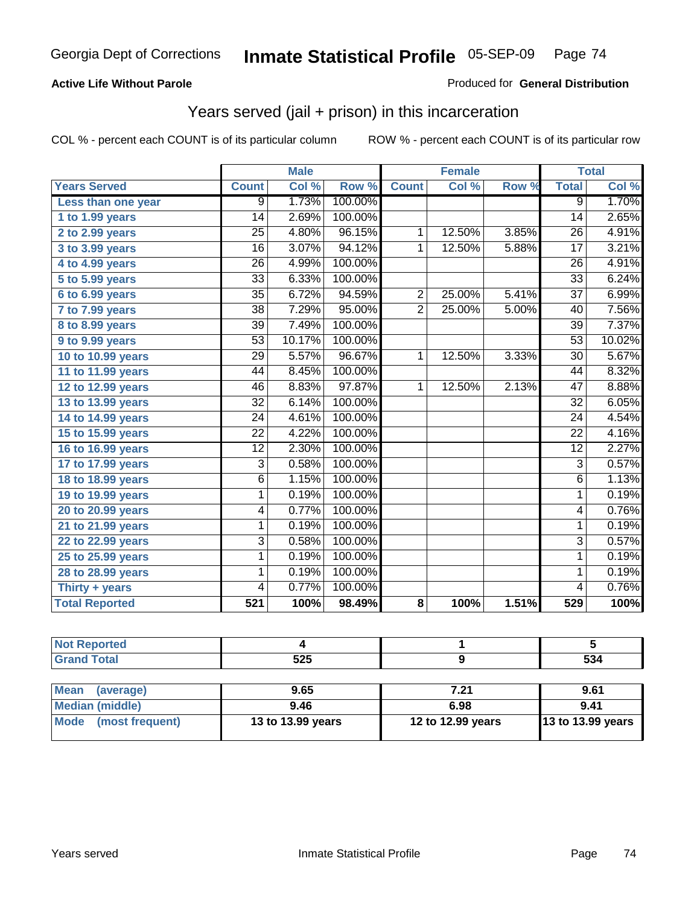Georgia Dept of Corrections **Inmate Statistical Profile** 05-SEP-09

**Active Life Without Parole**

Produced for **General Distribution**

## Years served (jail + prison) in this incarceration

COL % - percent each COUNT is of its particular column

ROW % - percent each COUNT is of its particular row

| | Male | | | Female | | | Total | |
|---|---|---|---|---|---|---|---|---|
| **Years Served** | **Count** | **Col %** | **Row %** | **Count** | **Col %** | **Row %** | **Total** | **Col %** |
| Less than one year | 9 | 1.73% | 100.00% | | | | 9 | 1.70% |
| 1 to 1.99 years | 14 | 2.69% | 100.00% | | | | 14 | 2.65% |
| 2 to 2.99 years | 25 | 4.80% | 96.15% | 1 | 12.50% | 3.85% | 26 | 4.91% |
| 3 to 3.99 years | 16 | 3.07% | 94.12% | 1 | 12.50% | 5.88% | 17 | 3.21% |
| 4 to 4.99 years | 26 | 4.99% | 100.00% | | | | 26 | 4.91% |
| 5 to 5.99 years | 33 | 6.33% | 100.00% | | | | 33 | 6.24% |
| 6 to 6.99 years | 35 | 6.72% | 94.59% | 2 | 25.00% | 5.41% | 37 | 6.99% |
| 7 to 7.99 years | 38 | 7.29% | 95.00% | 2 | 25.00% | 5.00% | 40 | 7.56% |
| 8 to 8.99 years | 39 | 7.49% | 100.00% | | | | 39 | 7.37% |
| 9 to 9.99 years | 53 | 10.17% | 100.00% | | | | 53 | 10.02% |
| 10 to 10.99 years | 29 | 5.57% | 96.67% | 1 | 12.50% | 3.33% | 30 | 5.67% |
| 11 to 11.99 years | 44 | 8.45% | 100.00% | | | | 44 | 8.32% |
| 12 to 12.99 years | 46 | 8.83% | 97.87% | 1 | 12.50% | 2.13% | 47 | 8.88% |
| 13 to 13.99 years | 32 | 6.14% | 100.00% | | | | 32 | 6.05% |
| 14 to 14.99 years | 24 | 4.61% | 100.00% | | | | 24 | 4.54% |
| 15 to 15.99 years | 22 | 4.22% | 100.00% | | | | 22 | 4.16% |
| 16 to 16.99 years | 12 | 2.30% | 100.00% | | | | 12 | 2.27% |
| 17 to 17.99 years | 3 | 0.58% | 100.00% | | | | 3 | 0.57% |
| 18 to 18.99 years | 6 | 1.15% | 100.00% | | | | 6 | 1.13% |
| 19 to 19.99 years | 1 | 0.19% | 100.00% | | | | 1 | 0.19% |
| 20 to 20.99 years | 4 | 0.77% | 100.00% | | | | 4 | 0.76% |
| 21 to 21.99 years | 1 | 0.19% | 100.00% | | | | 1 | 0.19% |
| 22 to 22.99 years | 3 | 0.58% | 100.00% | | | | 3 | 0.57% |
| 25 to 25.99 years | 1 | 0.19% | 100.00% | | | | 1 | 0.19% |
| 28 to 28.99 years | 1 | 0.19% | 100.00% | | | | 1 | 0.19% |
| Thirty + years | 4 | 0.77% | 100.00% | | | | 4 | 0.76% |
| **Total Reported** | **521** | **100%** | **98.49%** | **8** | **100%** | **1.51%** | **529** | **100%** |

| | Male | Female | Total |
|---|---|---|---|
| Not Reported | 4 | 1 | 5 |
| Grand Total | 525 | 9 | 534 |

| | Male | Female | Total |
|---|---|---|---|
| Mean (average) | 9.65 | 7.21 | 9.61 |
| Median (middle) | 9.46 | 6.98 | 9.41 |
| Mode (most frequent) | 13 to 13.99 years | 12 to 12.99 years | 13 to 13.99 years |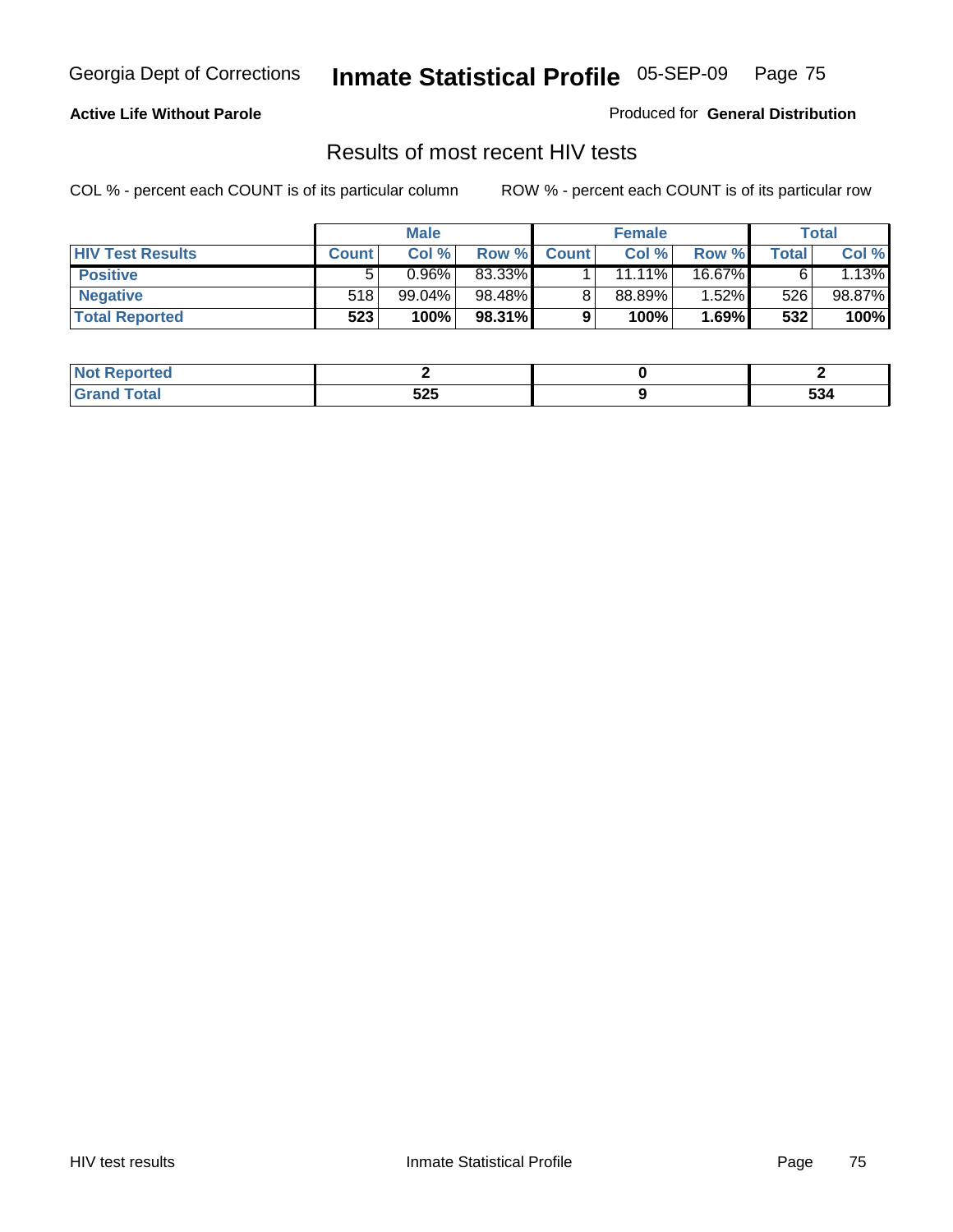**Active Life Without Parole** Produced for **General Distribution**

## Results of most recent HIV tests

COL % - percent each COUNT is of its particular column ROW % - percent each COUNT is of its particular row

| | Male | | | Female | | | Total | |
|---|---|---|---|---|---|---|---|---|
| **HIV Test Results** | **Count** | **Col %** | **Row %** | **Count** | **Col %** | **Row %** | **Total** | **Col %** |
| **Positive** | 5 | 0.96% | 83.33% | 1 | 11.11% | 16.67% | 6 | 1.13% |
| **Negative** | 518 | 99.04% | 98.48% | 8 | 88.89% | 1.52% | 526 | 98.87% |
| **Total Reported** | **523** | **100%** | **98.31%** | **9** | **100%** | **1.69%** | **532** | **100%** |

| | Male | Female | Total |
|---|---|---|---|
| **Not Reported** | **2** | **0** | **2** |
| **Grand Total** | **525** | **9** | **534** |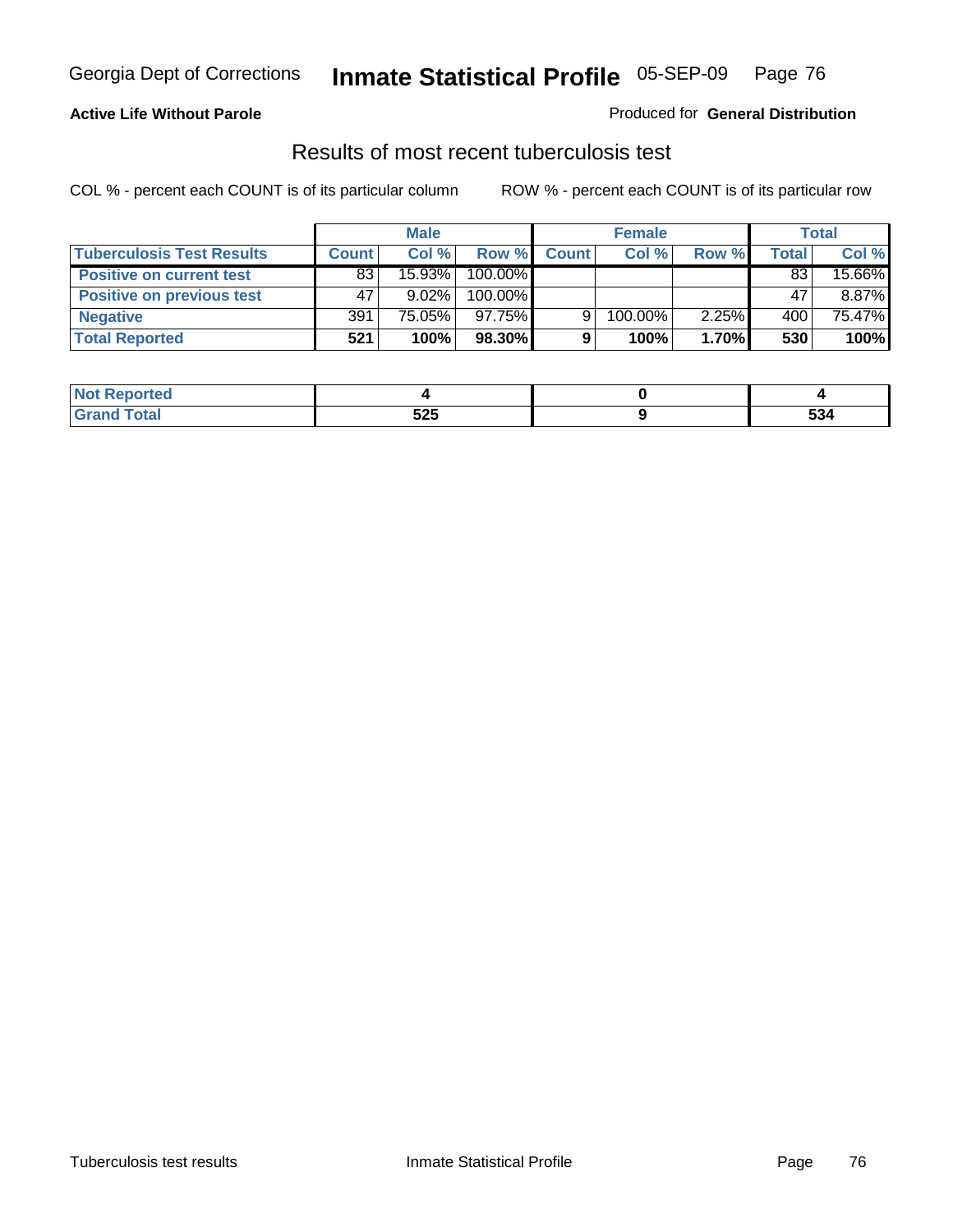**Active Life Without Parole**

Produced for **General Distribution**

## Results of most recent tuberculosis test

COL % - percent each COUNT is of its particular column ROW % - percent each COUNT is of its particular row

| | Male | | | Female | | | Total | |
|---|---|---|---|---|---|---|---|---|
| **Tuberculosis Test Results** | **Count** | **Col %** | **Row %** | **Count** | **Col %** | **Row %** | **Total** | **Col %** |
| **Positive on current test** | 83 | 15.93% | 100.00% | | | | 83 | 15.66% |
| **Positive on previous test** | 47 | 9.02% | 100.00% | | | | 47 | 8.87% |
| **Negative** | 391 | 75.05% | 97.75% | 9 | 100.00% | 2.25% | 400 | 75.47% |
| **Total Reported** | **521** | **100%** | **98.30%** | **9** | **100%** | **1.70%** | **530** | **100%** |

| | Male | Female | Total |
|---|---|---|---|
| **Not Reported** | **4** | **0** | **4** |
| **Grand Total** | **525** | **9** | **534** |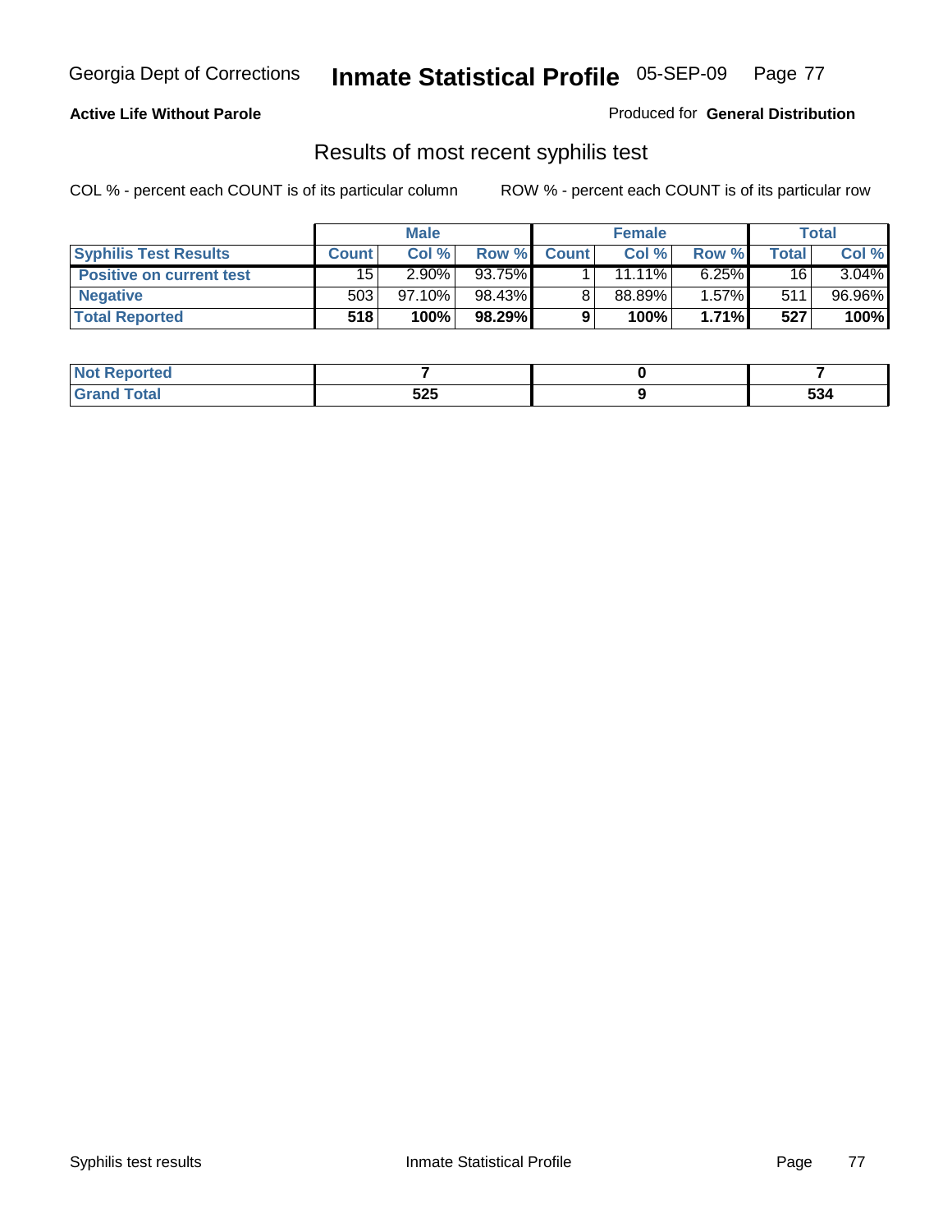**Active Life Without Parole**

Produced for **General Distribution**

## Results of most recent syphilis test

COL % - percent each COUNT is of its particular column

ROW % - percent each COUNT is of its particular row

| | Male | | | Female | | | Total | |
|---|---|---|---|---|---|---|---|---|
| **Syphilis Test Results** | **Count** | **Col %** | **Row %** | **Count** | **Col %** | **Row %** | **Total** | **Col %** |
| **Positive on current test** | 15 | 2.90% | 93.75% | 1 | 11.11% | 6.25% | 16 | 3.04% |
| **Negative** | 503 | 97.10% | 98.43% | 8 | 88.89% | 1.57% | 511 | 96.96% |
| **Total Reported** | **518** | **100%** | **98.29%** | **9** | **100%** | **1.71%** | **527** | **100%** |

| | Male | Female | Total |
|---|---|---|---|
| **Not Reported** | **7** | **0** | **7** |
| **Grand Total** | **525** | **9** | **534** |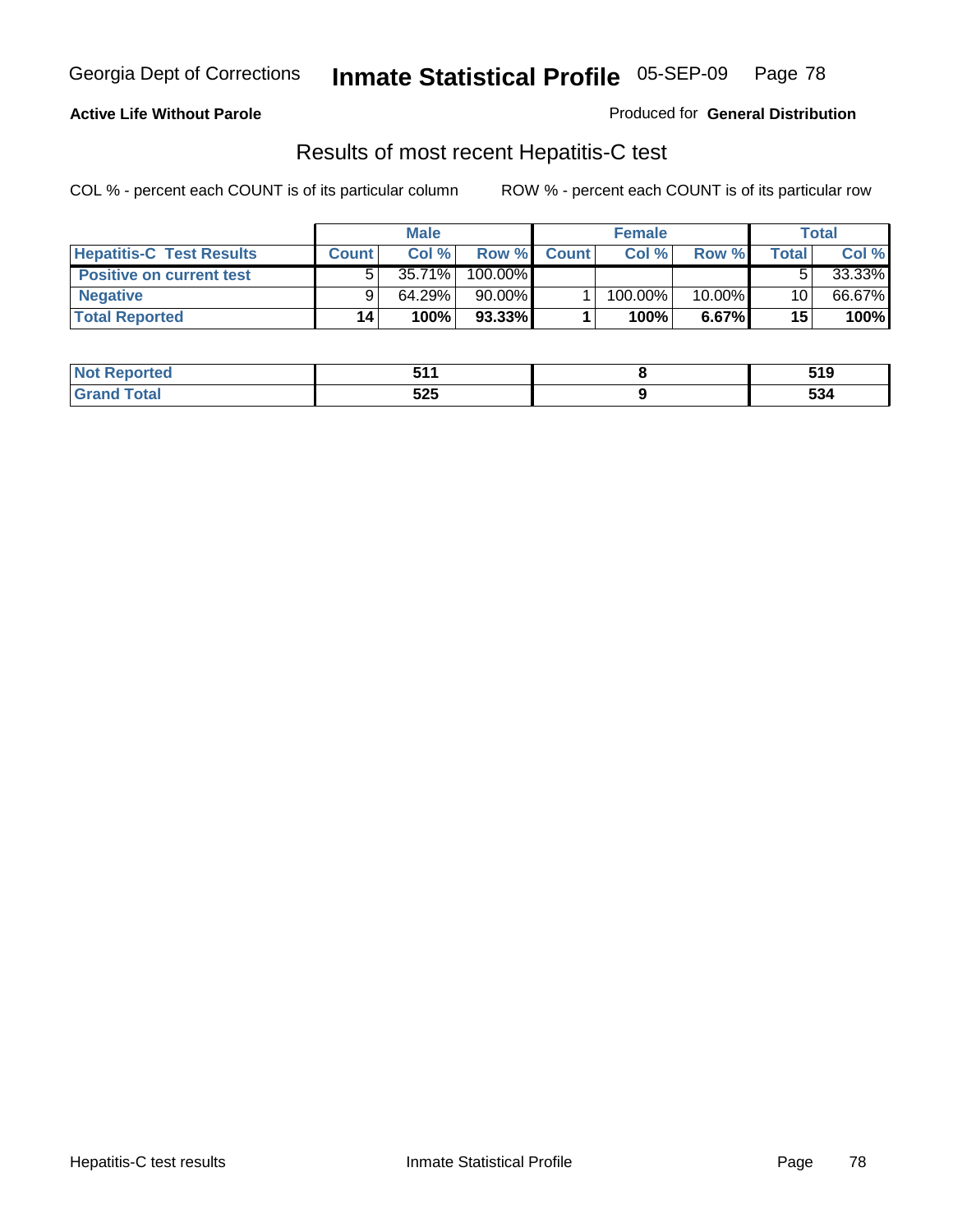**Active Life Without Parole** Produced for **General Distribution**

## Results of most recent Hepatitis-C test

COL % - percent each COUNT is of its particular column ROW % - percent each COUNT is of its particular row

| | Male | | | Female | | | Total | |
|---|---|---|---|---|---|---|---|---|
| **Hepatitis-C Test Results** | **Count** | **Col %** | **Row %** | **Count** | **Col %** | **Row %** | **Total** | **Col %** |
| **Positive on current test** | 5 | 35.71% | 100.00% | | | | 5 | 33.33% |
| **Negative** | 9 | 64.29% | 90.00% | 1 | 100.00% | 10.00% | 10 | 66.67% |
| **Total Reported** | **14** | **100%** | **93.33%** | **1** | **100%** | **6.67%** | **15** | **100%** |

| | Male | Female | Total |
|---|---|---|---|
| **Not Reported** | **511** | **8** | **519** |
| **Grand Total** | **525** | **9** | **534** |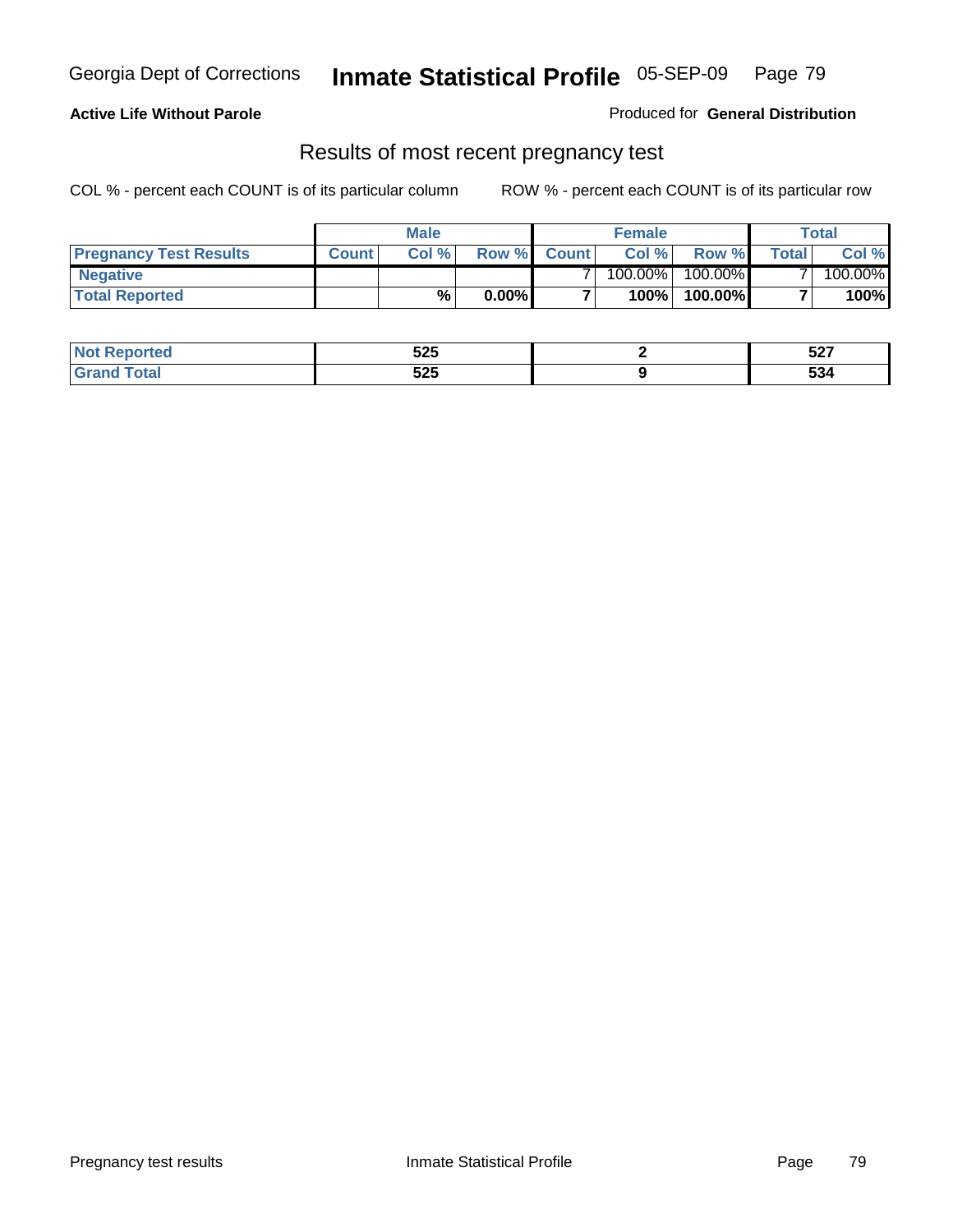**Active Life Without Parole**

Produced for **General Distribution**

## Results of most recent pregnancy test

COL % - percent each COUNT is of its particular column

ROW % - percent each COUNT is of its particular row

| | Male | | | Female | | | Total | |
|---|---|---|---|---|---|---|---|---|
| **Pregnancy Test Results** | **Count** | **Col %** | **Row %** | **Count** | **Col %** | **Row %** | **Total** | **Col %** |
| **Negative** | | | | 7 | 100.00% | 100.00% | 7 | 100.00% |
| **Total Reported** | | **%** | **0.00%** | **7** | **100%** | **100.00%** | **7** | **100%** |

| | Male | Female | Total |
|---|---|---|---|
| **Not Reported** | **525** | **2** | **527** |
| **Grand Total** | **525** | **9** | **534** |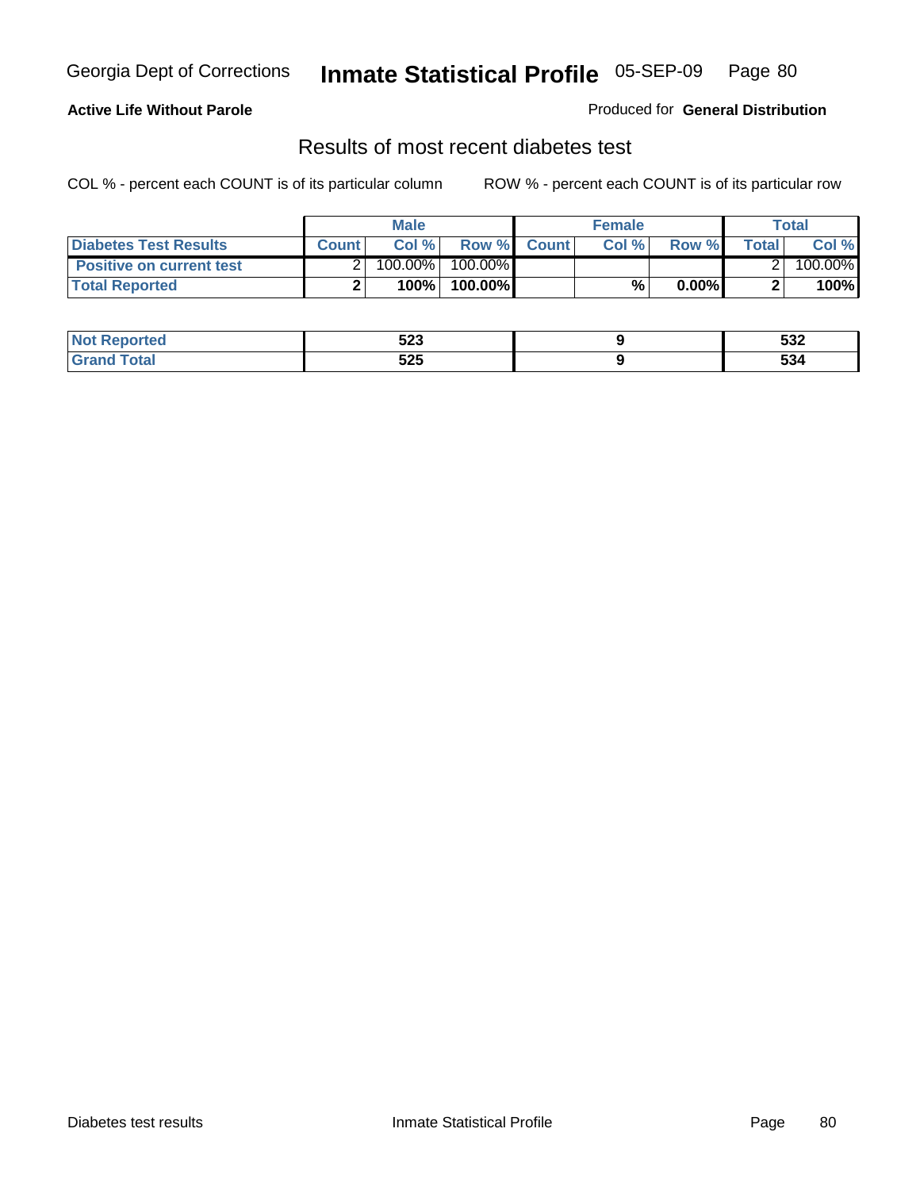**Active Life Without Parole**

Produced for **General Distribution**

## Results of most recent diabetes test

COL % - percent each COUNT is of its particular column

ROW % - percent each COUNT is of its particular row

| | Male | | | Female | | | Total | |
|---|---|---|---|---|---|---|---|---|
| **Diabetes Test Results** | **Count** | **Col %** | **Row %** | **Count** | **Col %** | **Row %** | **Total** | **Col %** |
| **Positive on current test** | 2 | 100.00% | 100.00% | | | | 2 | 100.00% |
| **Total Reported** | **2** | **100%** | **100.00%** | | **%** | **0.00%** | **2** | **100%** |

| | Male | Female | Total |
|---|---|---|---|
| **Not Reported** | **523** | **9** | **532** |
| **Grand Total** | **525** | **9** | **534** |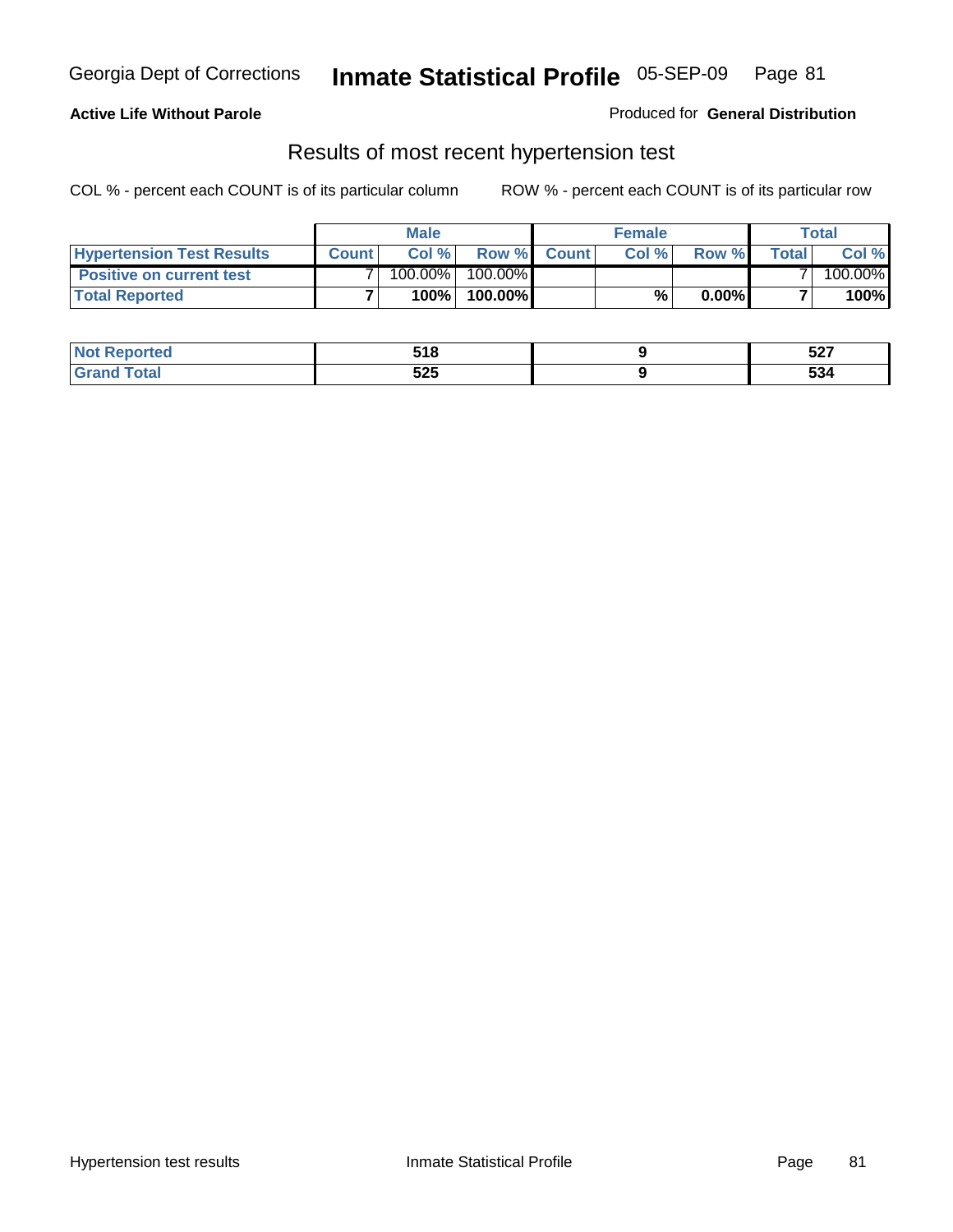Georgia Dept of Corrections **Inmate Statistical Profile** 05-SEP-09

**Active Life Without Parole**

Produced for **General Distribution**

## Results of most recent hypertension test

COL % - percent each COUNT is of its particular column ROW % - percent each COUNT is of its particular row

| | Male | | | Female | | | Total | |
|---|---|---|---|---|---|---|---|---|
| **Hypertension Test Results** | **Count** | **Col %** | **Row %** | **Count** | **Col %** | **Row %** | **Total** | **Col %** |
| **Positive on current test** | 7 | 100.00% | 100.00% | | | | 7 | 100.00% |
| **Total Reported** | **7** | **100%** | **100.00%** | | **%** | **0.00%** | **7** | **100%** |

| | Male | Female | Total |
|---|---|---|---|
| **Not Reported** | **518** | **9** | **527** |
| **Grand Total** | **525** | **9** | **534** |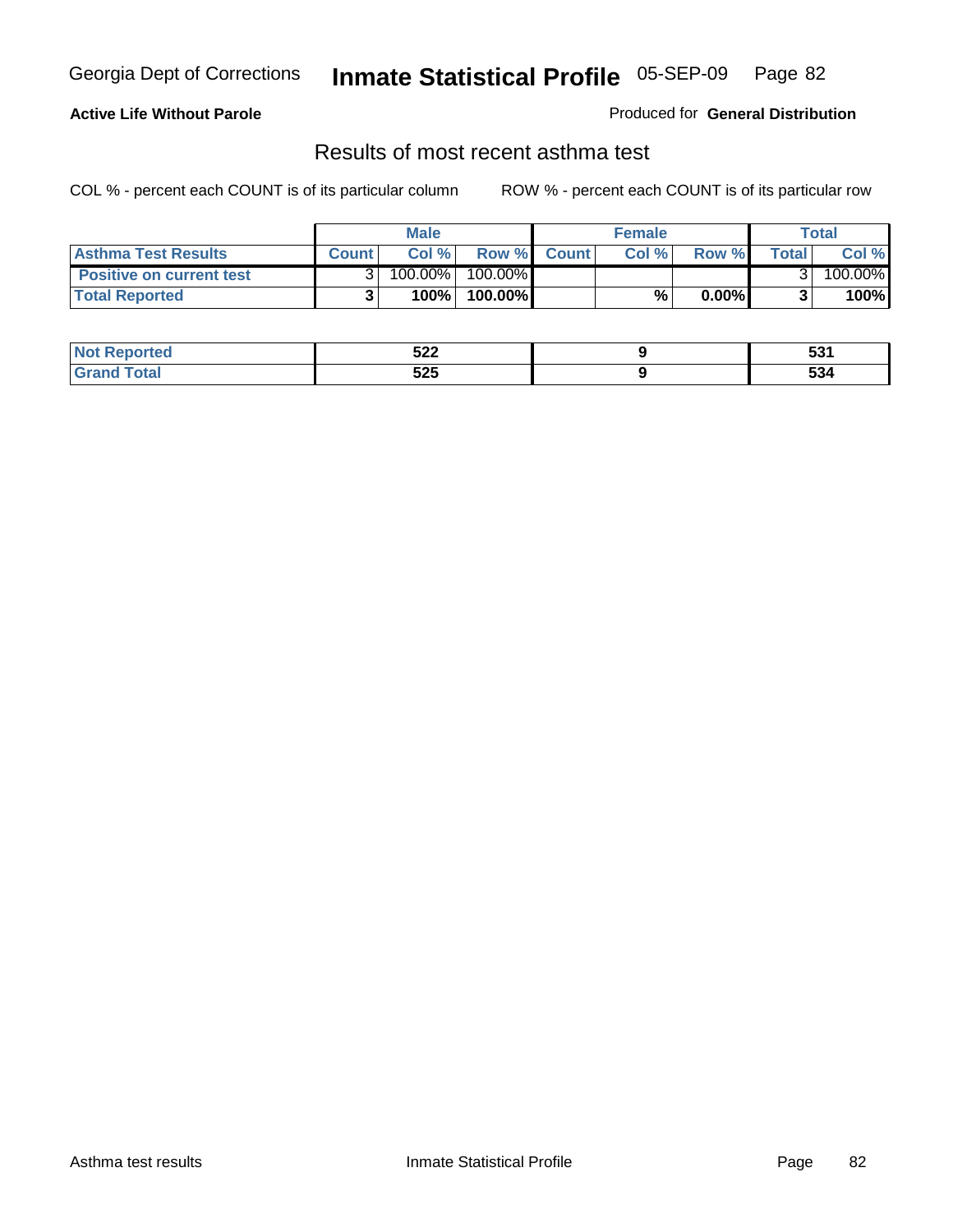Georgia Dept of Corrections **Inmate Statistical Profile** 05-SEP-09

**Active Life Without Parole**

Produced for **General Distribution**

## Results of most recent asthma test

COL % - percent each COUNT is of its particular column ROW % - percent each COUNT is of its particular row

| | Male | | | Female | | | Total | |
|---|---|---|---|---|---|---|---|---|
| **Asthma Test Results** | **Count** | **Col %** | **Row %** | **Count** | **Col %** | **Row %** | **Total** | **Col %** |
| **Positive on current test** | 3 | 100.00% | 100.00% | | | | 3 | 100.00% |
| **Total Reported** | **3** | **100%** | **100.00%** | | **%** | **0.00%** | **3** | **100%** |

| | Male | Female | Total |
|---|---|---|---|
| **Not Reported** | **522** | **9** | **531** |
| **Grand Total** | **525** | **9** | **534** |

Asthma test results Inmate Statistical Profile